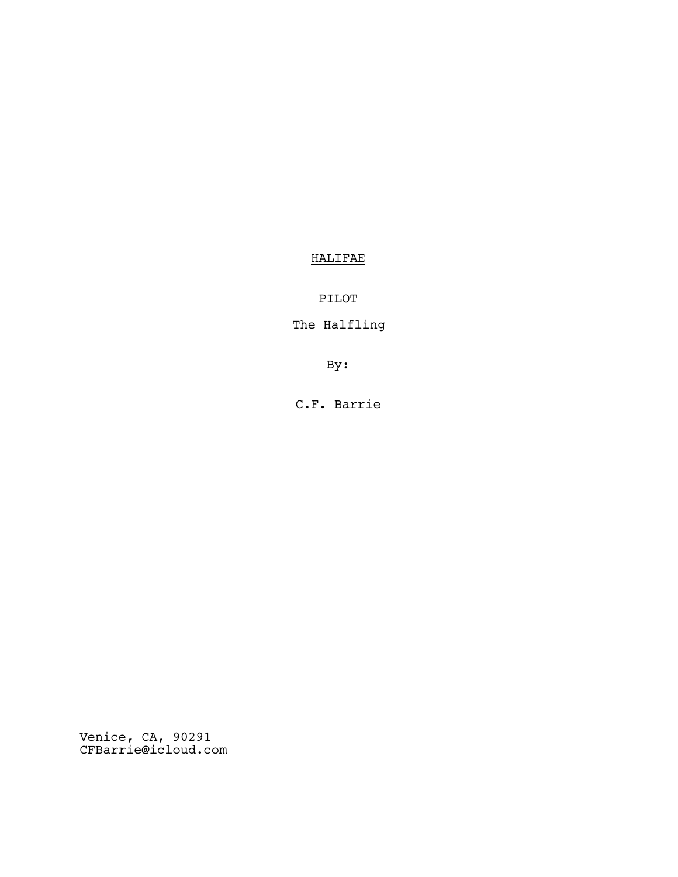# <u>HALIFAE</u>

PILOT

The Halfling

By:

C.F. Barrie

Venice, CA, 90291
CFBarrie@icloud.com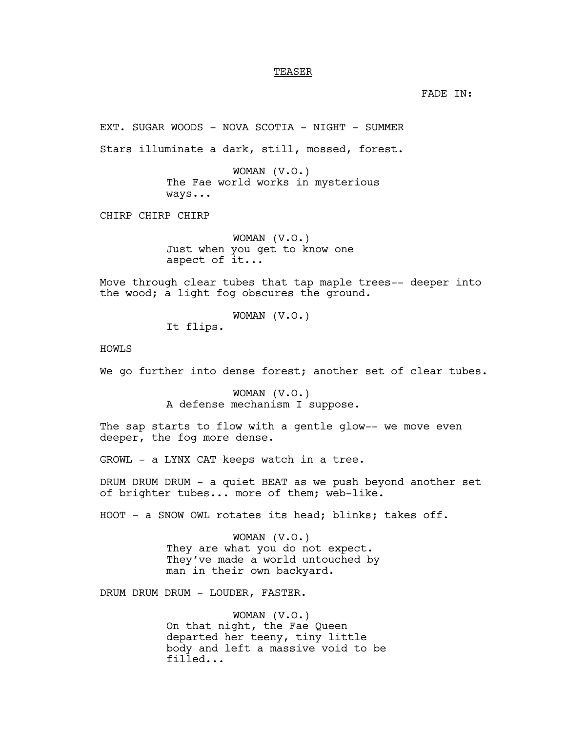TEASER

FADE IN:

EXT. SUGAR WOODS - NOVA SCOTIA - NIGHT - SUMMER

Stars illuminate a dark, still, mossed, forest.

WOMAN (V.O.)
The Fae world works in mysterious ways...

CHIRP CHIRP CHIRP

WOMAN (V.O.)
Just when you get to know one aspect of it...

Move through clear tubes that tap maple trees-- deeper into the wood; a light fog obscures the ground.

WOMAN (V.O.)
It flips.

HOWLS

We go further into dense forest; another set of clear tubes.

WOMAN (V.O.)
A defense mechanism I suppose.

The sap starts to flow with a gentle glow-- we move even deeper, the fog more dense.

GROWL - a LYNX CAT keeps watch in a tree.

DRUM DRUM DRUM - a quiet BEAT as we push beyond another set of brighter tubes... more of them; web-like.

HOOT - a SNOW OWL rotates its head; blinks; takes off.

WOMAN (V.O.)
They are what you do not expect. They've made a world untouched by man in their own backyard.

DRUM DRUM DRUM - LOUDER, FASTER.

WOMAN (V.O.)
On that night, the Fae Queen departed her teeny, tiny little body and left a massive void to be filled...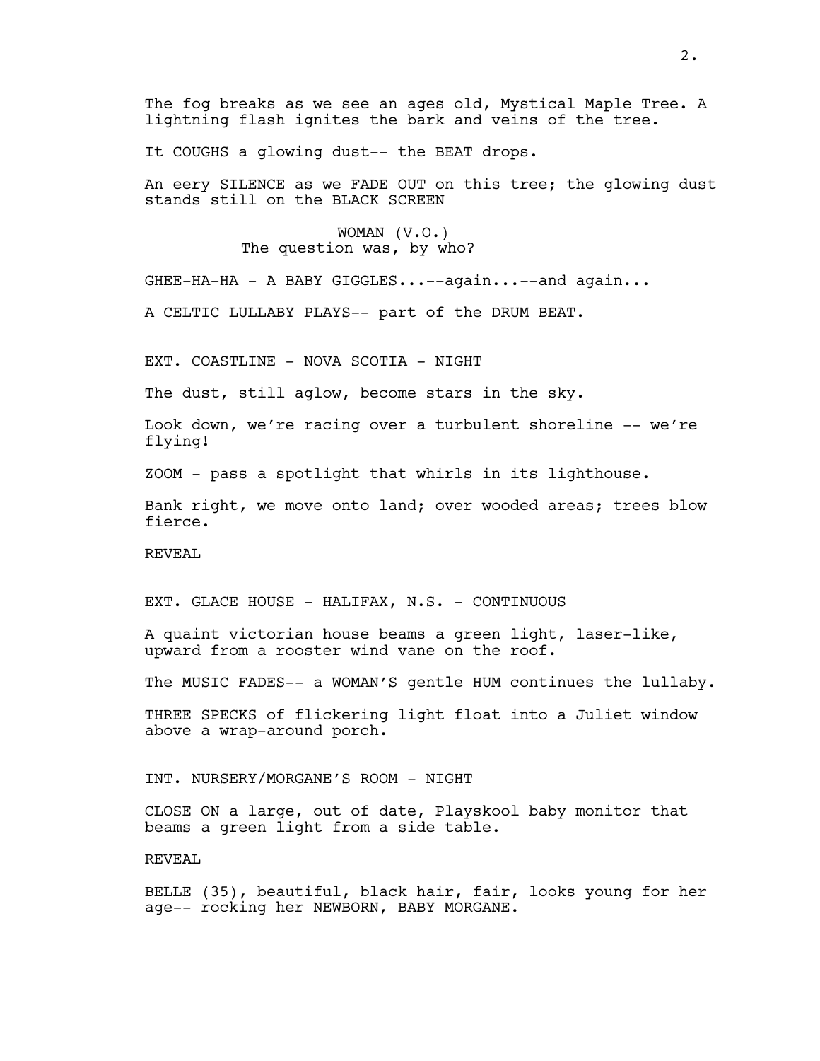The fog breaks as we see an ages old, Mystical Maple Tree. A lightning flash ignites the bark and veins of the tree.

It COUGHS a glowing dust-- the BEAT drops.

An eery SILENCE as we FADE OUT on this tree; the glowing dust stands still on the BLACK SCREEN

WOMAN (V.O.)
The question was, by who?

GHEE-HA-HA - A BABY GIGGLES...--again...--and again...

A CELTIC LULLABY PLAYS-- part of the DRUM BEAT.

EXT. COASTLINE - NOVA SCOTIA - NIGHT

The dust, still aglow, become stars in the sky.

Look down, we're racing over a turbulent shoreline -- we're flying!

ZOOM - pass a spotlight that whirls in its lighthouse.

Bank right, we move onto land; over wooded areas; trees blow fierce.

REVEAL

EXT. GLACE HOUSE - HALIFAX, N.S. - CONTINUOUS

A quaint victorian house beams a green light, laser-like, upward from a rooster wind vane on the roof.

The MUSIC FADES-- a WOMAN'S gentle HUM continues the lullaby.

THREE SPECKS of flickering light float into a Juliet window above a wrap-around porch.

INT. NURSERY/MORGANE'S ROOM - NIGHT

CLOSE ON a large, out of date, Playskool baby monitor that beams a green light from a side table.

REVEAL

BELLE (35), beautiful, black hair, fair, looks young for her age-- rocking her NEWBORN, BABY MORGANE.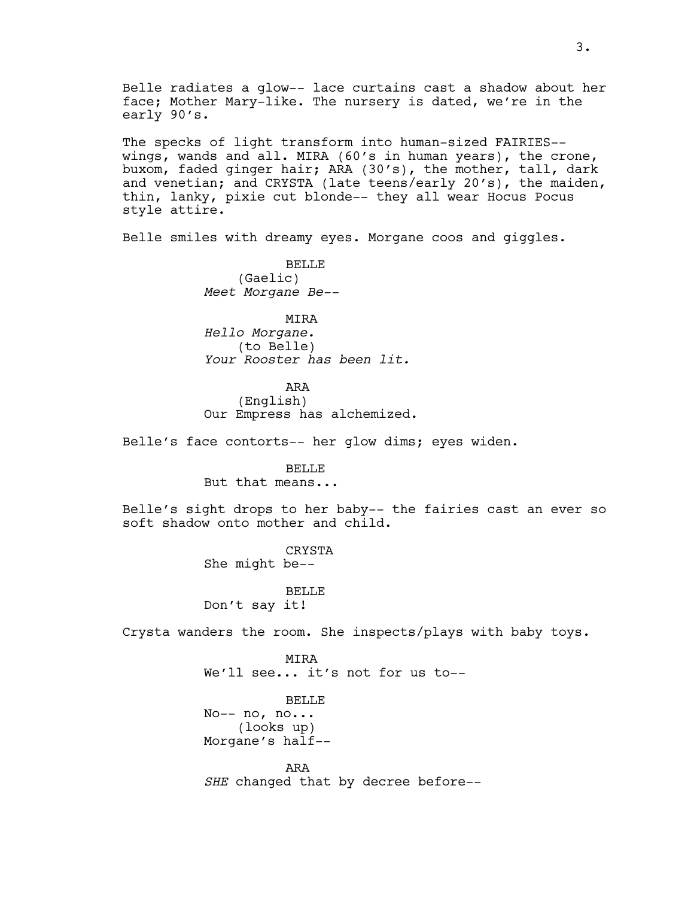Belle radiates a glow-- lace curtains cast a shadow about her face; Mother Mary-like. The nursery is dated, we're in the early 90's.

The specks of light transform into human-sized FAIRIES-- wings, wands and all. MIRA (60's in human years), the crone, buxom, faded ginger hair; ARA (30's), the mother, tall, dark and venetian; and CRYSTA (late teens/early 20's), the maiden, thin, lanky, pixie cut blonde-- they all wear Hocus Pocus style attire.

Belle smiles with dreamy eyes. Morgane coos and giggles.

BELLE
(Gaelic)
*Meet Morgane Be--*

MIRA
*Hello Morgane.*
(to Belle)
*Your Rooster has been lit.*

ARA
(English)
Our Empress has alchemized.

Belle's face contorts-- her glow dims; eyes widen.

BELLE
But that means...

Belle's sight drops to her baby-- the fairies cast an ever so soft shadow onto mother and child.

CRYSTA
She might be--

BELLE
Don't say it!

Crysta wanders the room. She inspects/plays with baby toys.

MIRA
We'll see... it's not for us to--

BELLE
No-- no, no...
(looks up)
Morgane's half--

ARA
*SHE* changed that by decree before--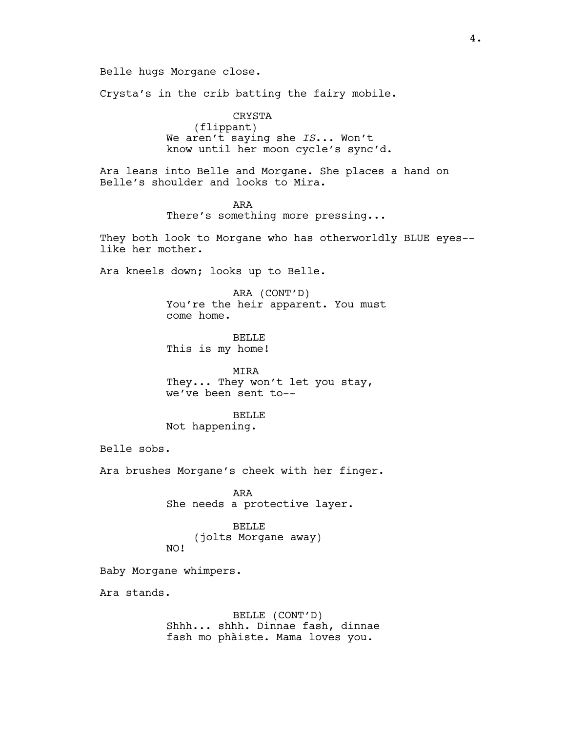Belle hugs Morgane close.

Crysta's in the crib batting the fairy mobile.

CRYSTA
(flippant)
We aren't saying she *IS*... Won't know until her moon cycle's sync'd.

Ara leans into Belle and Morgane. She places a hand on Belle's shoulder and looks to Mira.

ARA
There's something more pressing...

They both look to Morgane who has otherworldly BLUE eyes-- like her mother.

Ara kneels down; looks up to Belle.

ARA (CONT'D)
You're the heir apparent. You must come home.

BELLE
This is my home!

MIRA
They... They won't let you stay, we've been sent to--

BELLE
Not happening.

Belle sobs.

Ara brushes Morgane's cheek with her finger.

ARA
She needs a protective layer.

BELLE
(jolts Morgane away)
NO!

Baby Morgane whimpers.

Ara stands.

BELLE (CONT'D)
Shhh... shhh. Dinnae fash, dinnae fash mo phàiste. Mama loves you.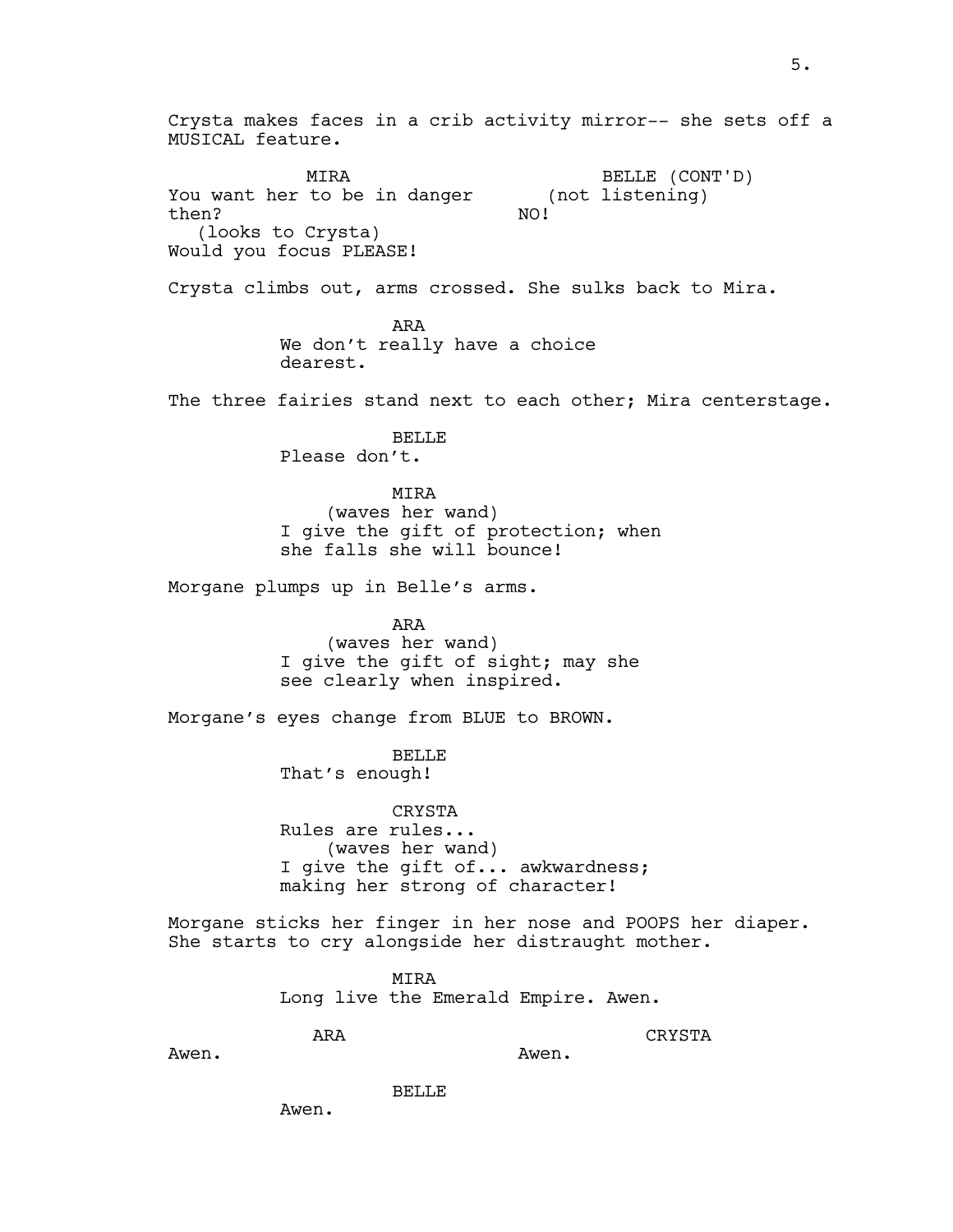Crysta makes faces in a crib activity mirror-- she sets off a MUSICAL feature.

MIRA
You want her to be in danger then?
(looks to Crysta)
Would you focus PLEASE!

BELLE (CONT'D)
(not listening)
NO!

Crysta climbs out, arms crossed. She sulks back to Mira.

ARA
We don't really have a choice dearest.

The three fairies stand next to each other; Mira centerstage.

BELLE
Please don't.

MIRA
(waves her wand)
I give the gift of protection; when she falls she will bounce!

Morgane plumps up in Belle's arms.

ARA
(waves her wand)
I give the gift of sight; may she see clearly when inspired.

Morgane's eyes change from BLUE to BROWN.

BELLE
That's enough!

CRYSTA
Rules are rules...
(waves her wand)
I give the gift of... awkwardness; making her strong of character!

Morgane sticks her finger in her nose and POOPS her diaper. She starts to cry alongside her distraught mother.

MIRA
Long live the Emerald Empire. Awen.

ARA
Awen.

CRYSTA
Awen.

BELLE
Awen.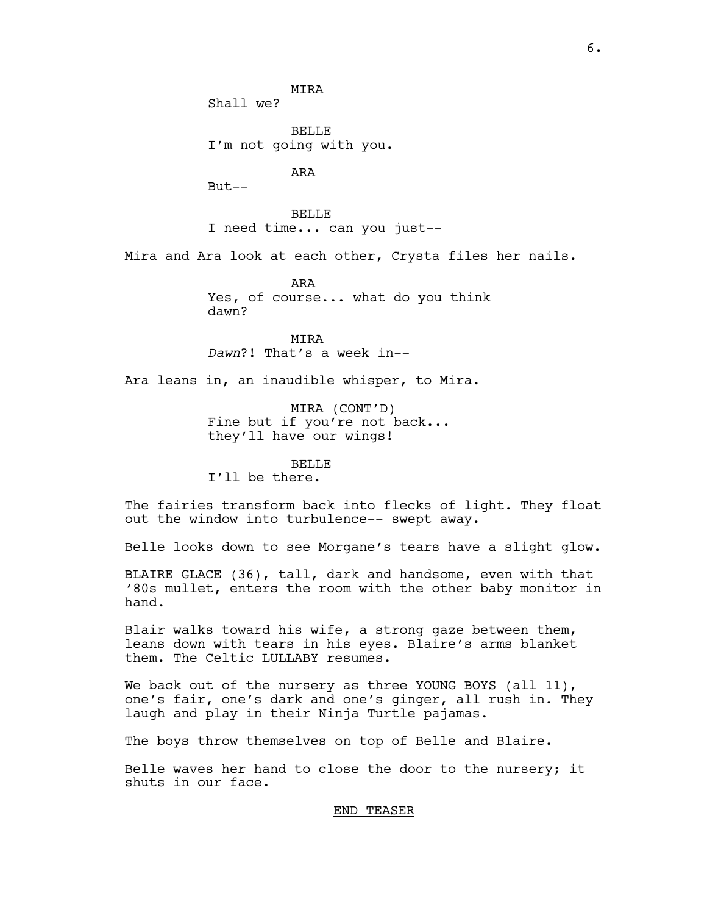MIRA
Shall we?

BELLE
I'm not going with you.

ARA
But--

BELLE
I need time... can you just--

Mira and Ara look at each other, Crysta files her nails.

ARA
Yes, of course... what do you think dawn?

MIRA
*Dawn*?! That's a week in--

Ara leans in, an inaudible whisper, to Mira.

MIRA (CONT'D)
Fine but if you're not back... they'll have our wings!

BELLE
I'll be there.

The fairies transform back into flecks of light. They float out the window into turbulence-- swept away.

Belle looks down to see Morgane's tears have a slight glow.

BLAIRE GLACE (36), tall, dark and handsome, even with that '80s mullet, enters the room with the other baby monitor in hand.

Blair walks toward his wife, a strong gaze between them, leans down with tears in his eyes. Blaire's arms blanket them. The Celtic LULLABY resumes.

We back out of the nursery as three YOUNG BOYS (all 11), one's fair, one's dark and one's ginger, all rush in. They laugh and play in their Ninja Turtle pajamas.

The boys throw themselves on top of Belle and Blaire.

Belle waves her hand to close the door to the nursery; it shuts in our face.

END TEASER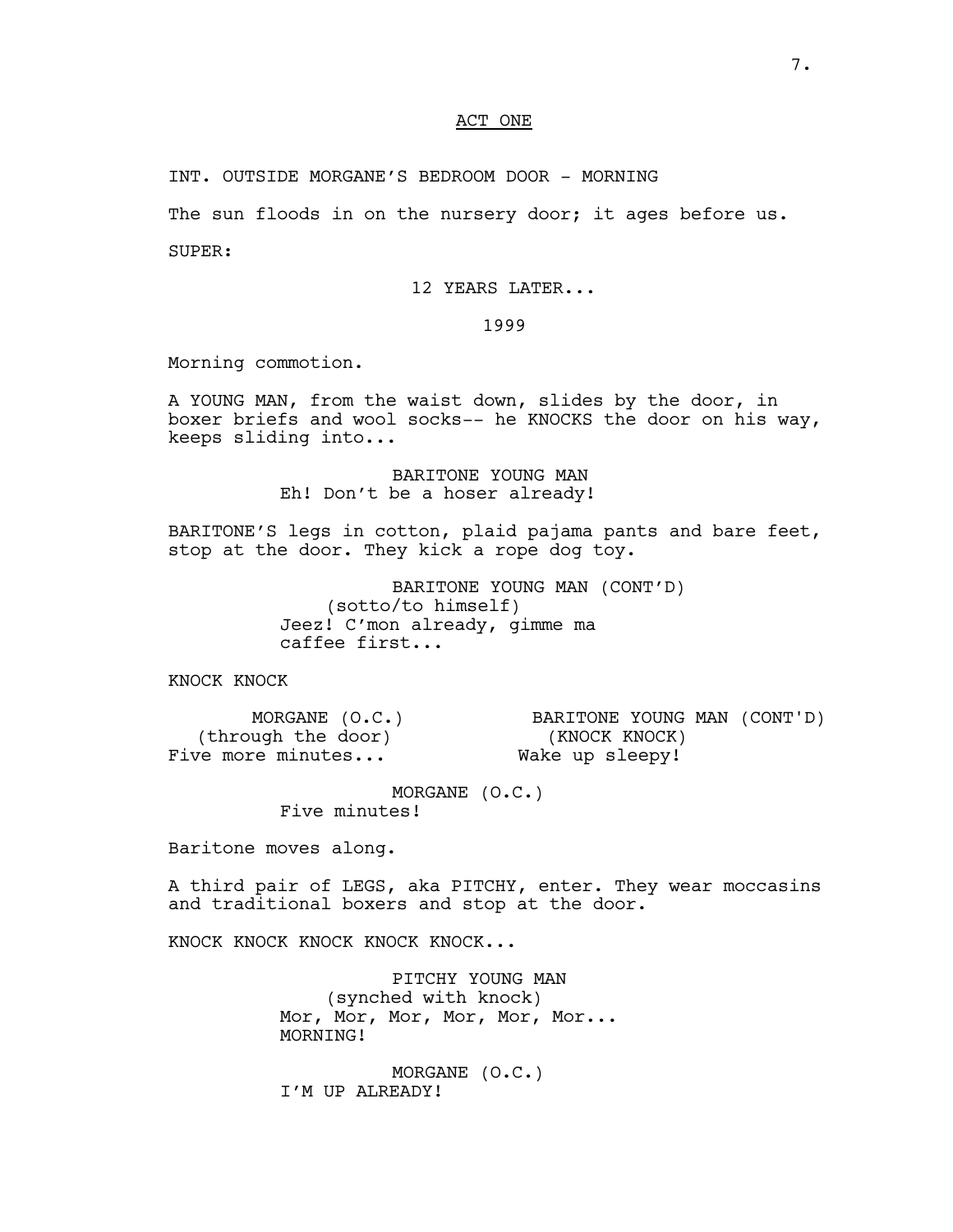ACT ONE

INT. OUTSIDE MORGANE'S BEDROOM DOOR - MORNING

The sun floods in on the nursery door; it ages before us.

SUPER:

12 YEARS LATER...

1999

Morning commotion.

A YOUNG MAN, from the waist down, slides by the door, in boxer briefs and wool socks-- he KNOCKS the door on his way, keeps sliding into...

BARITONE YOUNG MAN
Eh! Don't be a hoser already!

BARITONE'S legs in cotton, plaid pajama pants and bare feet, stop at the door. They kick a rope dog toy.

BARITONE YOUNG MAN (CONT'D)
(sotto/to himself)
Jeez! C'mon already, gimme ma caffee first...

KNOCK KNOCK

MORGANE (O.C.)
(through the door)
Five more minutes...

BARITONE YOUNG MAN (CONT'D)
(KNOCK KNOCK)
Wake up sleepy!

MORGANE (O.C.)
Five minutes!

Baritone moves along.

A third pair of LEGS, aka PITCHY, enter. They wear moccasins and traditional boxers and stop at the door.

KNOCK KNOCK KNOCK KNOCK KNOCK...

PITCHY YOUNG MAN
(synched with knock)
Mor, Mor, Mor, Mor, Mor, Mor...
MORNING!

MORGANE (O.C.)
I'M UP ALREADY!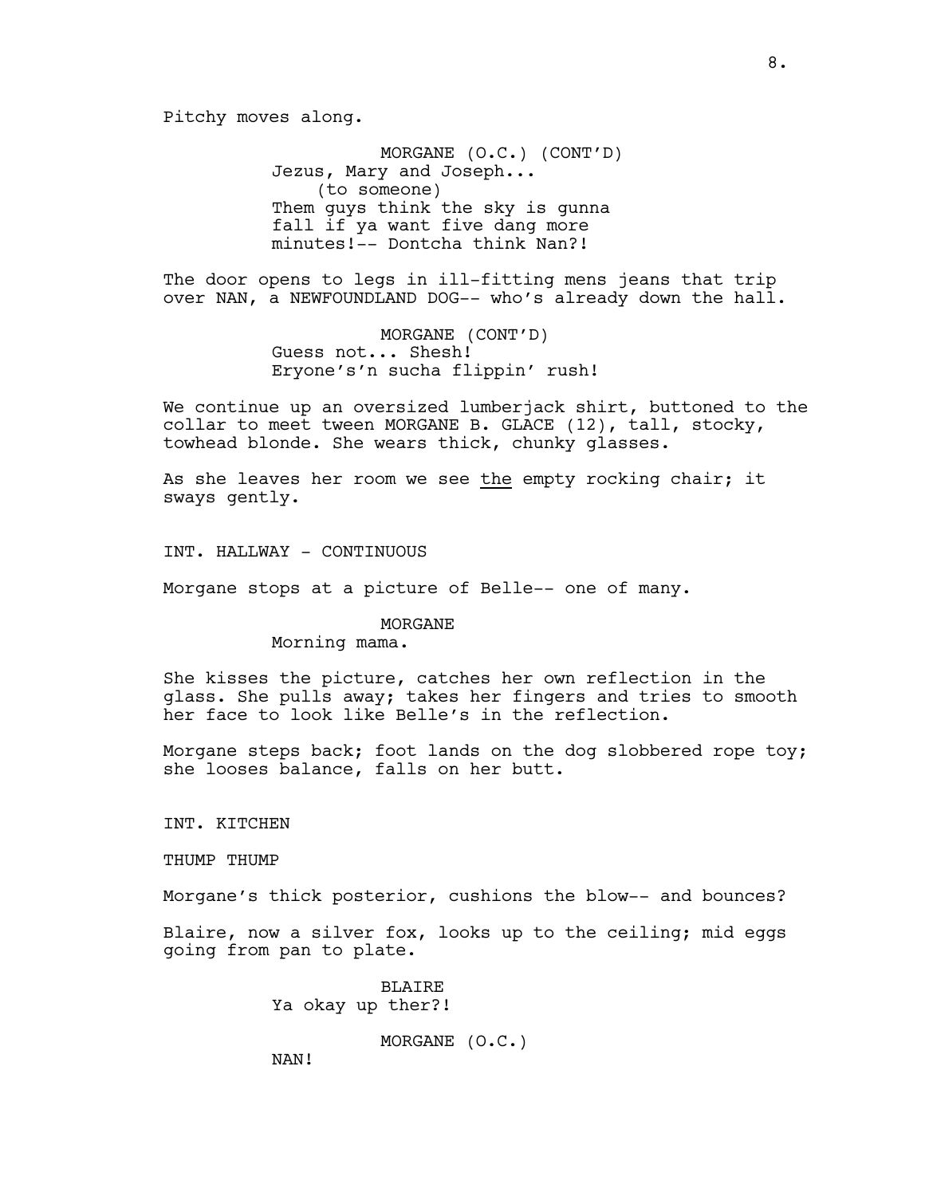Pitchy moves along.

MORGANE (O.C.) (CONT'D)
Jezus, Mary and Joseph...
(to someone)
Them guys think the sky is gunna fall if ya want five dang more minutes!-- Dontcha think Nan?!

The door opens to legs in ill-fitting mens jeans that trip over NAN, a NEWFOUNDLAND DOG-- who's already down the hall.

MORGANE (CONT'D)
Guess not... Shesh!
Eryone's'n sucha flippin' rush!

We continue up an oversized lumberjack shirt, buttoned to the collar to meet tween MORGANE B. GLACE (12), tall, stocky, towhead blonde. She wears thick, chunky glasses.

As she leaves her room we see <u>the</u> empty rocking chair; it sways gently.

INT. HALLWAY - CONTINUOUS

Morgane stops at a picture of Belle-- one of many.

MORGANE
Morning mama.

She kisses the picture, catches her own reflection in the glass. She pulls away; takes her fingers and tries to smooth her face to look like Belle's in the reflection.

Morgane steps back; foot lands on the dog slobbered rope toy; she looses balance, falls on her butt.

INT. KITCHEN

THUMP THUMP

Morgane's thick posterior, cushions the blow-- and bounces?

Blaire, now a silver fox, looks up to the ceiling; mid eggs going from pan to plate.

BLAIRE
Ya okay up ther?!

MORGANE (O.C.)
NAN!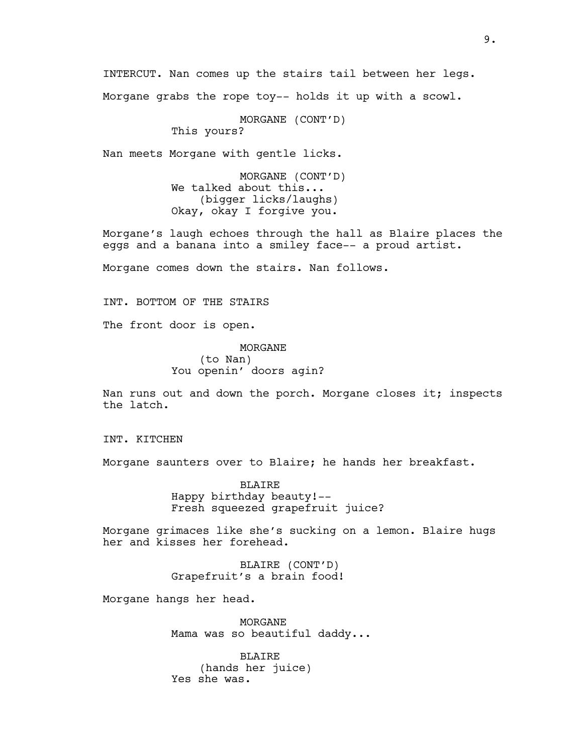INTERCUT. Nan comes up the stairs tail between her legs.

Morgane grabs the rope toy-- holds it up with a scowl.

MORGANE (CONT'D)
This yours?

Nan meets Morgane with gentle licks.

MORGANE (CONT'D)
We talked about this...
(bigger licks/laughs)
Okay, okay I forgive you.

Morgane's laugh echoes through the hall as Blaire places the eggs and a banana into a smiley face-- a proud artist.

Morgane comes down the stairs. Nan follows.

INT. BOTTOM OF THE STAIRS

The front door is open.

MORGANE
(to Nan)
You openin' doors agin?

Nan runs out and down the porch. Morgane closes it; inspects the latch.

INT. KITCHEN

Morgane saunters over to Blaire; he hands her breakfast.

BLAIRE
Happy birthday beauty!--
Fresh squeezed grapefruit juice?

Morgane grimaces like she's sucking on a lemon. Blaire hugs her and kisses her forehead.

BLAIRE (CONT'D)
Grapefruit's a brain food!

Morgane hangs her head.

MORGANE
Mama was so beautiful daddy...

BLAIRE
(hands her juice)
Yes she was.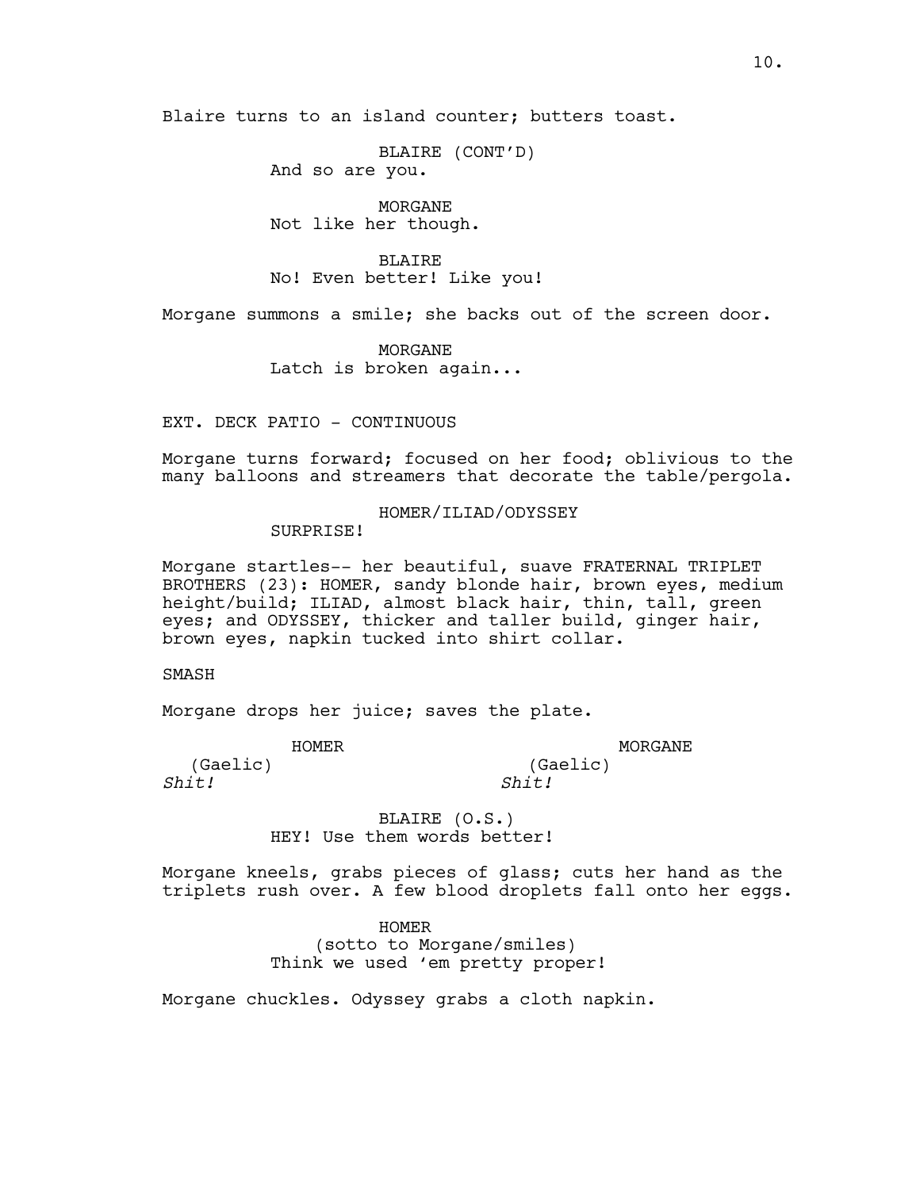Blaire turns to an island counter; butters toast.

BLAIRE (CONT'D)
And so are you.

MORGANE
Not like her though.

BLAIRE
No! Even better! Like you!

Morgane summons a smile; she backs out of the screen door.

MORGANE
Latch is broken again...

EXT. DECK PATIO - CONTINUOUS

Morgane turns forward; focused on her food; oblivious to the many balloons and streamers that decorate the table/pergola.

HOMER/ILIAD/ODYSSEY
SURPRISE!

Morgane startles-- her beautiful, suave FRATERNAL TRIPLET BROTHERS (23): HOMER, sandy blonde hair, brown eyes, medium height/build; ILIAD, almost black hair, thin, tall, green eyes; and ODYSSEY, thicker and taller build, ginger hair, brown eyes, napkin tucked into shirt collar.

SMASH

Morgane drops her juice; saves the plate.

HOMER
(Gaelic)
*Shit!*

MORGANE
(Gaelic)
*Shit!*

BLAIRE (O.S.)
HEY! Use them words better!

Morgane kneels, grabs pieces of glass; cuts her hand as the triplets rush over. A few blood droplets fall onto her eggs.

HOMER
(sotto to Morgane/smiles)
Think we used 'em pretty proper!

Morgane chuckles. Odyssey grabs a cloth napkin.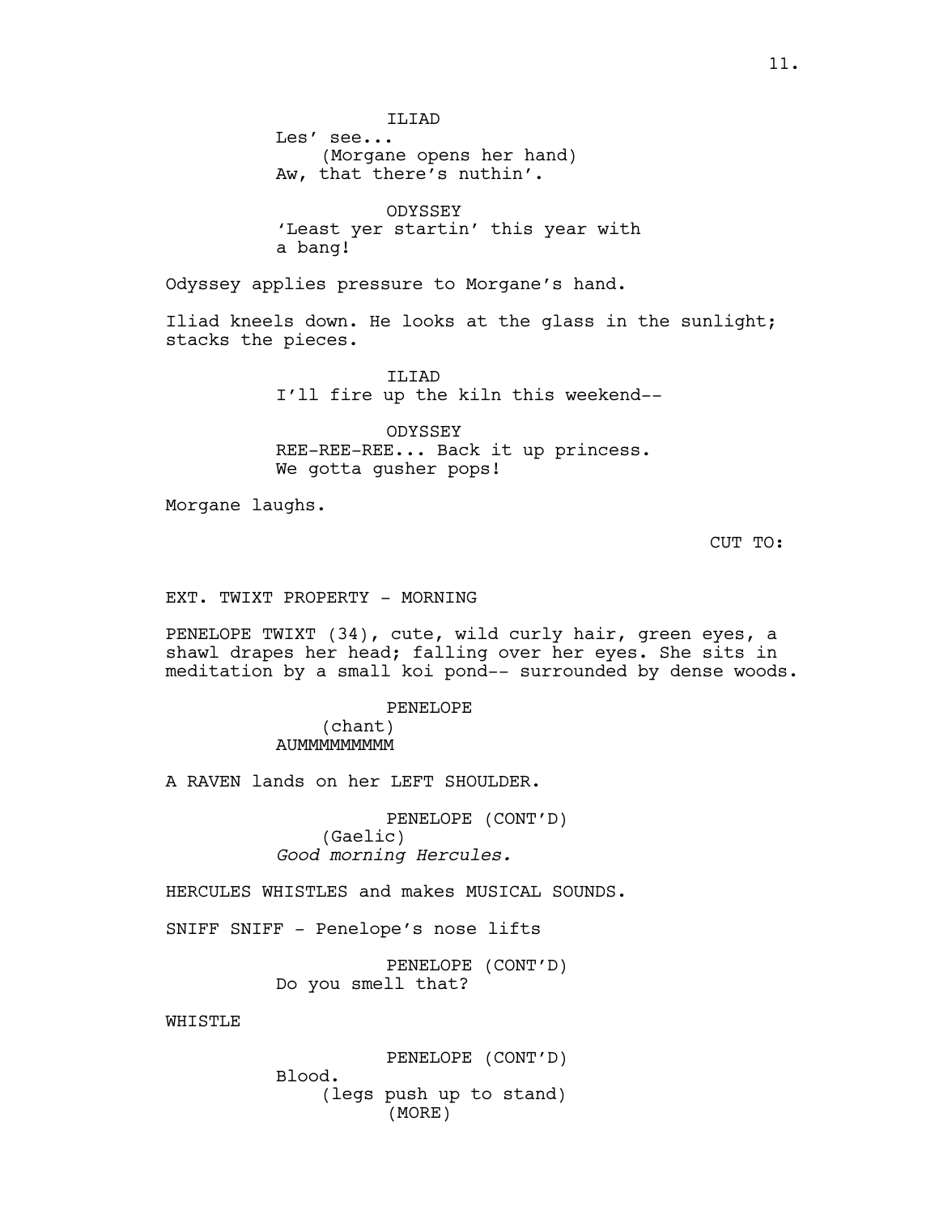ILIAD
Les' see...
(Morgane opens her hand)
Aw, that there's nuthin'.

ODYSSEY
'Least yer startin' this year with a bang!

Odyssey applies pressure to Morgane's hand.

Iliad kneels down. He looks at the glass in the sunlight; stacks the pieces.

ILIAD
I'll fire up the kiln this weekend--

ODYSSEY
REE-REE-REE... Back it up princess. We gotta gusher pops!

Morgane laughs.

CUT TO:

EXT. TWIXT PROPERTY - MORNING

PENELOPE TWIXT (34), cute, wild curly hair, green eyes, a shawl drapes her head; falling over her eyes. She sits in meditation by a small koi pond-- surrounded by dense woods.

PENELOPE
(chant)
AUMMMMMMMMM

A RAVEN lands on her LEFT SHOULDER.

PENELOPE (CONT'D)
(Gaelic)
*Good morning Hercules.*

HERCULES WHISTLES and makes MUSICAL SOUNDS.

SNIFF SNIFF - Penelope's nose lifts

PENELOPE (CONT'D)
Do you smell that?

WHISTLE

PENELOPE (CONT'D)
Blood.
(legs push up to stand)
(MORE)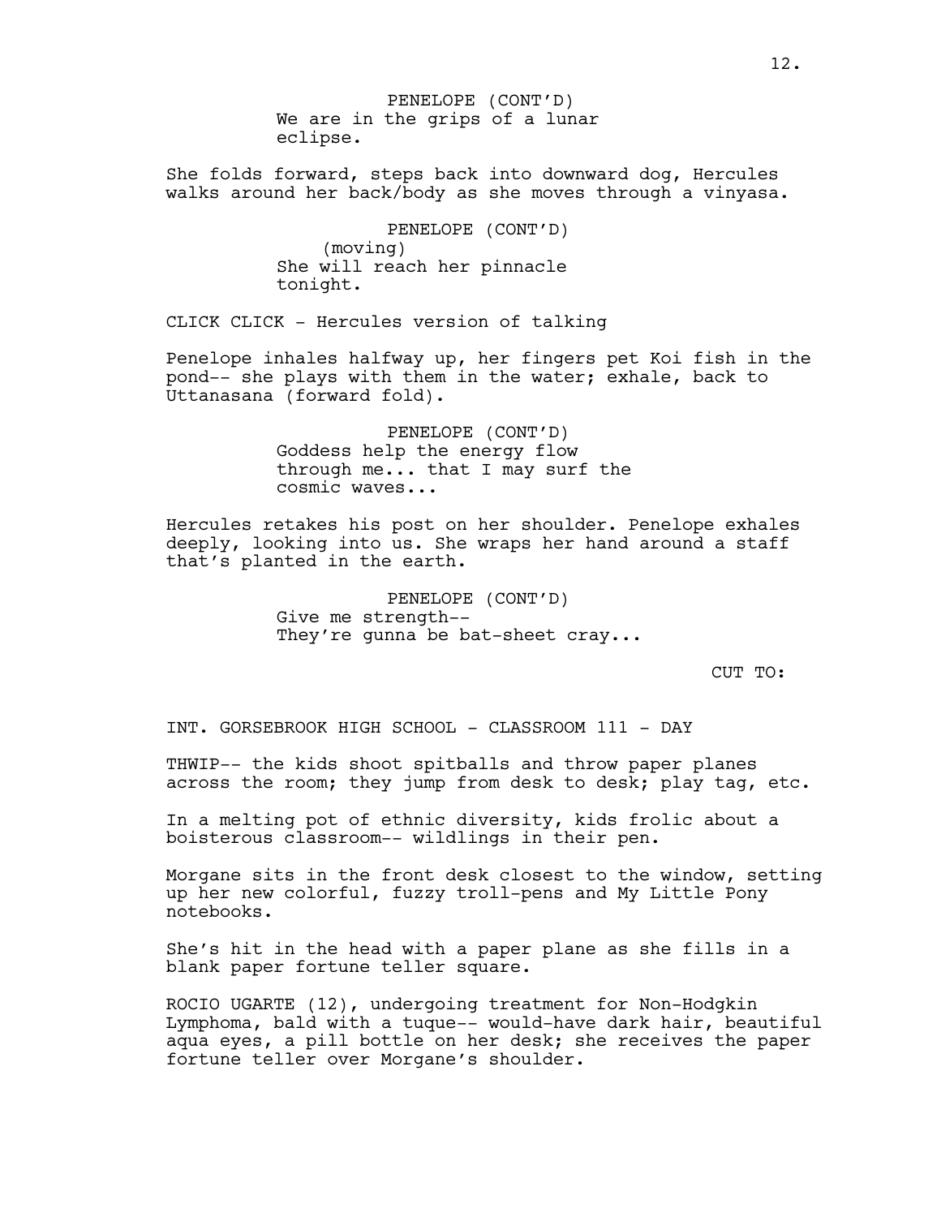PENELOPE (CONT'D)
We are in the grips of a lunar eclipse.

She folds forward, steps back into downward dog, Hercules walks around her back/body as she moves through a vinyasa.

PENELOPE (CONT'D)
(moving)
She will reach her pinnacle tonight.

CLICK CLICK - Hercules version of talking

Penelope inhales halfway up, her fingers pet Koi fish in the pond-- she plays with them in the water; exhale, back to Uttanasana (forward fold).

PENELOPE (CONT'D)
Goddess help the energy flow through me... that I may surf the cosmic waves...

Hercules retakes his post on her shoulder. Penelope exhales deeply, looking into us. She wraps her hand around a staff that's planted in the earth.

PENELOPE (CONT'D)
Give me strength--
They're gunna be bat-sheet cray...

CUT TO:

INT. GORSEBROOK HIGH SCHOOL - CLASSROOM 111 - DAY

THWIP-- the kids shoot spitballs and throw paper planes across the room; they jump from desk to desk; play tag, etc.

In a melting pot of ethnic diversity, kids frolic about a boisterous classroom-- wildlings in their pen.

Morgane sits in the front desk closest to the window, setting up her new colorful, fuzzy troll-pens and My Little Pony notebooks.

She's hit in the head with a paper plane as she fills in a blank paper fortune teller square.

ROCIO UGARTE (12), undergoing treatment for Non-Hodgkin Lymphoma, bald with a tuque-- would-have dark hair, beautiful aqua eyes, a pill bottle on her desk; she receives the paper fortune teller over Morgane's shoulder.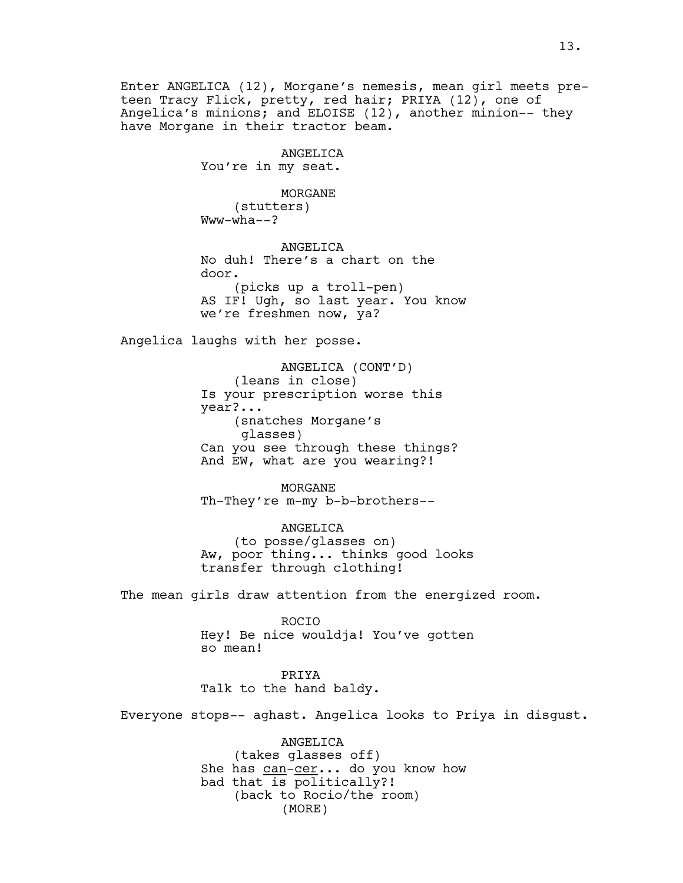Enter ANGELICA (12), Morgane's nemesis, mean girl meets pre-teen Tracy Flick, pretty, red hair; PRIYA (12), one of Angelica's minions; and ELOISE (12), another minion-- they have Morgane in their tractor beam.

ANGELICA
You're in my seat.

MORGANE
(stutters)
Www-wha--?

ANGELICA
No duh! There's a chart on the door.
(picks up a troll-pen)
AS IF! Ugh, so last year. You know we're freshmen now, ya?

Angelica laughs with her posse.

ANGELICA (CONT'D)
(leans in close)
Is your prescription worse this year?...
(snatches Morgane's glasses)
Can you see through these things? And EW, what are you wearing?!

MORGANE
Th-They're m-my b-b-brothers--

ANGELICA
(to posse/glasses on)
Aw, poor thing... thinks good looks transfer through clothing!

The mean girls draw attention from the energized room.

ROCIO
Hey! Be nice wouldja! You've gotten so mean!

PRIYA
Talk to the hand baldy.

Everyone stops-- aghast. Angelica looks to Priya in disgust.

ANGELICA
(takes glasses off)
She has <u>can</u>-<u>cer</u>... do you know how bad that is politically?!
(back to Rocio/the room)
(MORE)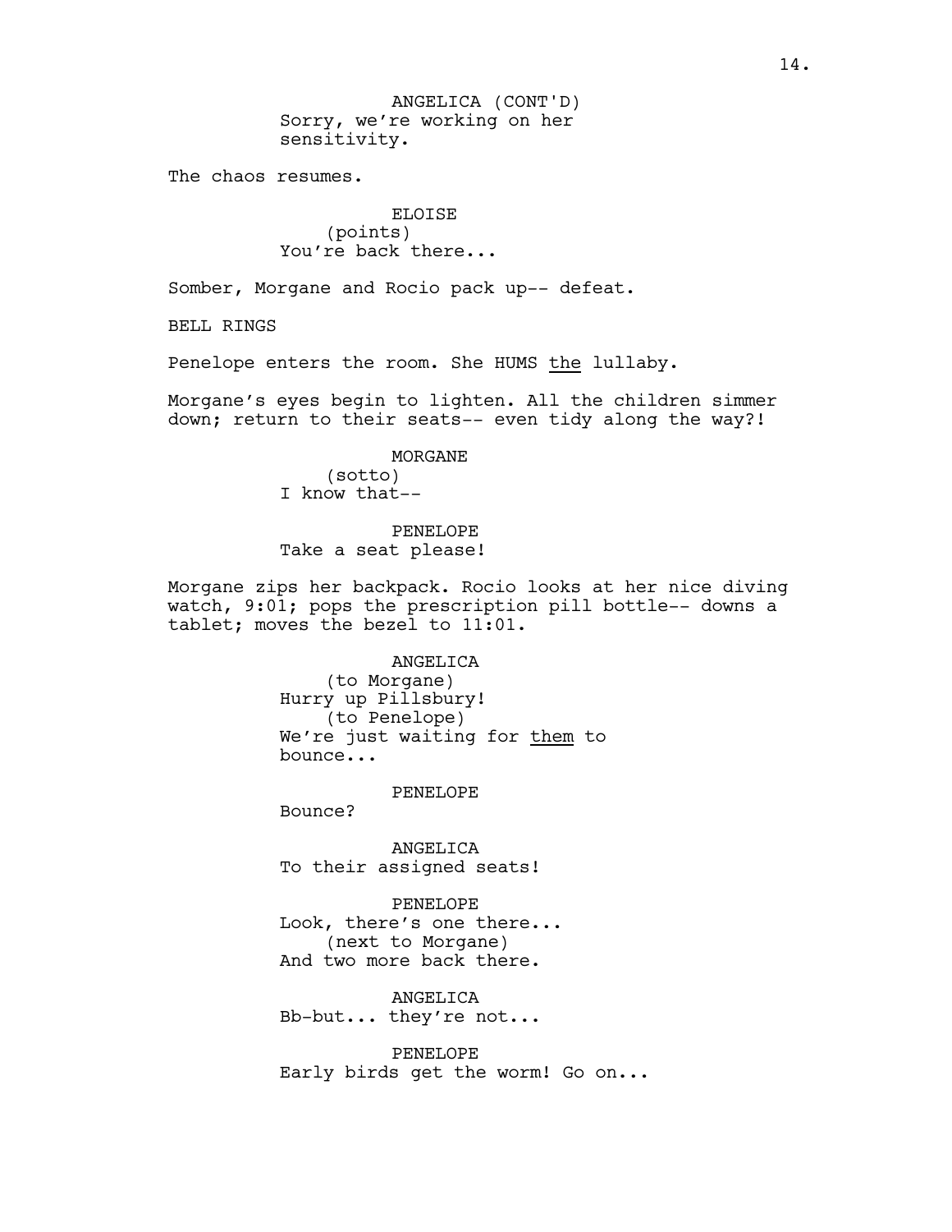ANGELICA (CONT'D)
Sorry, we're working on her sensitivity.

The chaos resumes.

ELOISE
(points)
You're back there...

Somber, Morgane and Rocio pack up-- defeat.

BELL RINGS

Penelope enters the room. She HUMS <u>the</u> lullaby.

Morgane's eyes begin to lighten. All the children simmer down; return to their seats-- even tidy along the way?!

MORGANE
(sotto)
I know that--

PENELOPE
Take a seat please!

Morgane zips her backpack. Rocio looks at her nice diving watch, 9:01; pops the prescription pill bottle-- downs a tablet; moves the bezel to 11:01.

ANGELICA
(to Morgane)
Hurry up Pillsbury!
(to Penelope)
We're just waiting for <u>them</u> to bounce...

PENELOPE
Bounce?

ANGELICA
To their assigned seats!

PENELOPE
Look, there's one there...
(next to Morgane)
And two more back there.

ANGELICA
Bb-but... they're not...

PENELOPE
Early birds get the worm! Go on...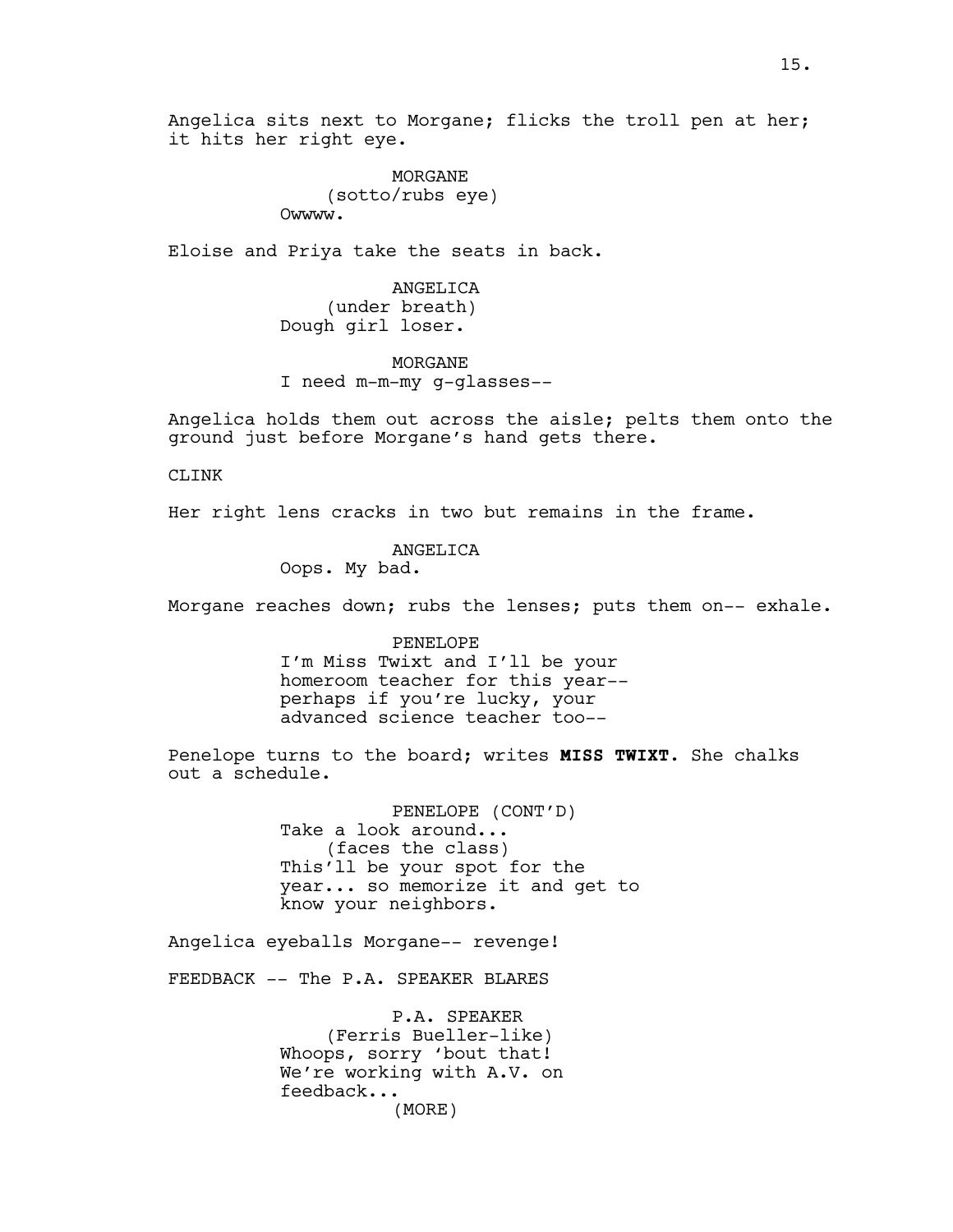Angelica sits next to Morgane; flicks the troll pen at her; it hits her right eye.

MORGANE
(sotto/rubs eye)
Owwww.

Eloise and Priya take the seats in back.

ANGELICA
(under breath)
Dough girl loser.

MORGANE
I need m-m-my g-glasses--

Angelica holds them out across the aisle; pelts them onto the ground just before Morgane's hand gets there.

CLINK

Her right lens cracks in two but remains in the frame.

ANGELICA
Oops. My bad.

Morgane reaches down; rubs the lenses; puts them on-- exhale.

PENELOPE
I'm Miss Twixt and I'll be your homeroom teacher for this year-- perhaps if you're lucky, your advanced science teacher too--

Penelope turns to the board; writes **MISS TWIXT**. She chalks out a schedule.

PENELOPE (CONT'D)
Take a look around...
(faces the class)
This'll be your spot for the year... so memorize it and get to know your neighbors.

Angelica eyeballs Morgane-- revenge!

FEEDBACK -- The P.A. SPEAKER BLARES

P.A. SPEAKER
(Ferris Bueller-like)
Whoops, sorry 'bout that! We're working with A.V. on feedback...
(MORE)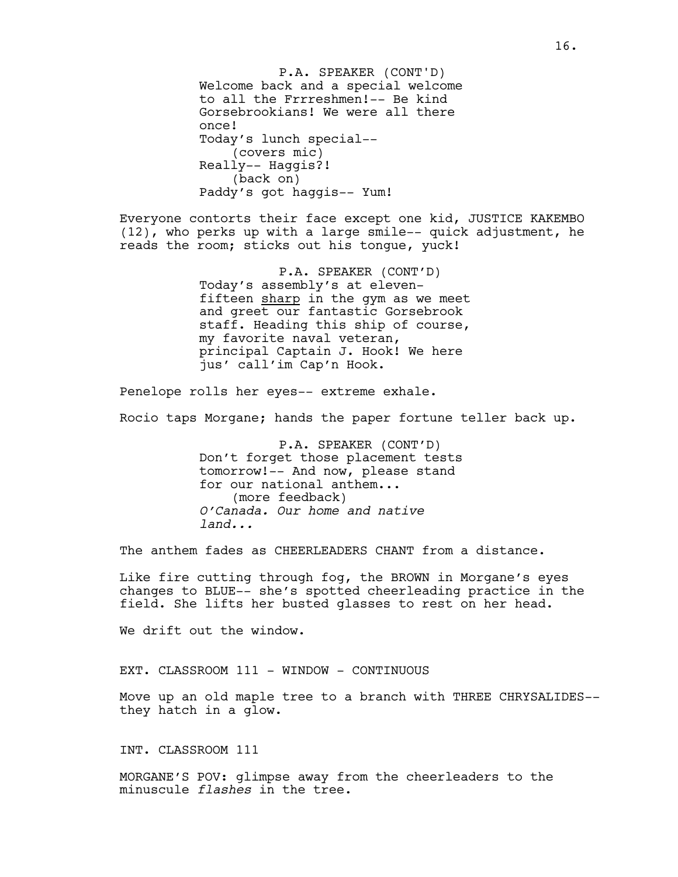P.A. SPEAKER (CONT'D)
Welcome back and a special welcome to all the Frrreshmen!-- Be kind Gorsebrookians! We were all there once!
Today's lunch special--
(covers mic)
Really-- Haggis?!
(back on)
Paddy's got haggis-- Yum!

Everyone contorts their face except one kid, JUSTICE KAKEMBO (12), who perks up with a large smile-- quick adjustment, he reads the room; sticks out his tongue, yuck!

P.A. SPEAKER (CONT'D)
Today's assembly's at eleven-fifteen sharp in the gym as we meet and greet our fantastic Gorsebrook staff. Heading this ship of course, my favorite naval veteran, principal Captain J. Hook! We here jus' call'im Cap'n Hook.

Penelope rolls her eyes-- extreme exhale.

Rocio taps Morgane; hands the paper fortune teller back up.

P.A. SPEAKER (CONT'D)
Don't forget those placement tests tomorrow!-- And now, please stand for our national anthem...
(more feedback)
*O'Canada. Our home and native land...*

The anthem fades as CHEERLEADERS CHANT from a distance.

Like fire cutting through fog, the BROWN in Morgane's eyes changes to BLUE-- she's spotted cheerleading practice in the field. She lifts her busted glasses to rest on her head.

We drift out the window.

EXT. CLASSROOM 111 - WINDOW - CONTINUOUS

Move up an old maple tree to a branch with THREE CHRYSALIDES-- they hatch in a glow.

INT. CLASSROOM 111

MORGANE'S POV: glimpse away from the cheerleaders to the minuscule *flashes* in the tree.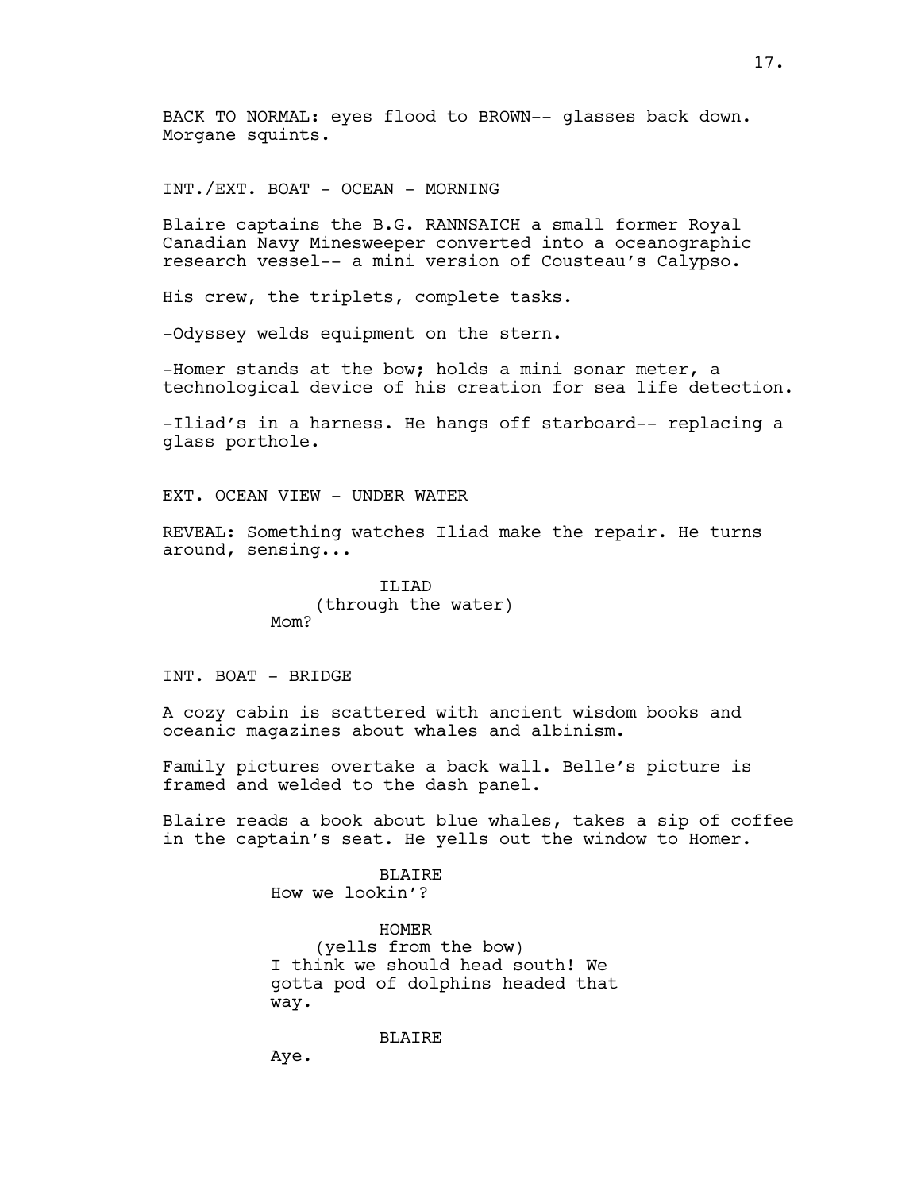BACK TO NORMAL: eyes flood to BROWN-- glasses back down. Morgane squints.

INT./EXT. BOAT - OCEAN - MORNING

Blaire captains the B.G. RANNSAICH a small former Royal Canadian Navy Minesweeper converted into a oceanographic research vessel-- a mini version of Cousteau's Calypso.

His crew, the triplets, complete tasks.

-Odyssey welds equipment on the stern.

-Homer stands at the bow; holds a mini sonar meter, a technological device of his creation for sea life detection.

-Iliad's in a harness. He hangs off starboard-- replacing a glass porthole.

EXT. OCEAN VIEW - UNDER WATER

REVEAL: Something watches Iliad make the repair. He turns around, sensing...

ILIAD
(through the water)
Mom?

INT. BOAT - BRIDGE

A cozy cabin is scattered with ancient wisdom books and oceanic magazines about whales and albinism.

Family pictures overtake a back wall. Belle's picture is framed and welded to the dash panel.

Blaire reads a book about blue whales, takes a sip of coffee in the captain's seat. He yells out the window to Homer.

BLAIRE
How we lookin'?

HOMER
(yells from the bow)
I think we should head south! We gotta pod of dolphins headed that way.

BLAIRE
Aye.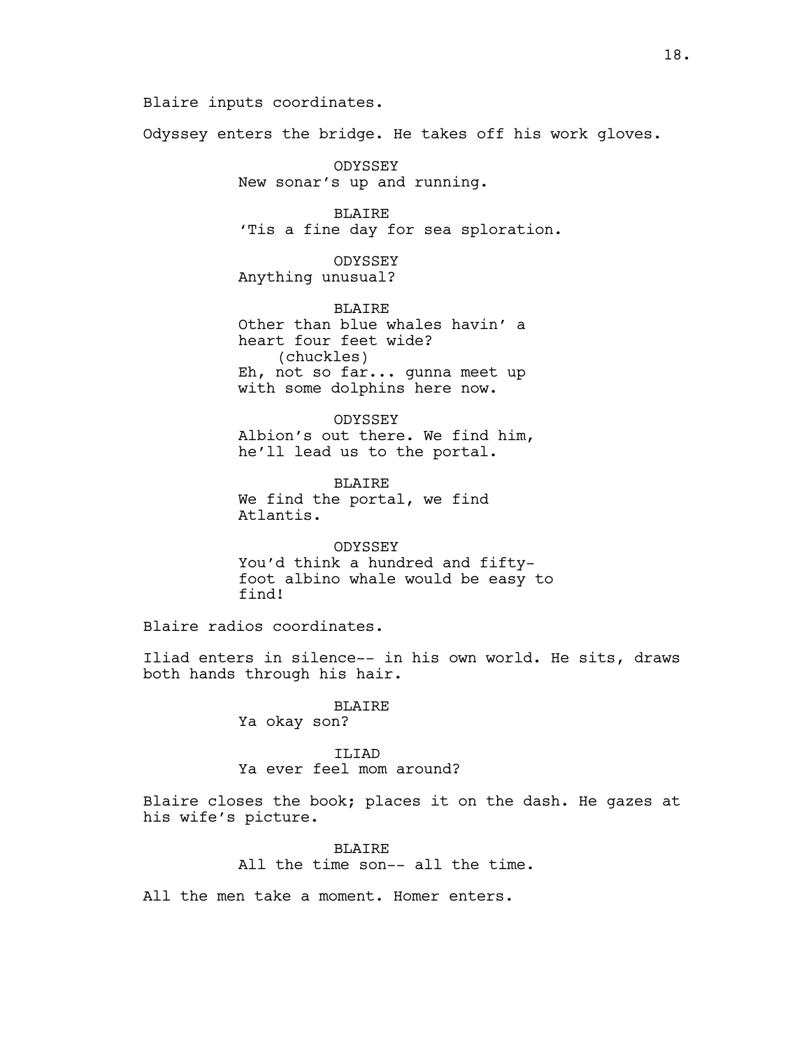Blaire inputs coordinates.

Odyssey enters the bridge. He takes off his work gloves.

ODYSSEY
New sonar's up and running.

BLAIRE
'Tis a fine day for sea sploration.

ODYSSEY
Anything unusual?

BLAIRE
Other than blue whales havin' a heart four feet wide?
(chuckles)
Eh, not so far... gunna meet up with some dolphins here now.

ODYSSEY
Albion's out there. We find him, he'll lead us to the portal.

BLAIRE
We find the portal, we find Atlantis.

ODYSSEY
You'd think a hundred and fifty-foot albino whale would be easy to find!

Blaire radios coordinates.

Iliad enters in silence-- in his own world. He sits, draws both hands through his hair.

BLAIRE
Ya okay son?

ILIAD
Ya ever feel mom around?

Blaire closes the book; places it on the dash. He gazes at his wife's picture.

BLAIRE
All the time son-- all the time.

All the men take a moment. Homer enters.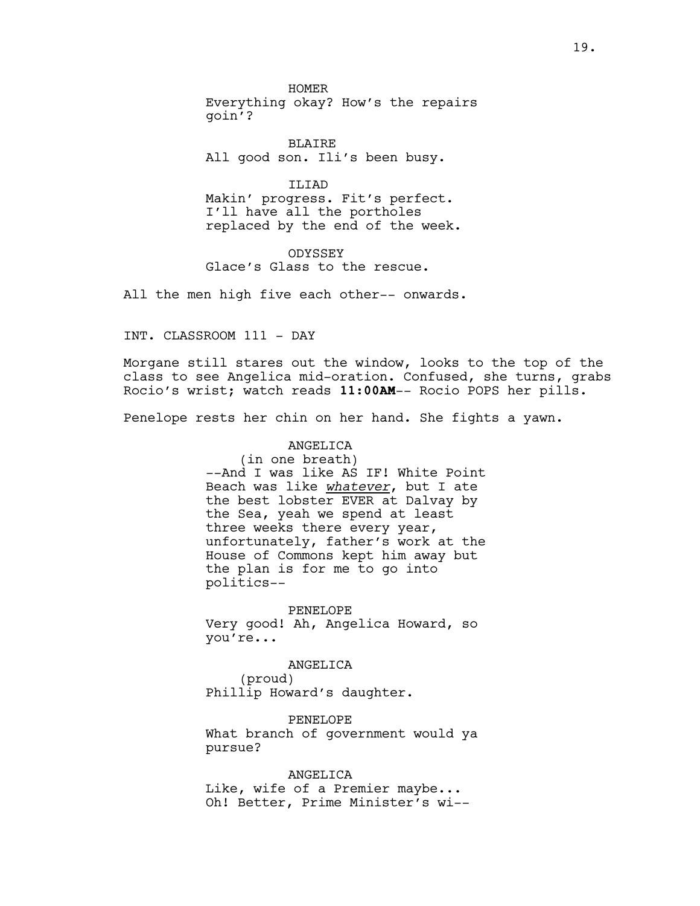HOMER
Everything okay? How's the repairs goin'?

BLAIRE
All good son. Ili's been busy.

ILIAD
Makin' progress. Fit's perfect. I'll have all the portholes replaced by the end of the week.

ODYSSEY
Glace's Glass to the rescue.

All the men high five each other-- onwards.

INT. CLASSROOM 111 - DAY

Morgane still stares out the window, looks to the top of the class to see Angelica mid-oration. Confused, she turns, grabs Rocio's wrist; watch reads **11:00AM**-- Rocio POPS her pills.

Penelope rests her chin on her hand. She fights a yawn.

ANGELICA
(in one breath)
--And I was like AS IF! White Point Beach was like ***whatever***, but I ate the best lobster EVER at Dalvay by the Sea, yeah we spend at least three weeks there every year, unfortunately, father's work at the House of Commons kept him away but the plan is for me to go into politics--

PENELOPE
Very good! Ah, Angelica Howard, so you're...

ANGELICA
(proud)
Phillip Howard's daughter.

PENELOPE
What branch of government would ya pursue?

ANGELICA
Like, wife of a Premier maybe... Oh! Better, Prime Minister's wi--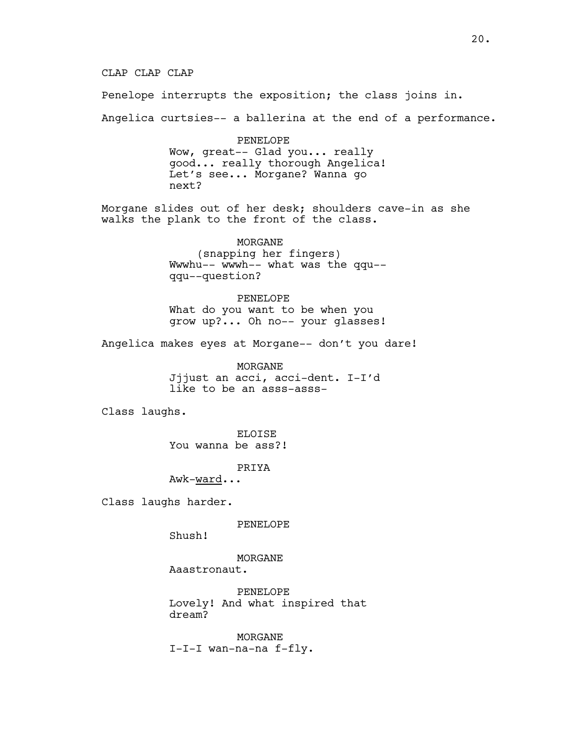CLAP CLAP CLAP

Penelope interrupts the exposition; the class joins in.

Angelica curtsies-- a ballerina at the end of a performance.

PENELOPE
Wow, great-- Glad you... really good... really thorough Angelica! Let's see... Morgane? Wanna go next?

Morgane slides out of her desk; shoulders cave-in as she walks the plank to the front of the class.

MORGANE
(snapping her fingers)
Wwwhu-- wwwh-- what was the qqu-- qqu--question?

PENELOPE
What do you want to be when you grow up?... Oh no-- your glasses!

Angelica makes eyes at Morgane-- don't you dare!

MORGANE
Jjjust an acci, acci-dent. I-I'd like to be an asss-asss-

Class laughs.

ELOISE
You wanna be ass?!

PRIYA
Awk-<u>ward</u>...

Class laughs harder.

PENELOPE
Shush!

MORGANE
Aaastronaut.

PENELOPE
Lovely! And what inspired that dream?

MORGANE
I-I-I wan-na-na f-fly.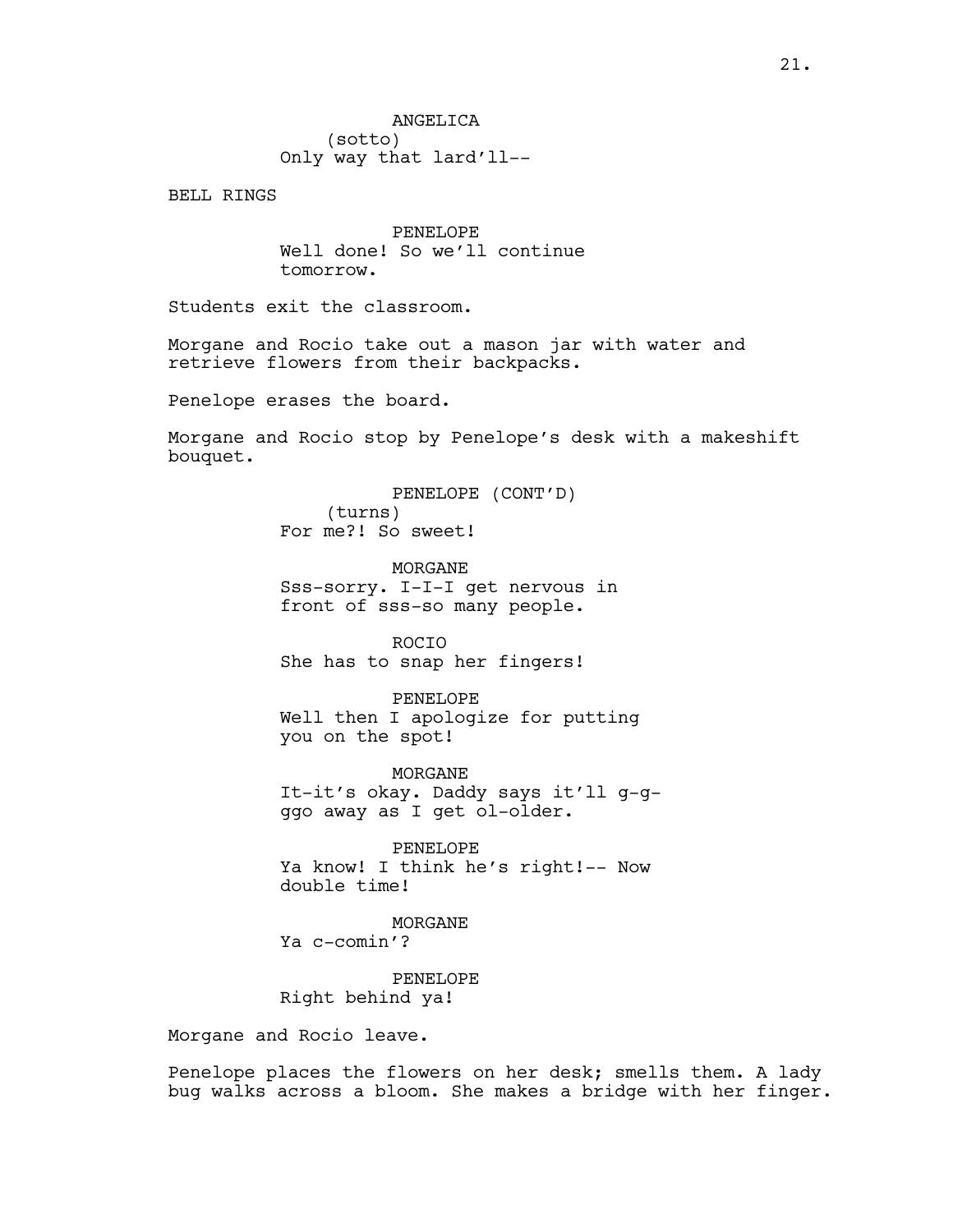ANGELICA
(sotto)
Only way that lard'll--

BELL RINGS

PENELOPE
Well done! So we'll continue tomorrow.

Students exit the classroom.

Morgane and Rocio take out a mason jar with water and retrieve flowers from their backpacks.

Penelope erases the board.

Morgane and Rocio stop by Penelope's desk with a makeshift bouquet.

PENELOPE (CONT'D)
(turns)
For me?! So sweet!

MORGANE
Sss-sorry. I-I-I get nervous in front of sss-so many people.

ROCIO
She has to snap her fingers!

PENELOPE
Well then I apologize for putting you on the spot!

MORGANE
It-it's okay. Daddy says it'll g-g-ggo away as I get ol-older.

PENELOPE
Ya know! I think he's right!-- Now double time!

MORGANE
Ya c-comin'?

PENELOPE
Right behind ya!

Morgane and Rocio leave.

Penelope places the flowers on her desk; smells them. A lady bug walks across a bloom. She makes a bridge with her finger.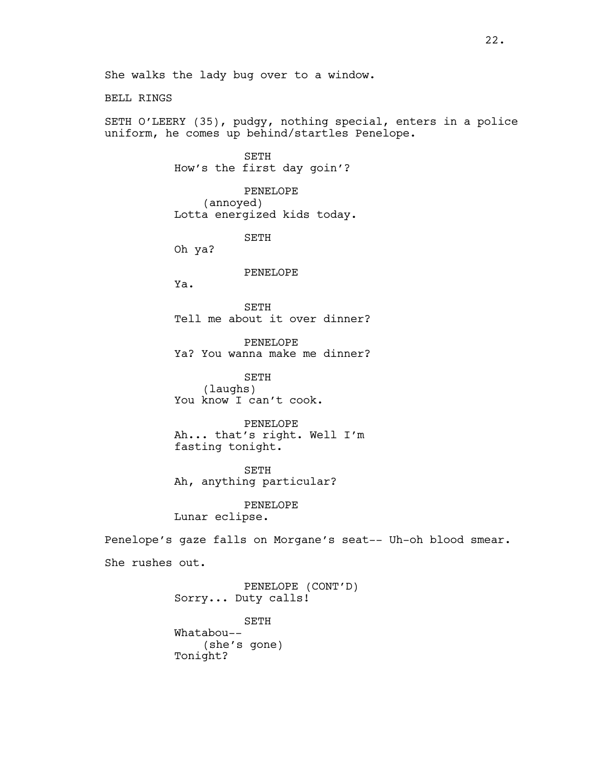She walks the lady bug over to a window.

BELL RINGS

SETH O'LEERY (35), pudgy, nothing special, enters in a police uniform, he comes up behind/startles Penelope.

SETH
How's the first day goin'?

PENELOPE
(annoyed)
Lotta energized kids today.

SETH
Oh ya?

PENELOPE
Ya.

SETH
Tell me about it over dinner?

PENELOPE
Ya? You wanna make me dinner?

SETH
(laughs)
You know I can't cook.

PENELOPE
Ah... that's right. Well I'm fasting tonight.

SETH
Ah, anything particular?

PENELOPE
Lunar eclipse.

Penelope's gaze falls on Morgane's seat-- Uh-oh blood smear.

She rushes out.

PENELOPE (CONT'D)
Sorry... Duty calls!

SETH
Whatabou--
(she's gone)
Tonight?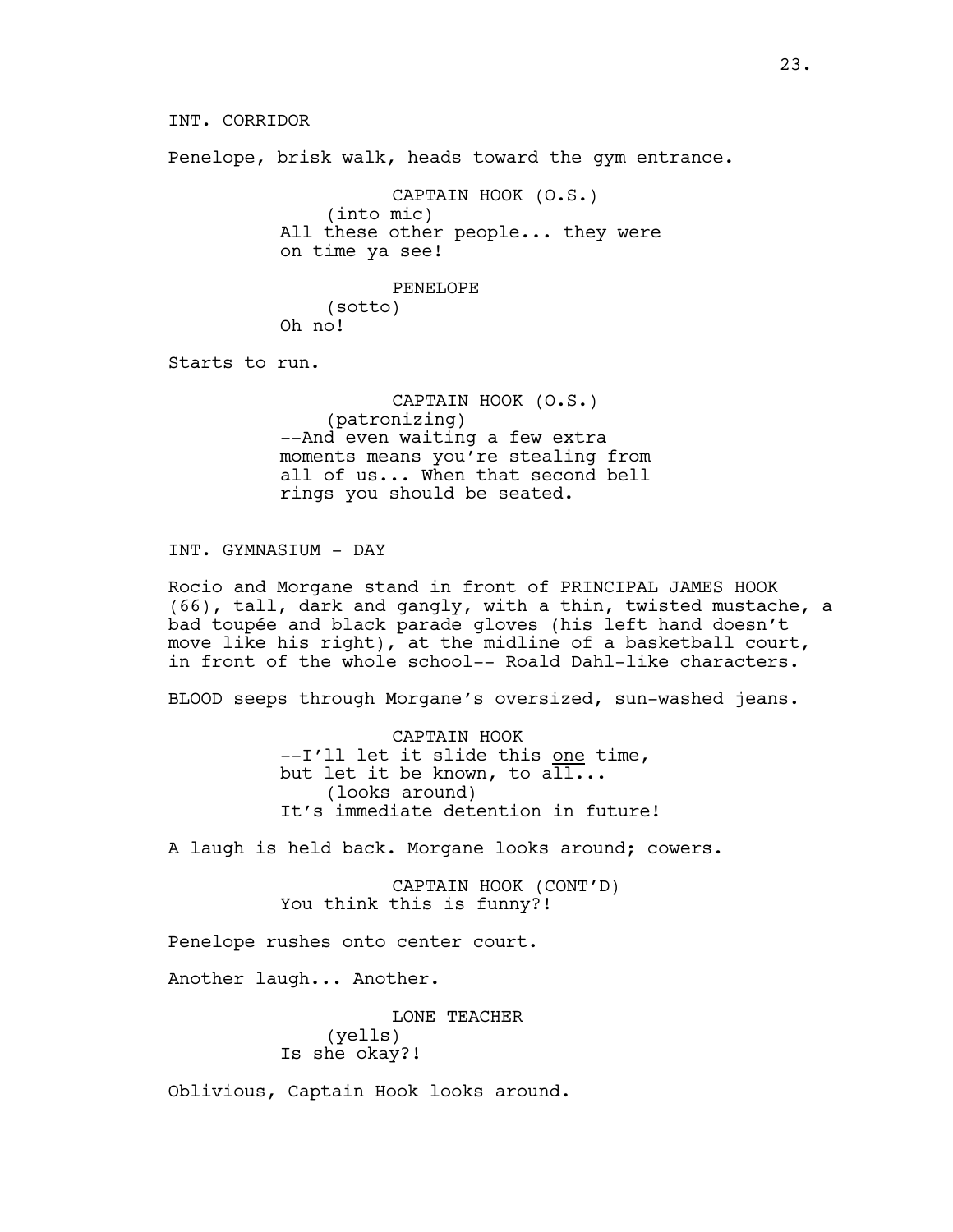INT. CORRIDOR

Penelope, brisk walk, heads toward the gym entrance.

CAPTAIN HOOK (O.S.)
(into mic)
All these other people... they were on time ya see!

PENELOPE
(sotto)
Oh no!

Starts to run.

CAPTAIN HOOK (O.S.)
(patronizing)
--And even waiting a few extra moments means you're stealing from all of us... When that second bell rings you should be seated.

INT. GYMNASIUM - DAY

Rocio and Morgane stand in front of PRINCIPAL JAMES HOOK (66), tall, dark and gangly, with a thin, twisted mustache, a bad toupée and black parade gloves (his left hand doesn't move like his right), at the midline of a basketball court, in front of the whole school-- Roald Dahl-like characters.

BLOOD seeps through Morgane's oversized, sun-washed jeans.

CAPTAIN HOOK
--I'll let it slide this <u>one</u> time, but let it be known, to <u>all</u>...
(looks around)
It's immediate detention in future!

A laugh is held back. Morgane looks around; cowers.

CAPTAIN HOOK (CONT'D)
You think this is funny?!

Penelope rushes onto center court.

Another laugh... Another.

LONE TEACHER
(yells)
Is she okay?!

Oblivious, Captain Hook looks around.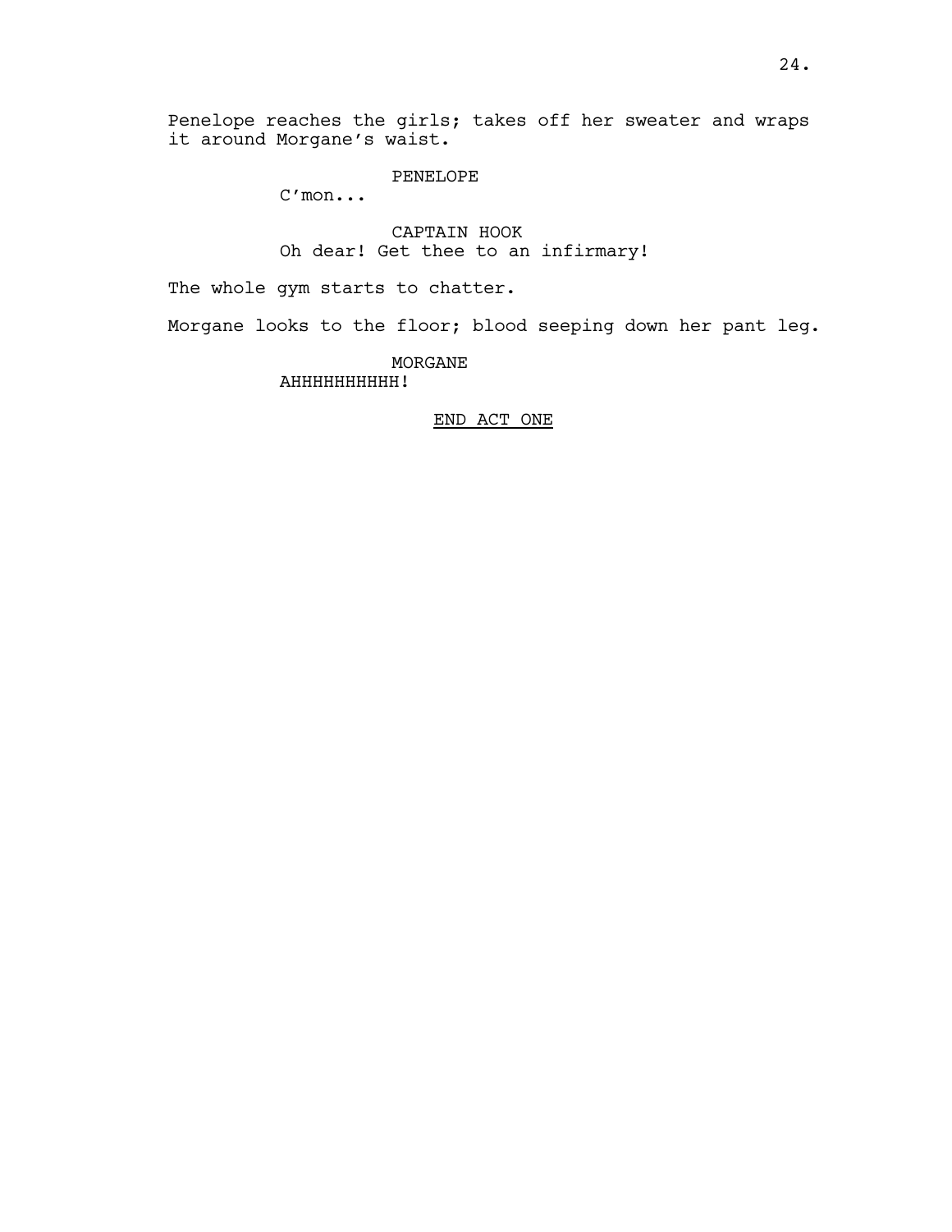Penelope reaches the girls; takes off her sweater and wraps it around Morgane's waist.

PENELOPE
C'mon...

CAPTAIN HOOK
Oh dear! Get thee to an infirmary!

The whole gym starts to chatter.

Morgane looks to the floor; blood seeping down her pant leg.

MORGANE
AHHHHHHHHHH!

<u>END ACT ONE</u>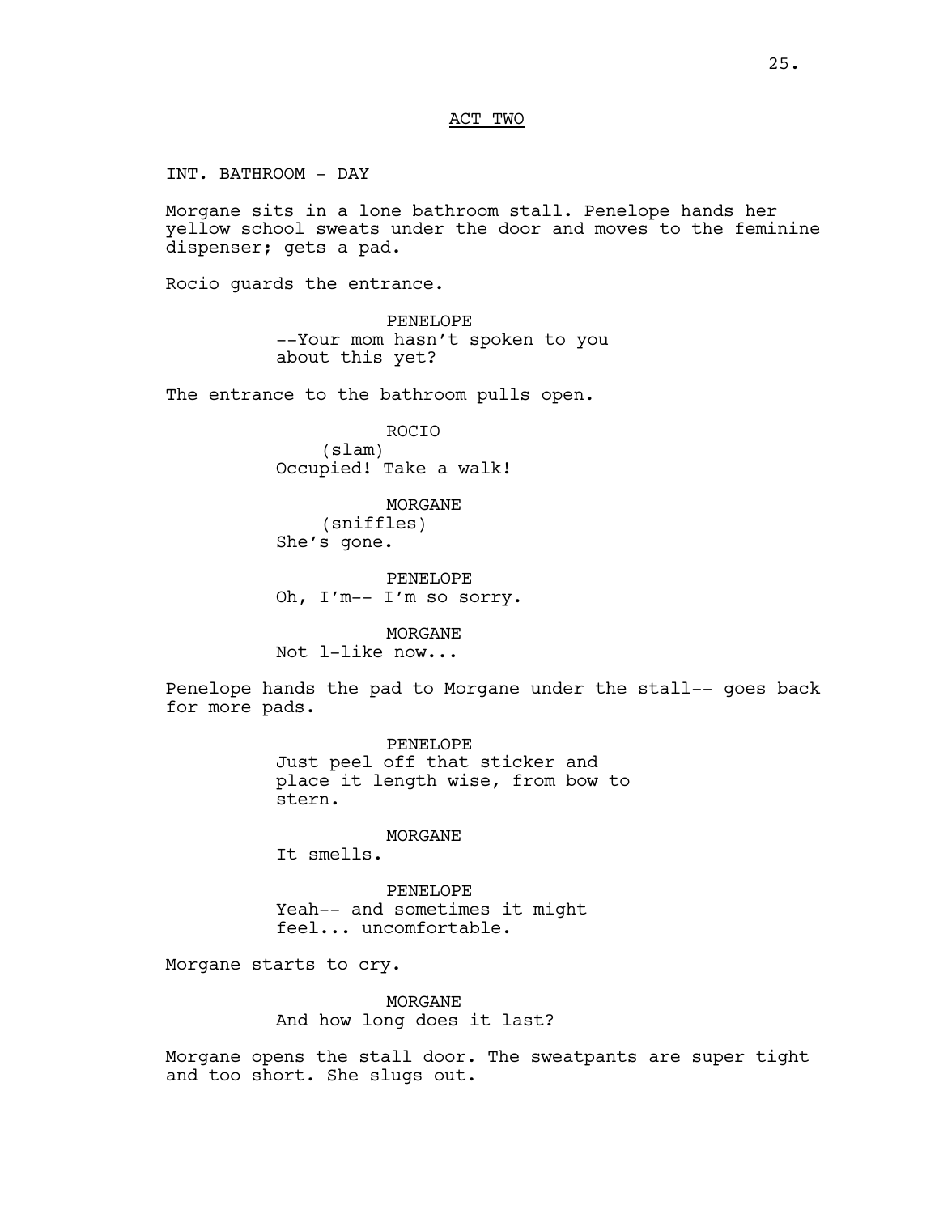ACT TWO

INT. BATHROOM - DAY

Morgane sits in a lone bathroom stall. Penelope hands her yellow school sweats under the door and moves to the feminine dispenser; gets a pad.

Rocio guards the entrance.

PENELOPE
--Your mom hasn't spoken to you about this yet?

The entrance to the bathroom pulls open.

ROCIO
(slam)
Occupied! Take a walk!

MORGANE
(sniffles)
She's gone.

PENELOPE
Oh, I'm-- I'm so sorry.

MORGANE
Not l-like now...

Penelope hands the pad to Morgane under the stall-- goes back for more pads.

PENELOPE
Just peel off that sticker and place it length wise, from bow to stern.

MORGANE
It smells.

PENELOPE
Yeah-- and sometimes it might feel... uncomfortable.

Morgane starts to cry.

MORGANE
And how long does it last?

Morgane opens the stall door. The sweatpants are super tight and too short. She slugs out.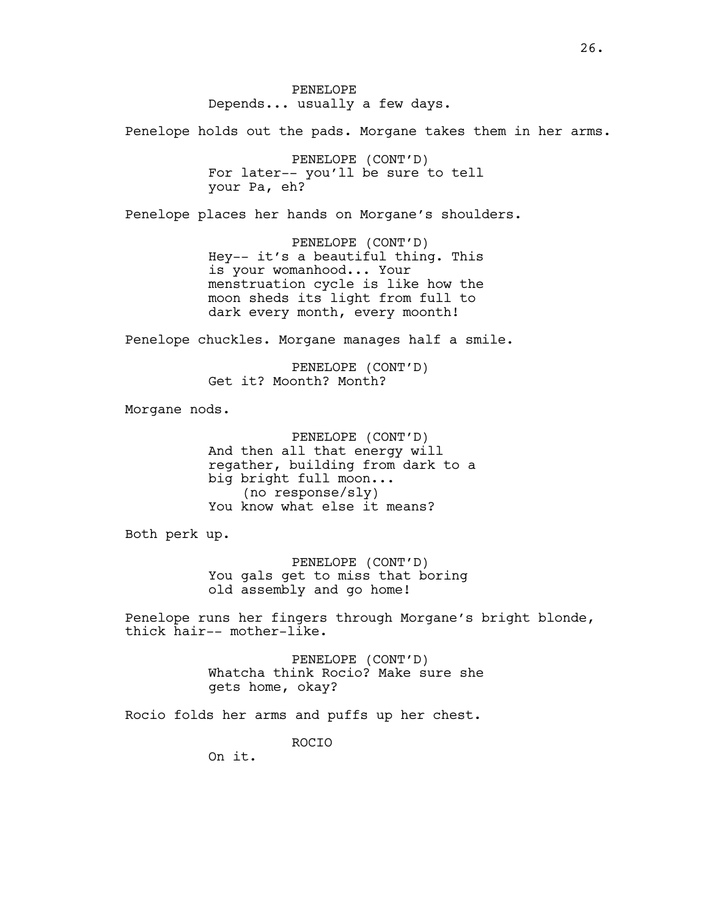PENELOPE
Depends... usually a few days.

Penelope holds out the pads. Morgane takes them in her arms.

PENELOPE (CONT'D)
For later-- you'll be sure to tell your Pa, eh?

Penelope places her hands on Morgane's shoulders.

PENELOPE (CONT'D)
Hey-- it's a beautiful thing. This is your womanhood... Your menstruation cycle is like how the moon sheds its light from full to dark every month, every moonth!

Penelope chuckles. Morgane manages half a smile.

PENELOPE (CONT'D)
Get it? Moonth? Month?

Morgane nods.

PENELOPE (CONT'D)
And then all that energy will regather, building from dark to a big bright full moon...
(no response/sly)
You know what else it means?

Both perk up.

PENELOPE (CONT'D)
You gals get to miss that boring old assembly and go home!

Penelope runs her fingers through Morgane's bright blonde, thick hair-- mother-like.

PENELOPE (CONT'D)
Whatcha think Rocio? Make sure she gets home, okay?

Rocio folds her arms and puffs up her chest.

ROCIO
On it.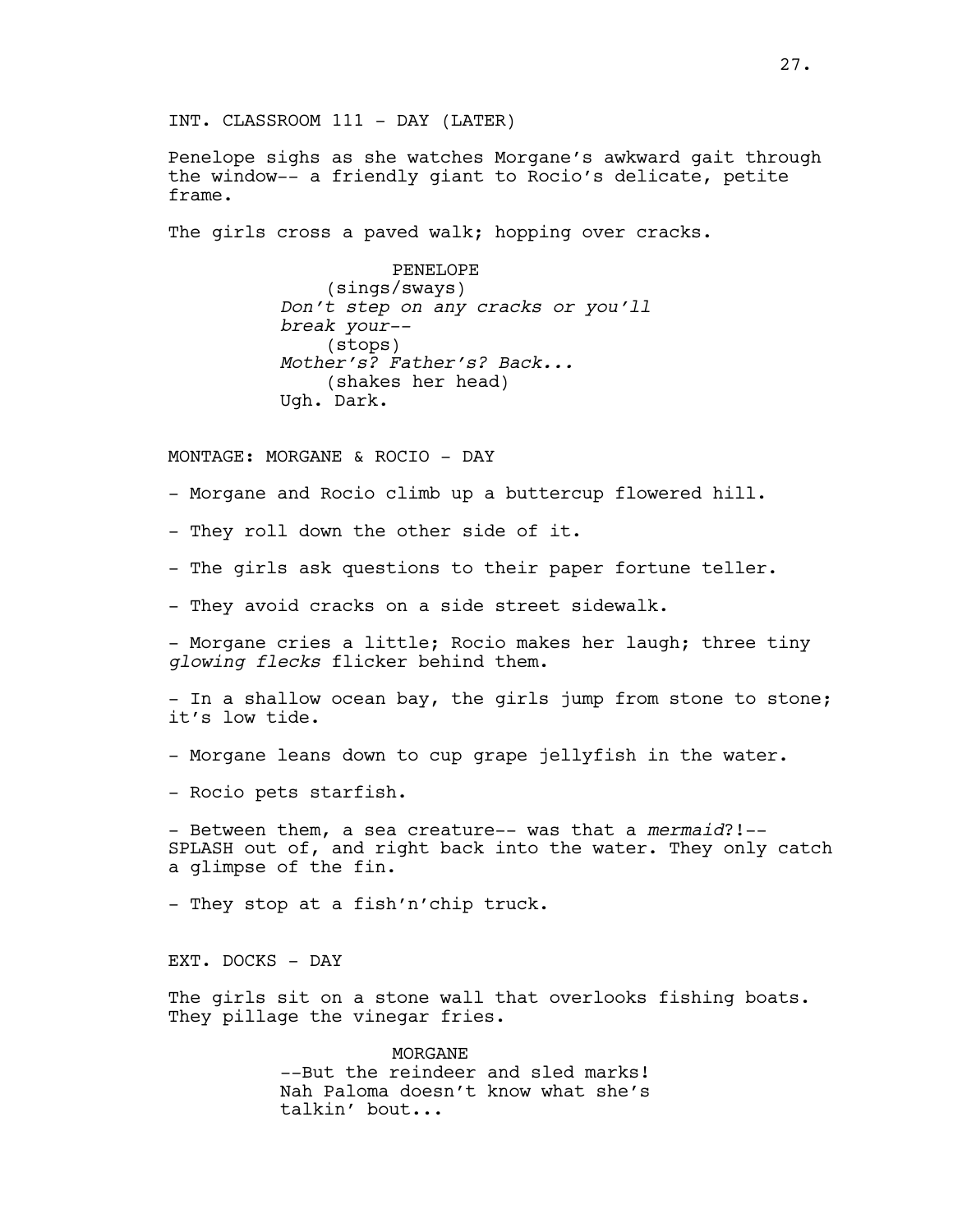INT. CLASSROOM 111 - DAY (LATER)

Penelope sighs as she watches Morgane's awkward gait through the window-- a friendly giant to Rocio's delicate, petite frame.

The girls cross a paved walk; hopping over cracks.

PENELOPE
(sings/sways)
*Don't step on any cracks or you'll break your--*
(stops)
*Mother's? Father's? Back...*
(shakes her head)
Ugh. Dark.

MONTAGE: MORGANE & ROCIO - DAY

- Morgane and Rocio climb up a buttercup flowered hill.

- They roll down the other side of it.

- The girls ask questions to their paper fortune teller.

- They avoid cracks on a side street sidewalk.

- Morgane cries a little; Rocio makes her laugh; three tiny *glowing flecks* flicker behind them.

- In a shallow ocean bay, the girls jump from stone to stone; it's low tide.

- Morgane leans down to cup grape jellyfish in the water.

- Rocio pets starfish.

- Between them, a sea creature-- was that a *mermaid*?!-- SPLASH out of, and right back into the water. They only catch a glimpse of the fin.

- They stop at a fish'n'chip truck.

EXT. DOCKS - DAY

The girls sit on a stone wall that overlooks fishing boats. They pillage the vinegar fries.

MORGANE
--But the reindeer and sled marks! Nah Paloma doesn't know what she's talkin' bout...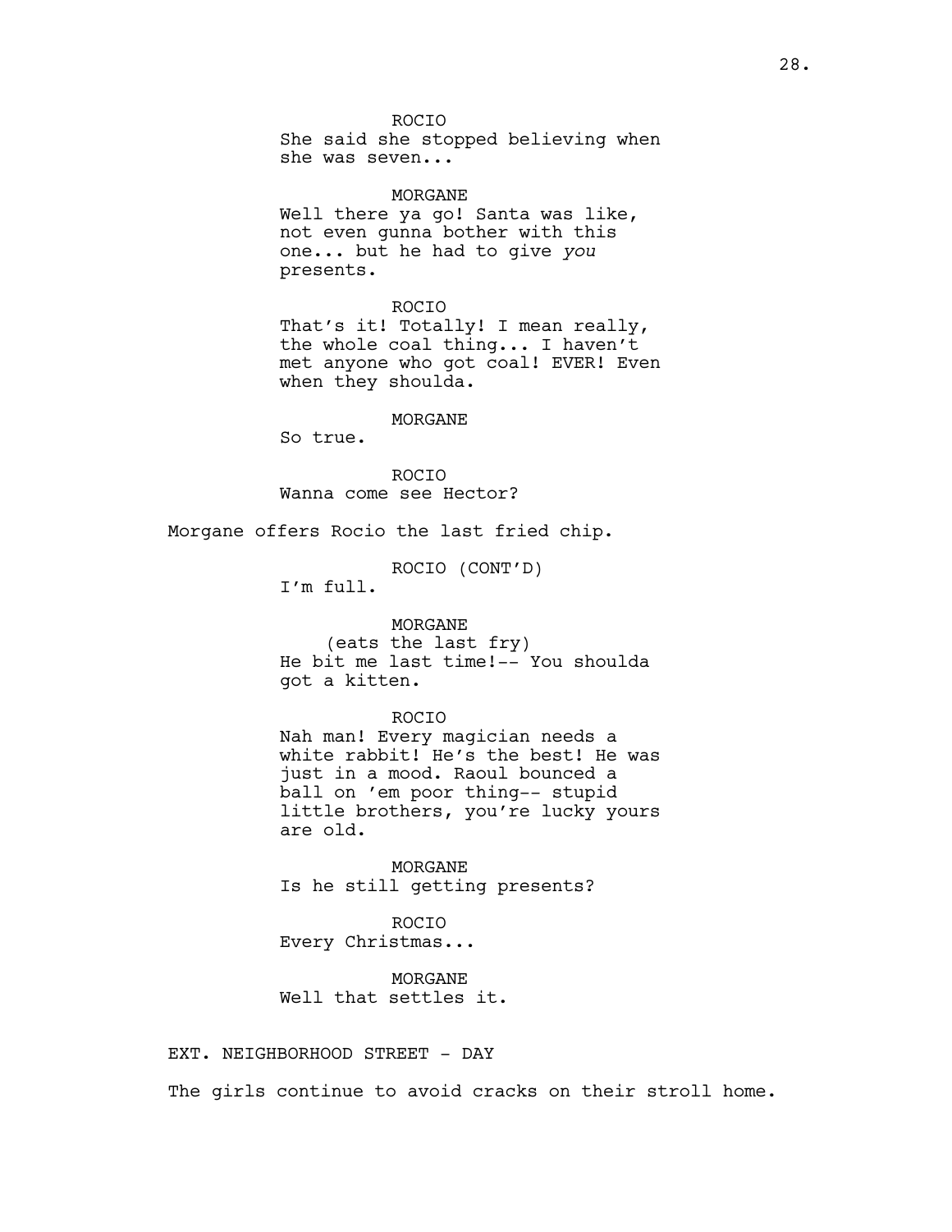ROCIO
She said she stopped believing when she was seven...

MORGANE
Well there ya go! Santa was like, not even gunna bother with this one... but he had to give *you* presents.

ROCIO
That's it! Totally! I mean really, the whole coal thing... I haven't met anyone who got coal! EVER! Even when they shoulda.

MORGANE
So true.

ROCIO
Wanna come see Hector?

Morgane offers Rocio the last fried chip.

ROCIO (CONT'D)
I'm full.

MORGANE
(eats the last fry)
He bit me last time!-- You shoulda got a kitten.

ROCIO
Nah man! Every magician needs a white rabbit! He's the best! He was just in a mood. Raoul bounced a ball on 'em poor thing-- stupid little brothers, you're lucky yours are old.

MORGANE
Is he still getting presents?

ROCIO
Every Christmas...

MORGANE
Well that settles it.

EXT. NEIGHBORHOOD STREET - DAY

The girls continue to avoid cracks on their stroll home.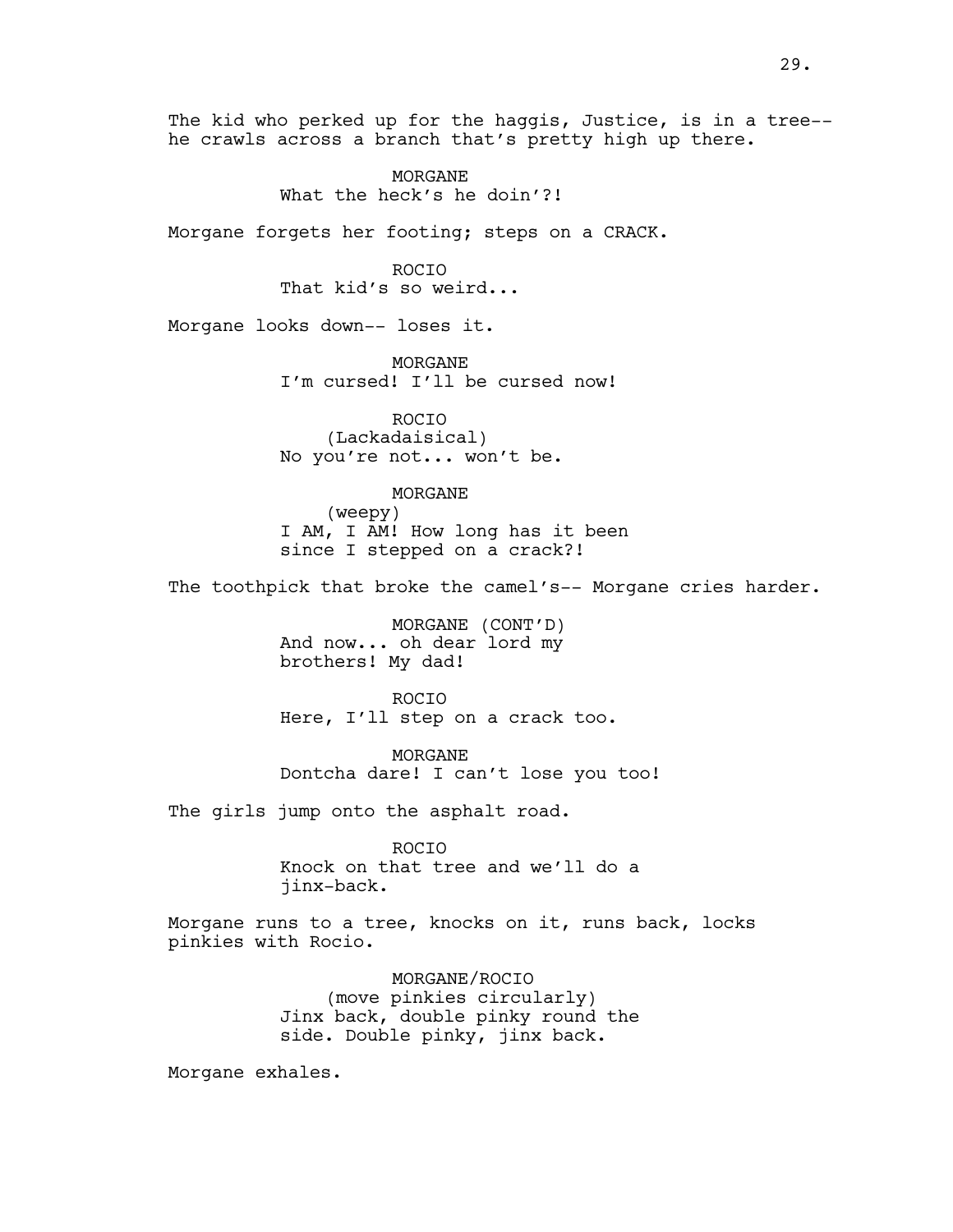The kid who perked up for the haggis, Justice, is in a tree-- he crawls across a branch that's pretty high up there.

MORGANE
What the heck's he doin'?!

Morgane forgets her footing; steps on a CRACK.

ROCIO
That kid's so weird...

Morgane looks down-- loses it.

MORGANE
I'm cursed! I'll be cursed now!

ROCIO
(Lackadaisical)
No you're not... won't be.

MORGANE
(weepy)
I AM, I AM! How long has it been since I stepped on a crack?!

The toothpick that broke the camel's-- Morgane cries harder.

MORGANE (CONT'D)
And now... oh dear lord my brothers! My dad!

ROCIO
Here, I'll step on a crack too.

MORGANE
Dontcha dare! I can't lose you too!

The girls jump onto the asphalt road.

ROCIO
Knock on that tree and we'll do a jinx-back.

Morgane runs to a tree, knocks on it, runs back, locks pinkies with Rocio.

MORGANE/ROCIO
(move pinkies circularly)
Jinx back, double pinky round the side. Double pinky, jinx back.

Morgane exhales.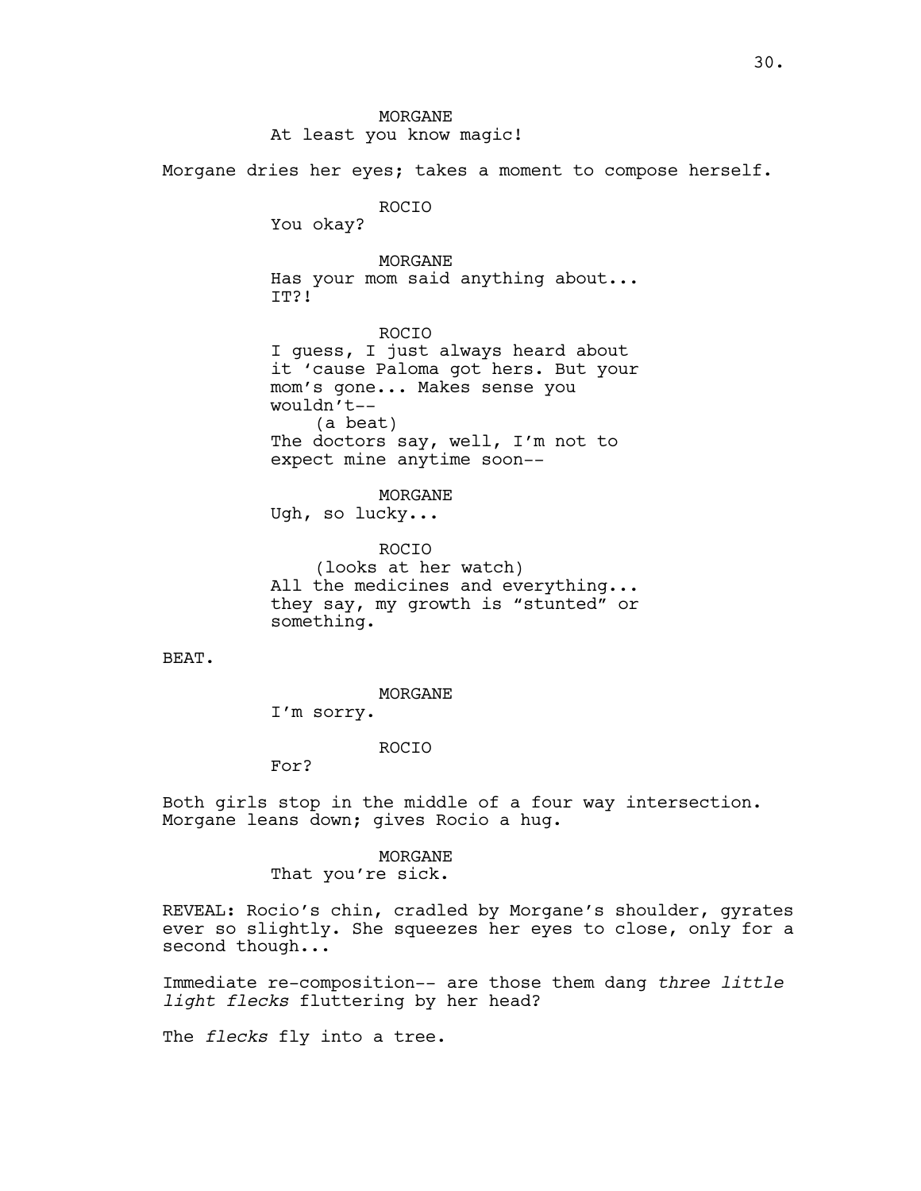MORGANE
At least you know magic!

Morgane dries her eyes; takes a moment to compose herself.

ROCIO
You okay?

MORGANE
Has your mom said anything about...
IT?!

ROCIO
I guess, I just always heard about
it 'cause Paloma got hers. But your
mom's gone... Makes sense you
wouldn't--
(a beat)
The doctors say, well, I'm not to
expect mine anytime soon--

MORGANE
Ugh, so lucky...

ROCIO
(looks at her watch)
All the medicines and everything...
they say, my growth is "stunted" or
something.

BEAT.

MORGANE
I'm sorry.

ROCIO
For?

Both girls stop in the middle of a four way intersection.
Morgane leans down; gives Rocio a hug.

MORGANE
That you're sick.

REVEAL: Rocio's chin, cradled by Morgane's shoulder, gyrates
ever so slightly. She squeezes her eyes to close, only for a
second though...

Immediate re-composition-- are those them dang *three little light flecks* fluttering by her head?

The *flecks* fly into a tree.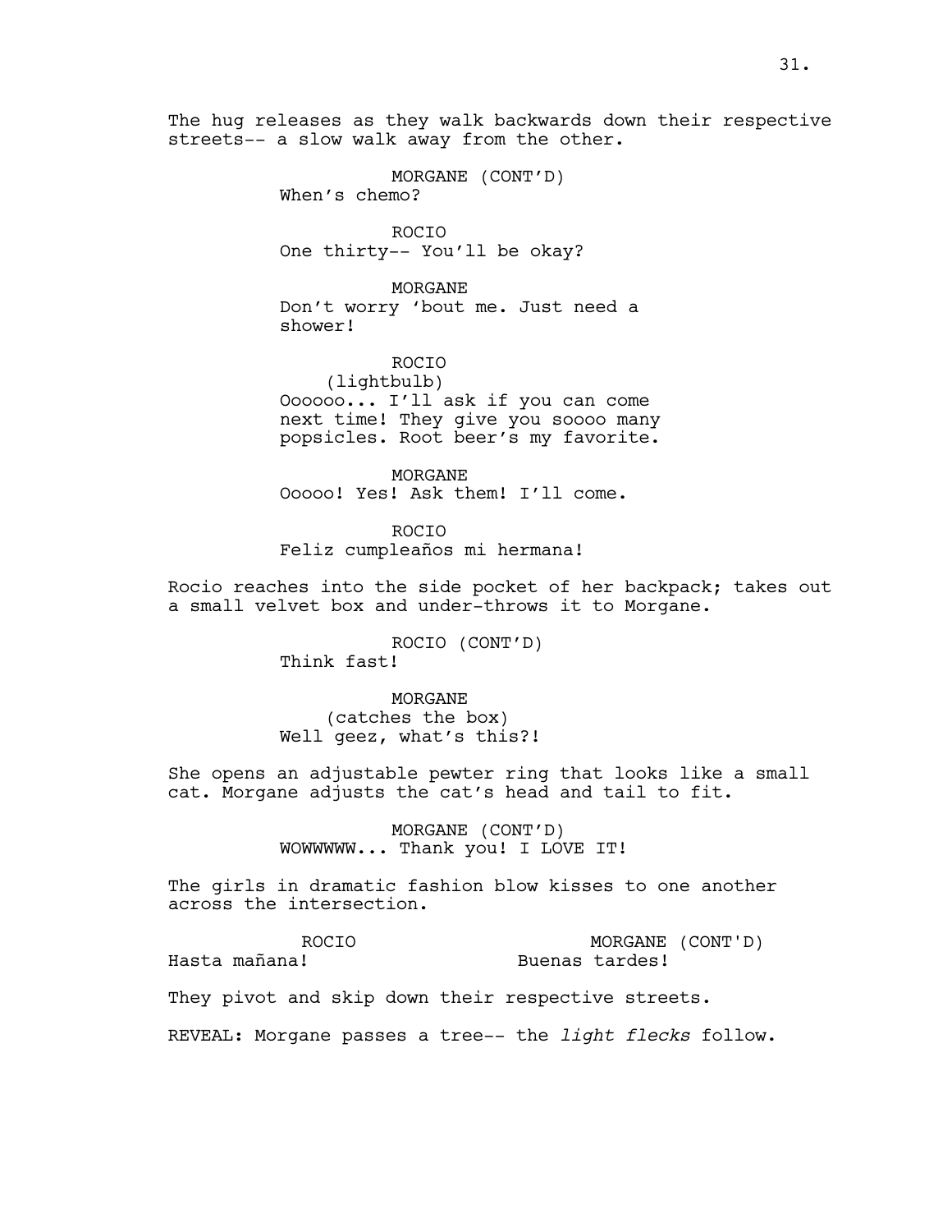The hug releases as they walk backwards down their respective streets-- a slow walk away from the other.

MORGANE (CONT'D)
When's chemo?

ROCIO
One thirty-- You'll be okay?

MORGANE
Don't worry 'bout me. Just need a shower!

ROCIO
(lightbulb)
Oooooo... I'll ask if you can come next time! They give you soooo many popsicles. Root beer's my favorite.

MORGANE
Ooooo! Yes! Ask them! I'll come.

ROCIO
Feliz cumpleaños mi hermana!

Rocio reaches into the side pocket of her backpack; takes out a small velvet box and under-throws it to Morgane.

ROCIO (CONT'D)
Think fast!

MORGANE
(catches the box)
Well geez, what's this?!

She opens an adjustable pewter ring that looks like a small cat. Morgane adjusts the cat's head and tail to fit.

MORGANE (CONT'D)
WOWWWWW... Thank you! I LOVE IT!

The girls in dramatic fashion blow kisses to one another across the intersection.

ROCIO
Hasta mañana!

MORGANE (CONT'D)
Buenas tardes!

They pivot and skip down their respective streets.

REVEAL: Morgane passes a tree-- the *light flecks* follow.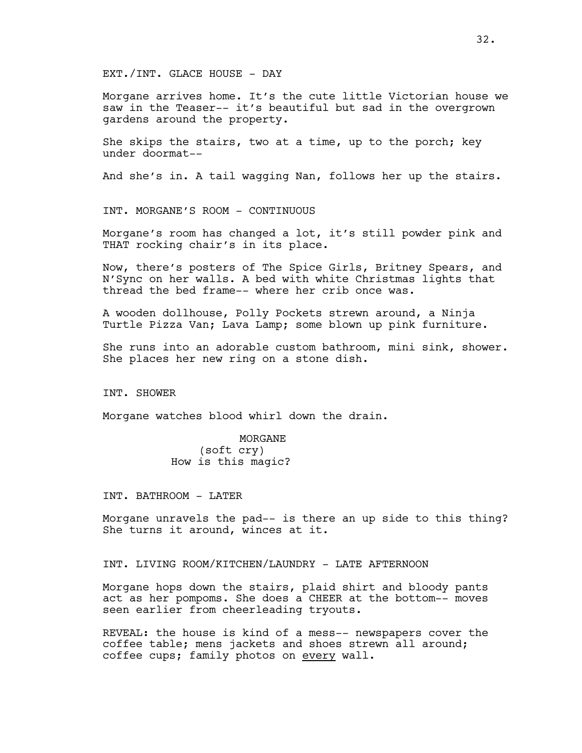EXT./INT. GLACE HOUSE - DAY

Morgane arrives home. It's the cute little Victorian house we saw in the Teaser-- it's beautiful but sad in the overgrown gardens around the property.

She skips the stairs, two at a time, up to the porch; key under doormat--

And she's in. A tail wagging Nan, follows her up the stairs.

INT. MORGANE'S ROOM - CONTINUOUS

Morgane's room has changed a lot, it's still powder pink and THAT rocking chair's in its place.

Now, there's posters of The Spice Girls, Britney Spears, and N'Sync on her walls. A bed with white Christmas lights that thread the bed frame-- where her crib once was.

A wooden dollhouse, Polly Pockets strewn around, a Ninja Turtle Pizza Van; Lava Lamp; some blown up pink furniture.

She runs into an adorable custom bathroom, mini sink, shower. She places her new ring on a stone dish.

INT. SHOWER

Morgane watches blood whirl down the drain.

MORGANE
(soft cry)
How is this magic?

INT. BATHROOM - LATER

Morgane unravels the pad-- is there an up side to this thing? She turns it around, winces at it.

INT. LIVING ROOM/KITCHEN/LAUNDRY - LATE AFTERNOON

Morgane hops down the stairs, plaid shirt and bloody pants act as her pompoms. She does a CHEER at the bottom-- moves seen earlier from cheerleading tryouts.

REVEAL: the house is kind of a mess-- newspapers cover the coffee table; mens jackets and shoes strewn all around; coffee cups; family photos on <u>every</u> wall.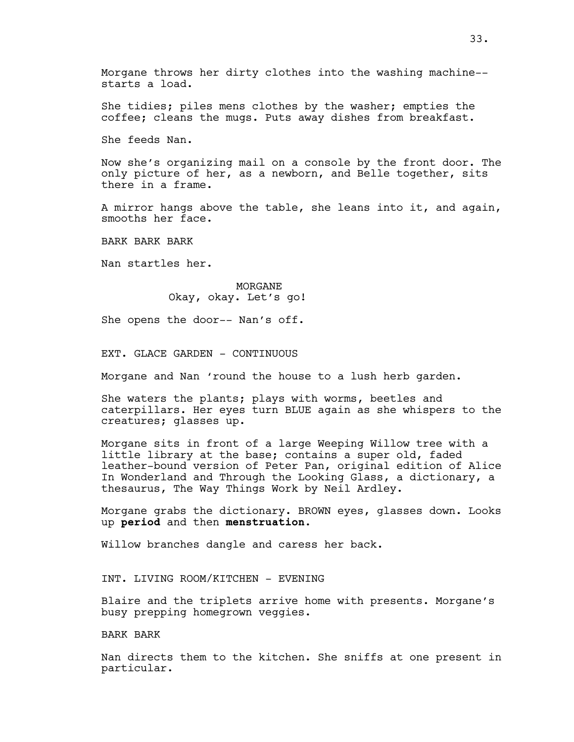Morgane throws her dirty clothes into the washing machine--starts a load.

She tidies; piles mens clothes by the washer; empties the coffee; cleans the mugs. Puts away dishes from breakfast.

She feeds Nan.

Now she's organizing mail on a console by the front door. The only picture of her, as a newborn, and Belle together, sits there in a frame.

A mirror hangs above the table, she leans into it, and again, smooths her face.

BARK BARK BARK

Nan startles her.

MORGANE
Okay, okay. Let's go!

She opens the door-- Nan's off.

EXT. GLACE GARDEN - CONTINUOUS

Morgane and Nan 'round the house to a lush herb garden.

She waters the plants; plays with worms, beetles and caterpillars. Her eyes turn BLUE again as she whispers to the creatures; glasses up.

Morgane sits in front of a large Weeping Willow tree with a little library at the base; contains a super old, faded leather-bound version of Peter Pan, original edition of Alice In Wonderland and Through the Looking Glass, a dictionary, a thesaurus, The Way Things Work by Neil Ardley.

Morgane grabs the dictionary. BROWN eyes, glasses down. Looks up **period** and then **menstruation.**

Willow branches dangle and caress her back.

INT. LIVING ROOM/KITCHEN - EVENING

Blaire and the triplets arrive home with presents. Morgane's busy prepping homegrown veggies.

BARK BARK

Nan directs them to the kitchen. She sniffs at one present in particular.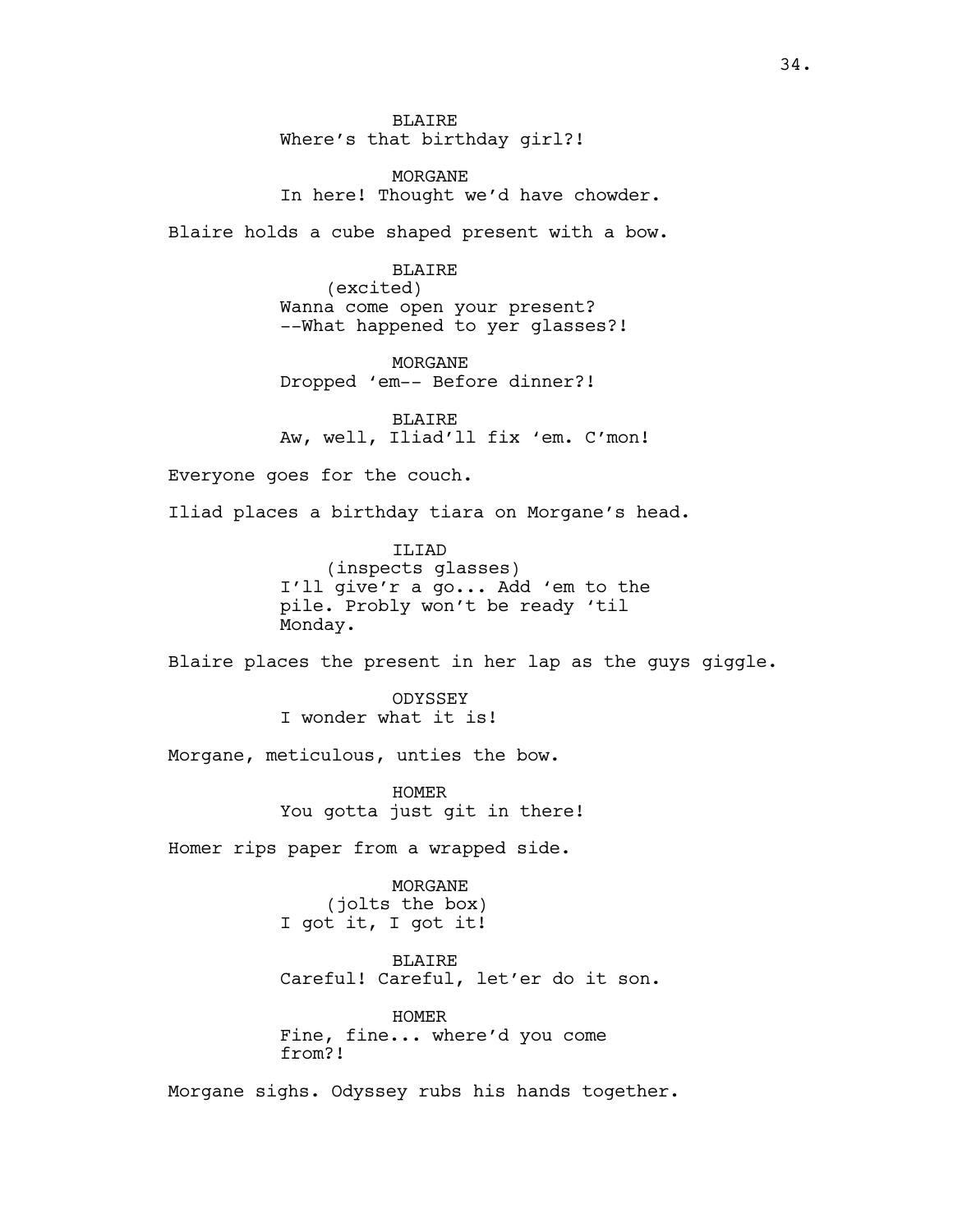BLAIRE
Where's that birthday girl?!

MORGANE
In here! Thought we'd have chowder.

Blaire holds a cube shaped present with a bow.

BLAIRE
(excited)
Wanna come open your present?
--What happened to yer glasses?!

MORGANE
Dropped 'em-- Before dinner?!

BLAIRE
Aw, well, Iliad'll fix 'em. C'mon!

Everyone goes for the couch.

Iliad places a birthday tiara on Morgane's head.

ILIAD
(inspects glasses)
I'll give'r a go... Add 'em to the
pile. Probly won't be ready 'til
Monday.

Blaire places the present in her lap as the guys giggle.

ODYSSEY
I wonder what it is!

Morgane, meticulous, unties the bow.

HOMER
You gotta just git in there!

Homer rips paper from a wrapped side.

MORGANE
(jolts the box)
I got it, I got it!

BLAIRE
Careful! Careful, let'er do it son.

HOMER
Fine, fine... where'd you come
from?!

Morgane sighs. Odyssey rubs his hands together.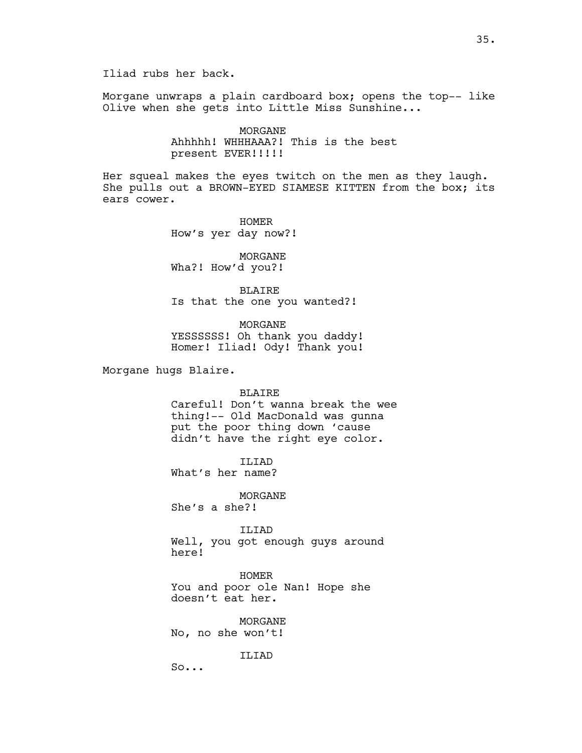Iliad rubs her back.

Morgane unwraps a plain cardboard box; opens the top-- like Olive when she gets into Little Miss Sunshine...

MORGANE
Ahhhhh! WHHHAAA?! This is the best present EVER!!!!!

Her squeal makes the eyes twitch on the men as they laugh. She pulls out a BROWN-EYED SIAMESE KITTEN from the box; its ears cower.

HOMER
How's yer day now?!

MORGANE
Wha?! How'd you?!

BLAIRE
Is that the one you wanted?!

MORGANE
YESSSSSS! Oh thank you daddy! Homer! Iliad! Ody! Thank you!

Morgane hugs Blaire.

BLAIRE
Careful! Don't wanna break the wee thing!-- Old MacDonald was gunna put the poor thing down 'cause didn't have the right eye color.

ILIAD
What's her name?

MORGANE
She's a she?!

ILIAD
Well, you got enough guys around here!

HOMER
You and poor ole Nan! Hope she doesn't eat her.

MORGANE
No, no she won't!

ILIAD
So...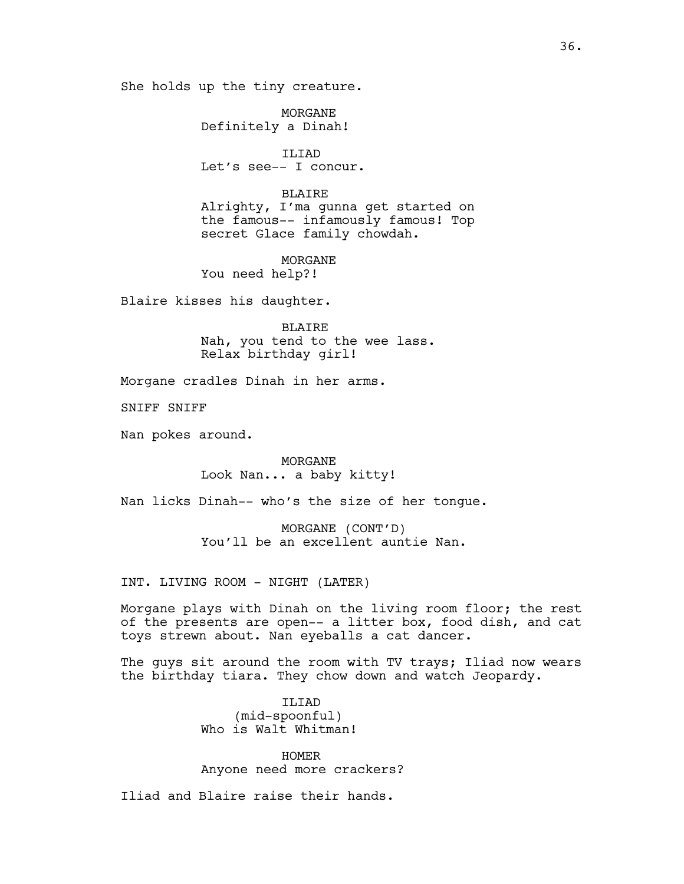She holds up the tiny creature.

MORGANE
Definitely a Dinah!

ILIAD
Let's see-- I concur.

BLAIRE
Alrighty, I'ma gunna get started on the famous-- infamously famous! Top secret Glace family chowdah.

MORGANE
You need help?!

Blaire kisses his daughter.

BLAIRE
Nah, you tend to the wee lass. Relax birthday girl!

Morgane cradles Dinah in her arms.

SNIFF SNIFF

Nan pokes around.

MORGANE
Look Nan... a baby kitty!

Nan licks Dinah-- who's the size of her tongue.

MORGANE (CONT'D)
You'll be an excellent auntie Nan.

INT. LIVING ROOM - NIGHT (LATER)

Morgane plays with Dinah on the living room floor; the rest of the presents are open-- a litter box, food dish, and cat toys strewn about. Nan eyeballs a cat dancer.

The guys sit around the room with TV trays; Iliad now wears the birthday tiara. They chow down and watch Jeopardy.

ILIAD
(mid-spoonful)
Who is Walt Whitman!

HOMER
Anyone need more crackers?

Iliad and Blaire raise their hands.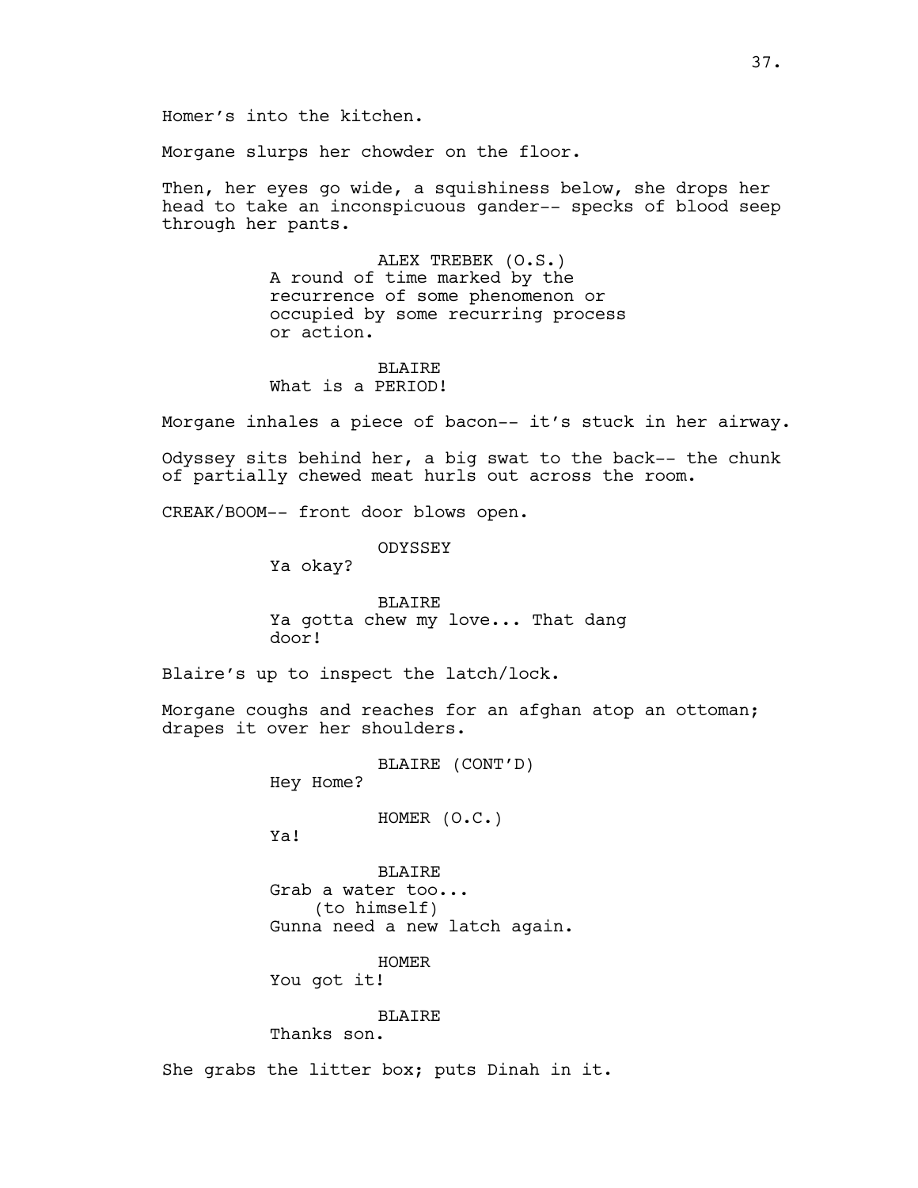Homer's into the kitchen.

Morgane slurps her chowder on the floor.

Then, her eyes go wide, a squishiness below, she drops her head to take an inconspicuous gander-- specks of blood seep through her pants.

ALEX TREBEK (O.S.)
A round of time marked by the recurrence of some phenomenon or occupied by some recurring process or action.

BLAIRE
What is a PERIOD!

Morgane inhales a piece of bacon-- it's stuck in her airway.

Odyssey sits behind her, a big swat to the back-- the chunk of partially chewed meat hurls out across the room.

CREAK/BOOM-- front door blows open.

ODYSSEY
Ya okay?

BLAIRE
Ya gotta chew my love... That dang door!

Blaire's up to inspect the latch/lock.

Morgane coughs and reaches for an afghan atop an ottoman; drapes it over her shoulders.

BLAIRE (CONT'D)
Hey Home?

HOMER (O.C.)
Ya!

BLAIRE
Grab a water too...
(to himself)
Gunna need a new latch again.

HOMER
You got it!

BLAIRE
Thanks son.

She grabs the litter box; puts Dinah in it.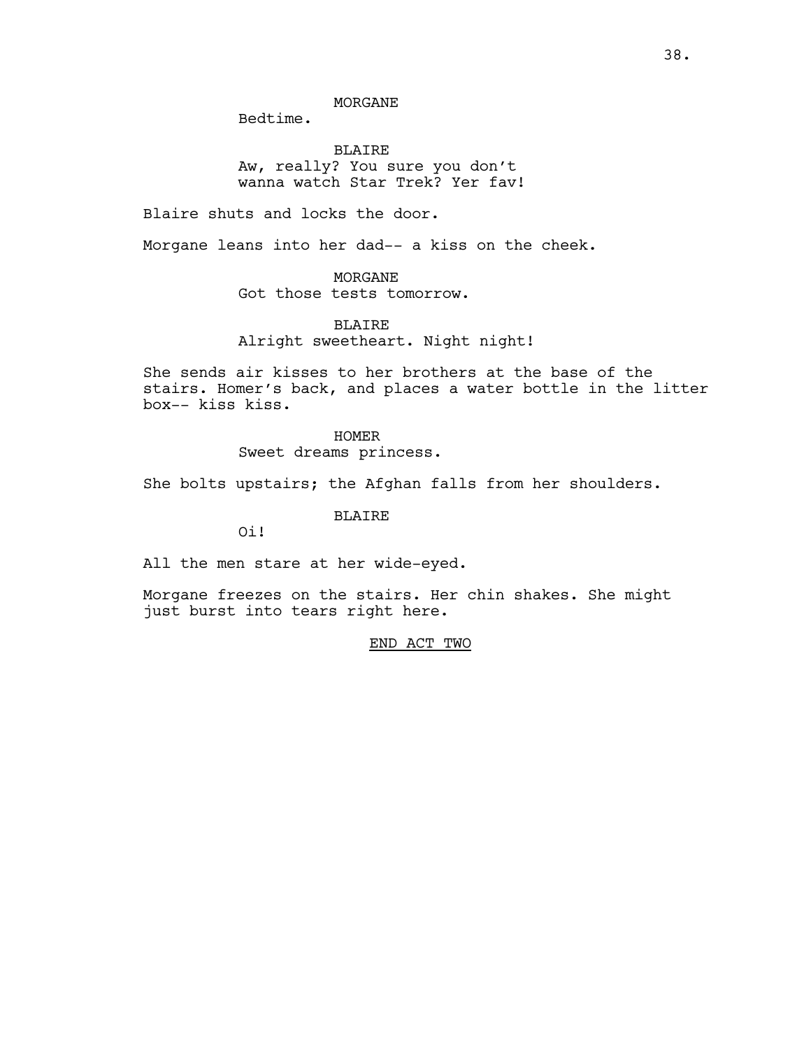MORGANE

Bedtime.

BLAIRE

Aw, really? You sure you don't wanna watch Star Trek? Yer fav!

Blaire shuts and locks the door.

Morgane leans into her dad-- a kiss on the cheek.

MORGANE

Got those tests tomorrow.

BLAIRE

Alright sweetheart. Night night!

She sends air kisses to her brothers at the base of the stairs. Homer's back, and places a water bottle in the litter box-- kiss kiss.

HOMER

Sweet dreams princess.

She bolts upstairs; the Afghan falls from her shoulders.

BLAIRE

Oi!

All the men stare at her wide-eyed.

Morgane freezes on the stairs. Her chin shakes. She might just burst into tears right here.

END ACT TWO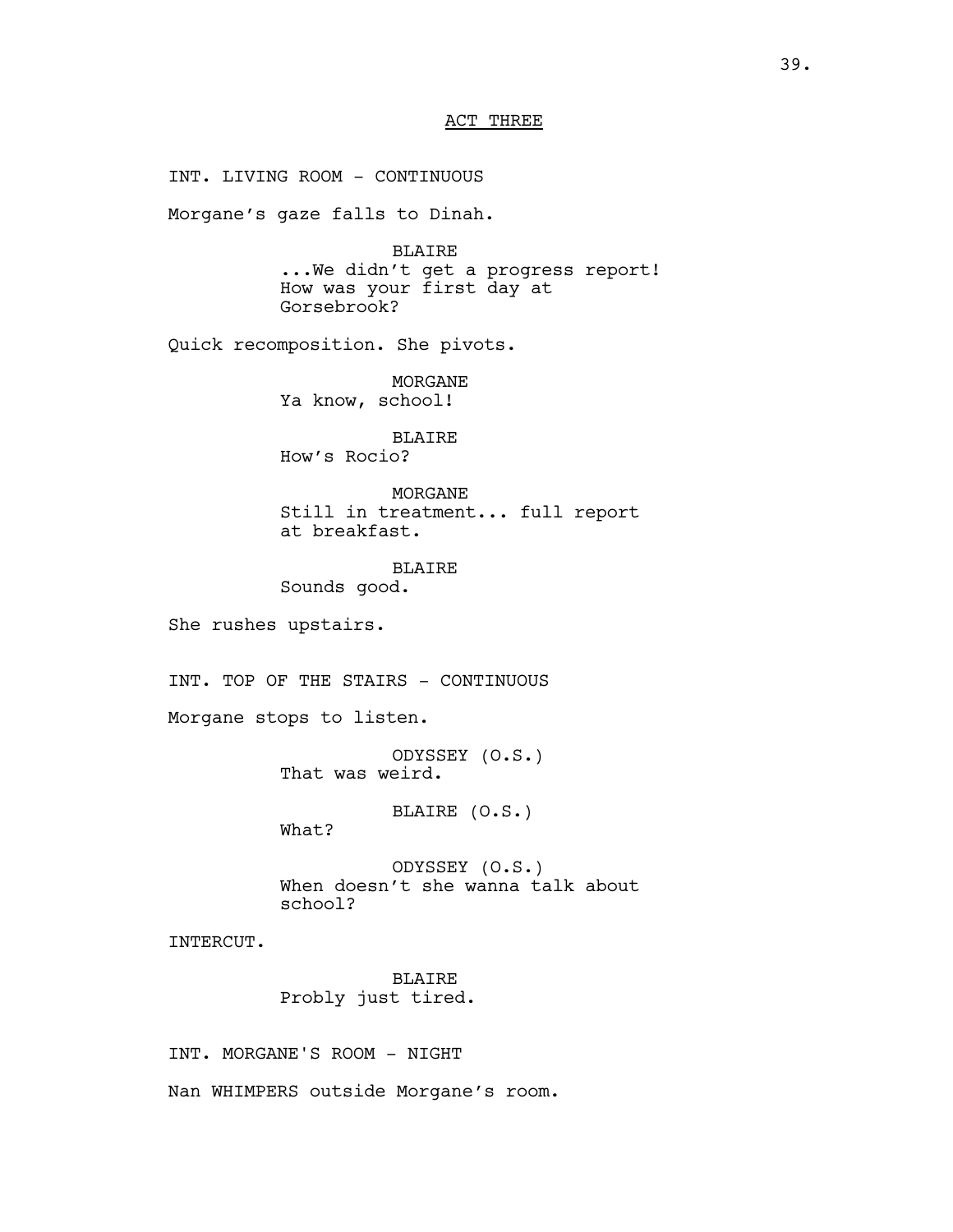ACT THREE

INT. LIVING ROOM - CONTINUOUS

Morgane's gaze falls to Dinah.

BLAIRE
...We didn't get a progress report! How was your first day at Gorsebrook?

Quick recomposition. She pivots.

MORGANE
Ya know, school!

BLAIRE
How's Rocio?

MORGANE
Still in treatment... full report at breakfast.

BLAIRE
Sounds good.

She rushes upstairs.

INT. TOP OF THE STAIRS - CONTINUOUS

Morgane stops to listen.

ODYSSEY (O.S.)
That was weird.

BLAIRE (O.S.)
What?

ODYSSEY (O.S.)
When doesn't she wanna talk about school?

INTERCUT.

BLAIRE
Probly just tired.

INT. MORGANE'S ROOM - NIGHT

Nan WHIMPERS outside Morgane's room.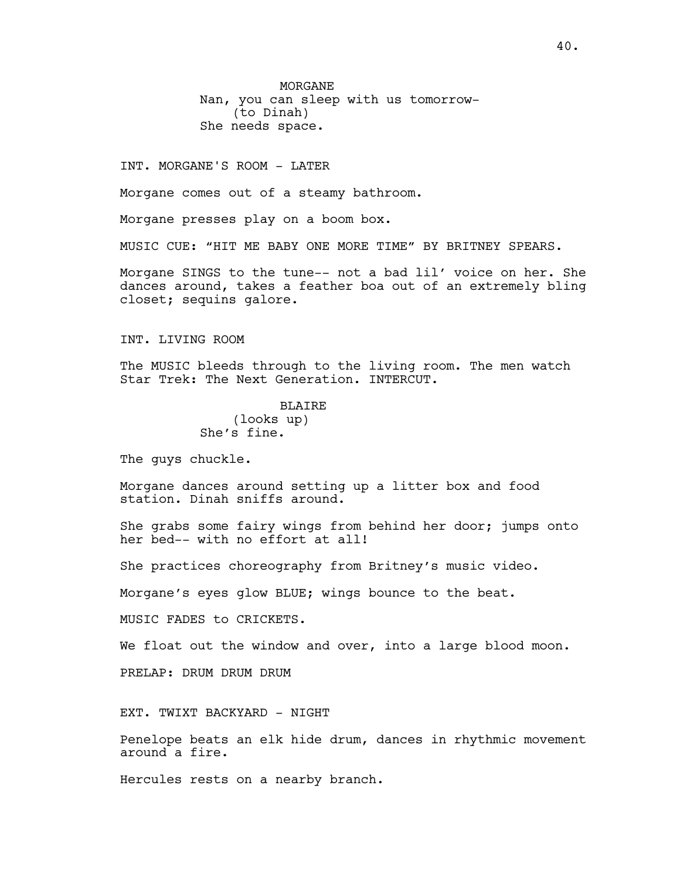MORGANE
Nan, you can sleep with us tomorrow-
(to Dinah)
She needs space.

INT. MORGANE'S ROOM - LATER

Morgane comes out of a steamy bathroom.

Morgane presses play on a boom box.

MUSIC CUE: “HIT ME BABY ONE MORE TIME” BY BRITNEY SPEARS.

Morgane SINGS to the tune-- not a bad lil’ voice on her. She dances around, takes a feather boa out of an extremely bling closet; sequins galore.

INT. LIVING ROOM

The MUSIC bleeds through to the living room. The men watch Star Trek: The Next Generation. INTERCUT.

BLAIRE
(looks up)
She’s fine.

The guys chuckle.

Morgane dances around setting up a litter box and food station. Dinah sniffs around.

She grabs some fairy wings from behind her door; jumps onto her bed-- with no effort at all!

She practices choreography from Britney’s music video.

Morgane’s eyes glow BLUE; wings bounce to the beat.

MUSIC FADES to CRICKETS.

We float out the window and over, into a large blood moon.

PRELAP: DRUM DRUM DRUM

EXT. TWIXT BACKYARD - NIGHT

Penelope beats an elk hide drum, dances in rhythmic movement around a fire.

Hercules rests on a nearby branch.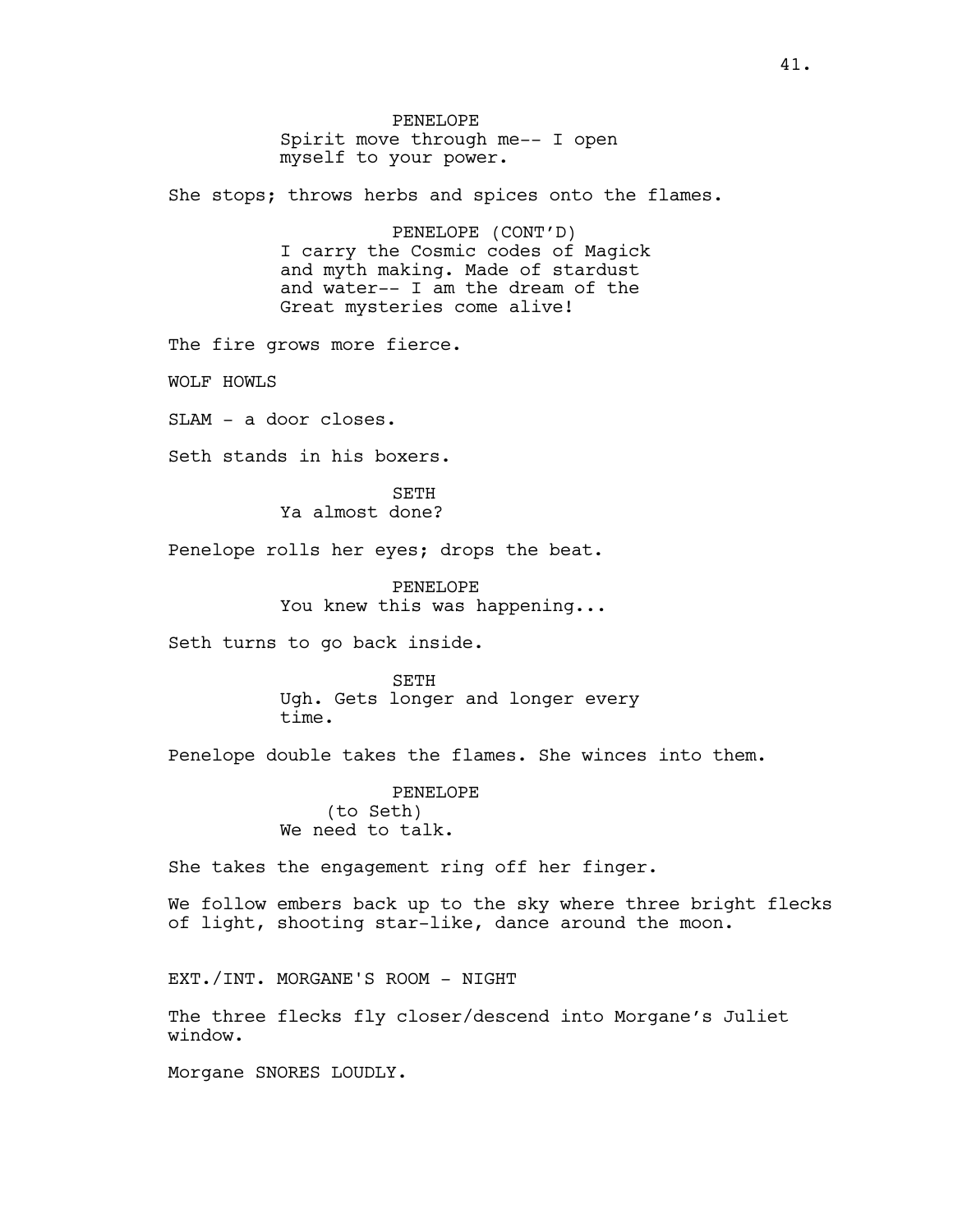PENELOPE
Spirit move through me-- I open myself to your power.

She stops; throws herbs and spices onto the flames.

PENELOPE (CONT'D)
I carry the Cosmic codes of Magick and myth making. Made of stardust and water-- I am the dream of the Great mysteries come alive!

The fire grows more fierce.

WOLF HOWLS

SLAM - a door closes.

Seth stands in his boxers.

SETH
Ya almost done?

Penelope rolls her eyes; drops the beat.

PENELOPE
You knew this was happening...

Seth turns to go back inside.

SETH
Ugh. Gets longer and longer every time.

Penelope double takes the flames. She winces into them.

PENELOPE
(to Seth)
We need to talk.

She takes the engagement ring off her finger.

We follow embers back up to the sky where three bright flecks of light, shooting star-like, dance around the moon.

EXT./INT. MORGANE'S ROOM - NIGHT

The three flecks fly closer/descend into Morgane's Juliet window.

Morgane SNORES LOUDLY.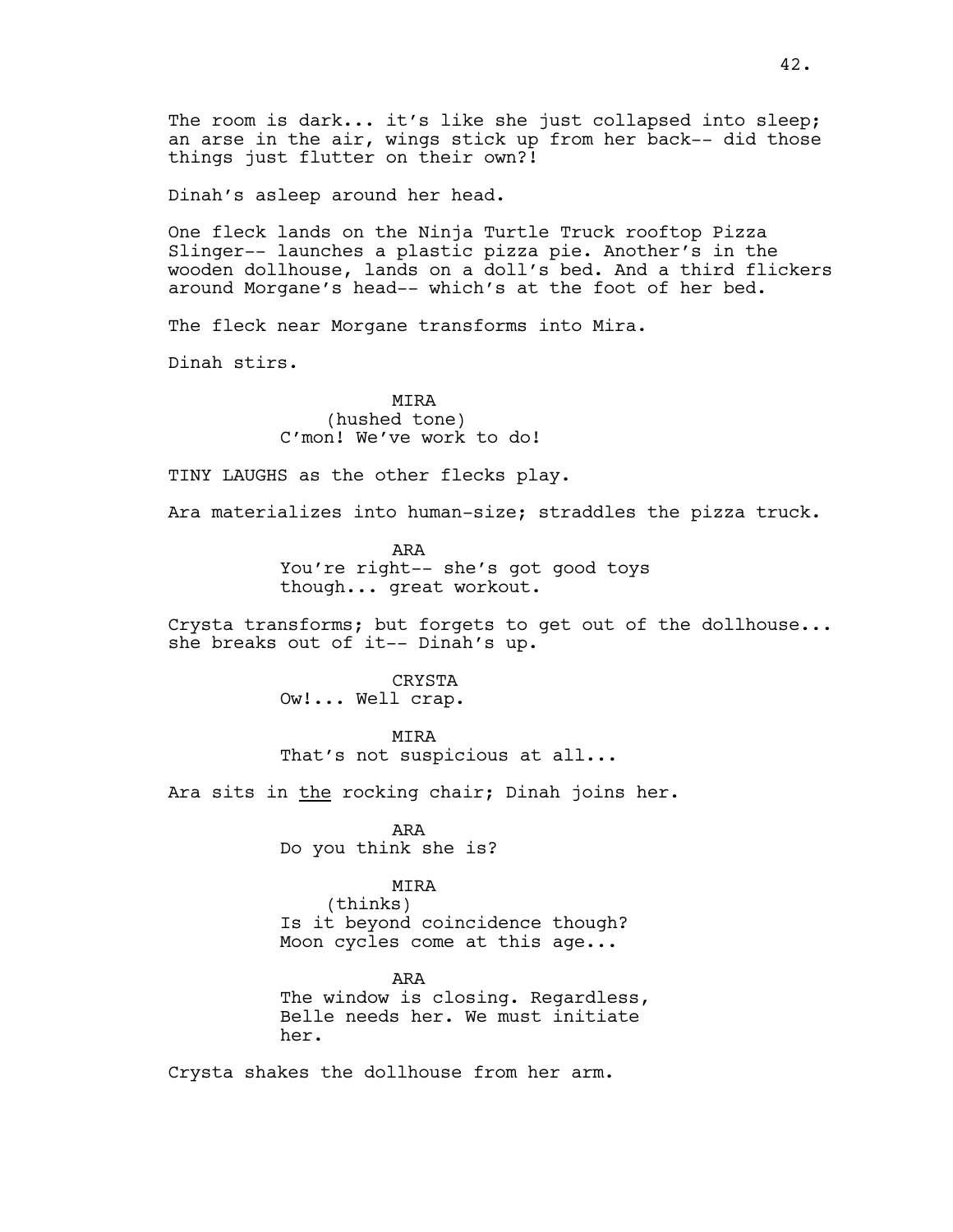The room is dark... it's like she just collapsed into sleep; an arse in the air, wings stick up from her back-- did those things just flutter on their own?!

Dinah's asleep around her head.

One fleck lands on the Ninja Turtle Truck rooftop Pizza Slinger-- launches a plastic pizza pie. Another's in the wooden dollhouse, lands on a doll's bed. And a third flickers around Morgane's head-- which's at the foot of her bed.

The fleck near Morgane transforms into Mira.

Dinah stirs.

MIRA
(hushed tone)
C'mon! We've work to do!

TINY LAUGHS as the other flecks play.

Ara materializes into human-size; straddles the pizza truck.

ARA
You're right-- she's got good toys though... great workout.

Crysta transforms; but forgets to get out of the dollhouse... she breaks out of it-- Dinah's up.

CRYSTA
Ow!... Well crap.

MIRA
That's not suspicious at all...

Ara sits in the rocking chair; Dinah joins her.

ARA
Do you think she is?

MIRA
(thinks)
Is it beyond coincidence though? Moon cycles come at this age...

ARA
The window is closing. Regardless, Belle needs her. We must initiate her.

Crysta shakes the dollhouse from her arm.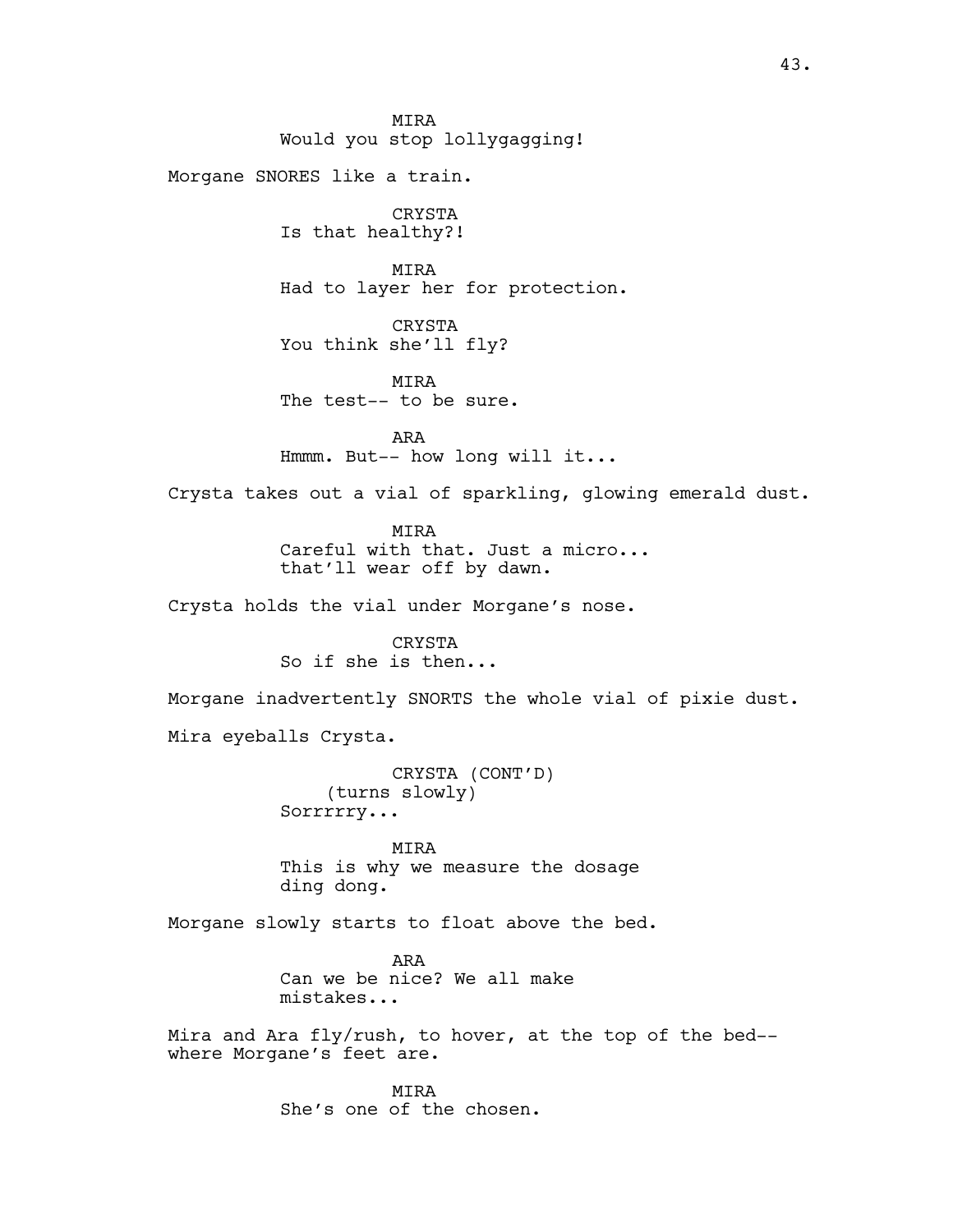MIRA
Would you stop lollygagging!

Morgane SNORES like a train.

CRYSTA
Is that healthy?!

MIRA
Had to layer her for protection.

CRYSTA
You think she'll fly?

MIRA
The test-- to be sure.

ARA
Hmmm. But-- how long will it...

Crysta takes out a vial of sparkling, glowing emerald dust.

MIRA
Careful with that. Just a micro...
that'll wear off by dawn.

Crysta holds the vial under Morgane's nose.

CRYSTA
So if she is then...

Morgane inadvertently SNORTS the whole vial of pixie dust.

Mira eyeballs Crysta.

CRYSTA (CONT'D)
(turns slowly)
Sorrrrry...

MIRA
This is why we measure the dosage
ding dong.

Morgane slowly starts to float above the bed.

ARA
Can we be nice? We all make
mistakes...

Mira and Ara fly/rush, to hover, at the top of the bed--
where Morgane's feet are.

MIRA
She's one of the chosen.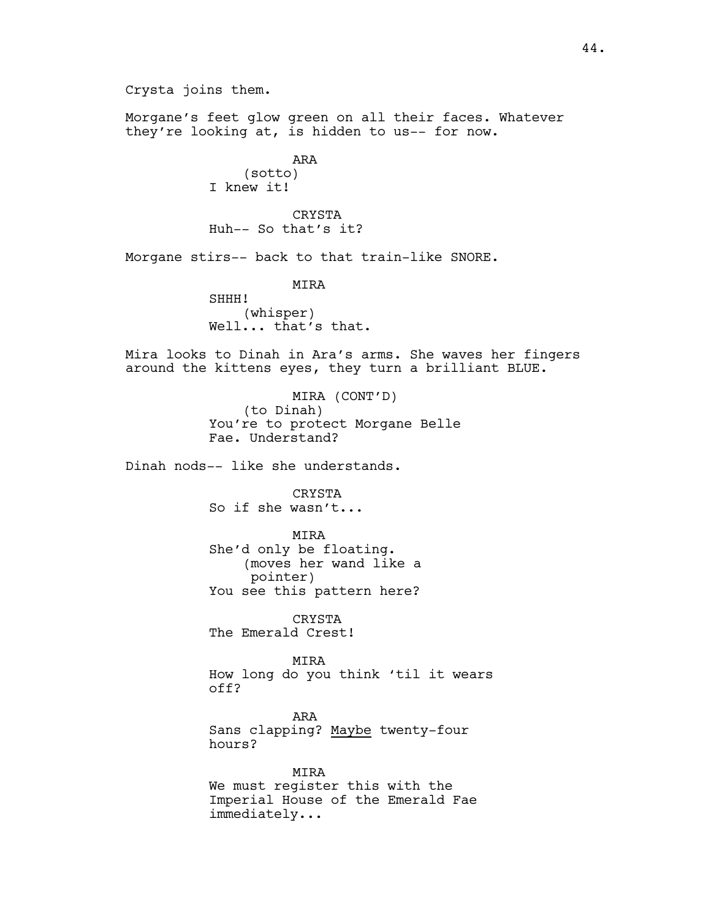Crysta joins them.

Morgane's feet glow green on all their faces. Whatever they're looking at, is hidden to us-- for now.

ARA
(sotto)
I knew it!

CRYSTA
Huh-- So that's it?

Morgane stirs-- back to that train-like SNORE.

MIRA
SHHH!
(whisper)
Well... that's that.

Mira looks to Dinah in Ara's arms. She waves her fingers around the kittens eyes, they turn a brilliant BLUE.

MIRA (CONT'D)
(to Dinah)
You're to protect Morgane Belle Fae. Understand?

Dinah nods-- like she understands.

CRYSTA
So if she wasn't...

MIRA
She'd only be floating.
(moves her wand like a pointer)
You see this pattern here?

CRYSTA
The Emerald Crest!

MIRA
How long do you think 'til it wears off?

ARA
Sans clapping? <u>Maybe</u> twenty-four hours?

MIRA
We must register this with the Imperial House of the Emerald Fae immediately...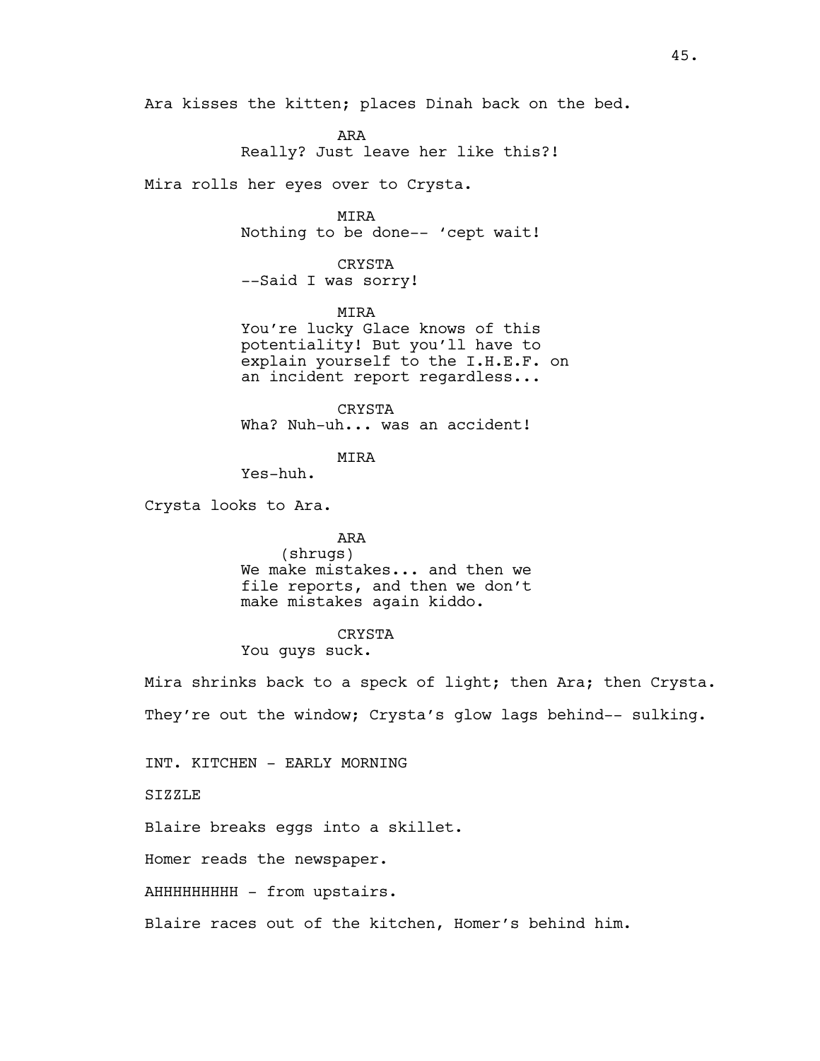Ara kisses the kitten; places Dinah back on the bed.

ARA
Really? Just leave her like this?!

Mira rolls her eyes over to Crysta.

MIRA
Nothing to be done-- 'cept wait!

CRYSTA
--Said I was sorry!

MIRA
You're lucky Glace knows of this potentiality! But you'll have to explain yourself to the I.H.E.F. on an incident report regardless...

CRYSTA
Wha? Nuh-uh... was an accident!

MIRA
Yes-huh.

Crysta looks to Ara.

ARA
(shrugs)
We make mistakes... and then we file reports, and then we don't make mistakes again kiddo.

CRYSTA
You guys suck.

Mira shrinks back to a speck of light; then Ara; then Crysta.

They're out the window; Crysta's glow lags behind-- sulking.

INT. KITCHEN - EARLY MORNING

SIZZLE

Blaire breaks eggs into a skillet.

Homer reads the newspaper.

AHHHHHHHHH - from upstairs.

Blaire races out of the kitchen, Homer's behind him.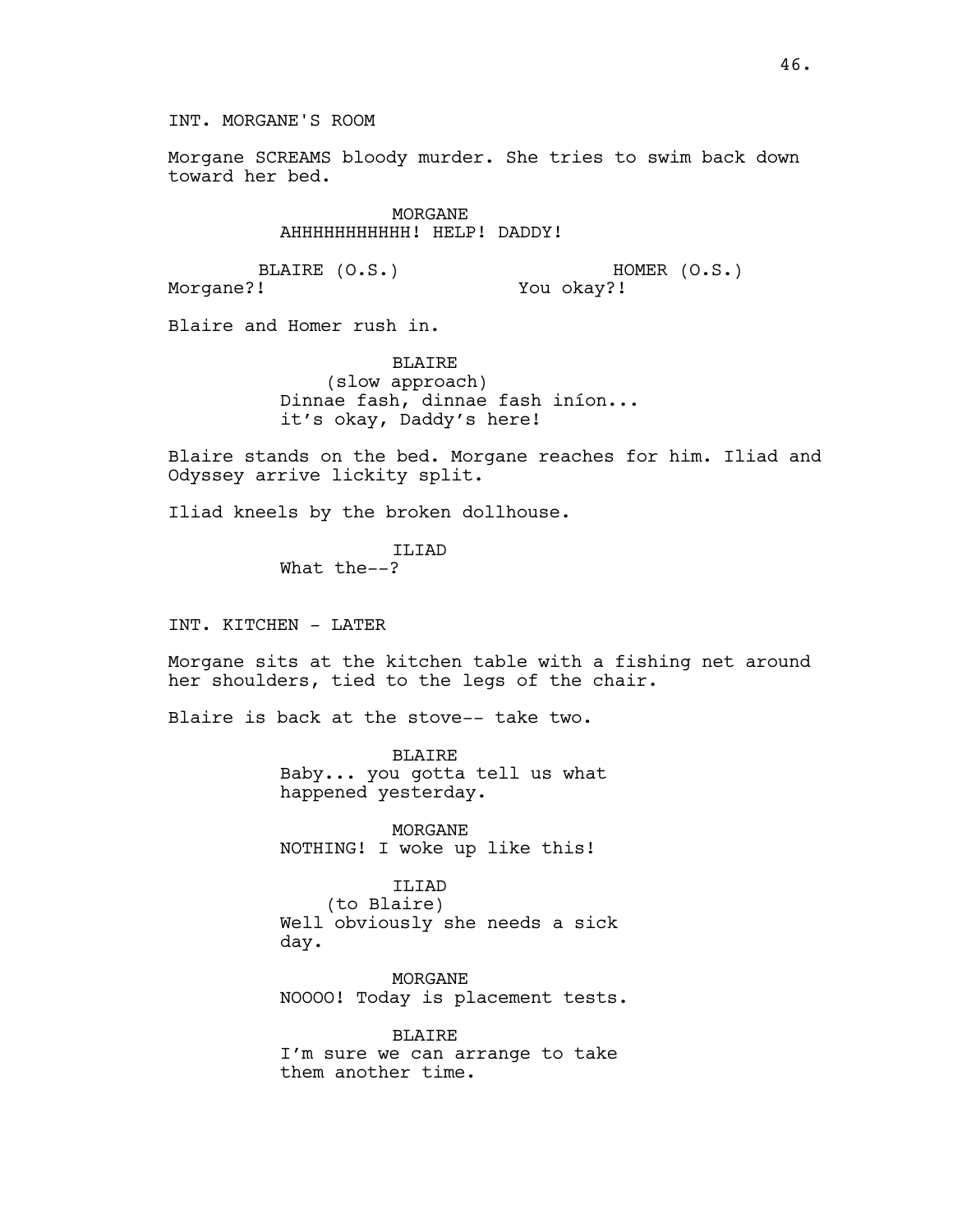INT. MORGANE'S ROOM

Morgane SCREAMS bloody murder. She tries to swim back down toward her bed.

MORGANE
AHHHHHHHHHHH! HELP! DADDY!

BLAIRE (O.S.)
Morgane?!

HOMER (O.S.)
You okay?!

Blaire and Homer rush in.

BLAIRE
(slow approach)
Dinnae fash, dinnae fash iníon...
it's okay, Daddy's here!

Blaire stands on the bed. Morgane reaches for him. Iliad and Odyssey arrive lickity split.

Iliad kneels by the broken dollhouse.

ILIAD
What the--?

INT. KITCHEN - LATER

Morgane sits at the kitchen table with a fishing net around her shoulders, tied to the legs of the chair.

Blaire is back at the stove-- take two.

BLAIRE
Baby... you gotta tell us what happened yesterday.

MORGANE
NOTHING! I woke up like this!

ILIAD
(to Blaire)
Well obviously she needs a sick day.

MORGANE
NOOOO! Today is placement tests.

BLAIRE
I'm sure we can arrange to take them another time.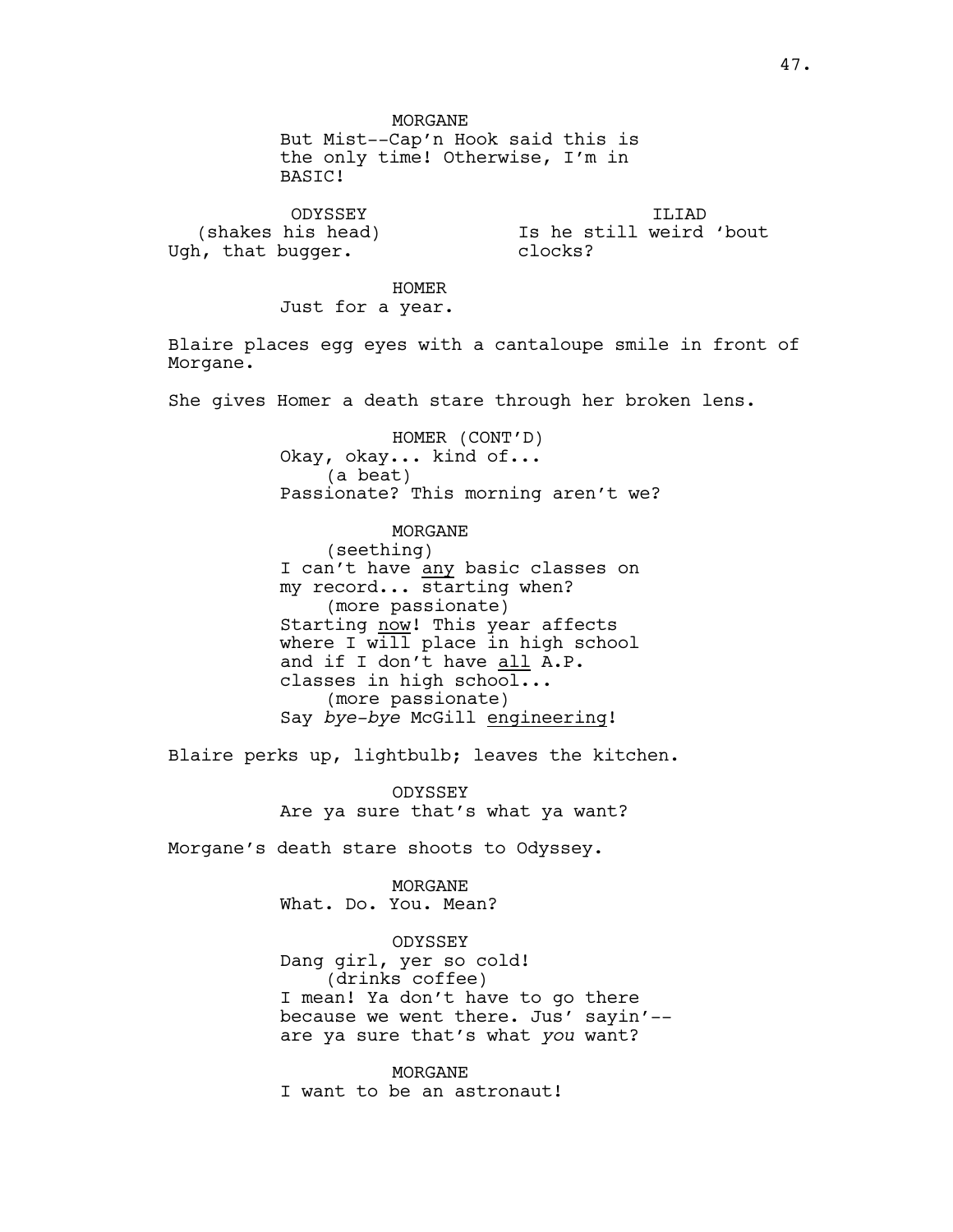MORGANE
But Mist--Cap'n Hook said this is the only time! Otherwise, I'm in BASIC!

ODYSSEY
(shakes his head)
Ugh, that bugger.

ILIAD
Is he still weird 'bout clocks?

HOMER
Just for a year.

Blaire places egg eyes with a cantaloupe smile in front of Morgane.

She gives Homer a death stare through her broken lens.

HOMER (CONT'D)
Okay, okay... kind of...
(a beat)
Passionate? This morning aren't we?

MORGANE
(seething)
I can't have <u>any</u> basic classes on my record... starting when?
(more passionate)
Starting <u>now</u>! This year affects where I <u>will</u> place in high school and if I don't have <u>all</u> A.P. classes in high school...
(more passionate)
Say *bye-bye* McGill <u>engineering</u>!

Blaire perks up, lightbulb; leaves the kitchen.

ODYSSEY
Are ya sure that's what ya want?

Morgane's death stare shoots to Odyssey.

MORGANE
What. Do. You. Mean?

ODYSSEY
Dang girl, yer so cold!
(drinks coffee)
I mean! Ya don't have to go there because we went there. Jus' sayin'-- are ya sure that's what *you* want?

MORGANE
I want to be an astronaut!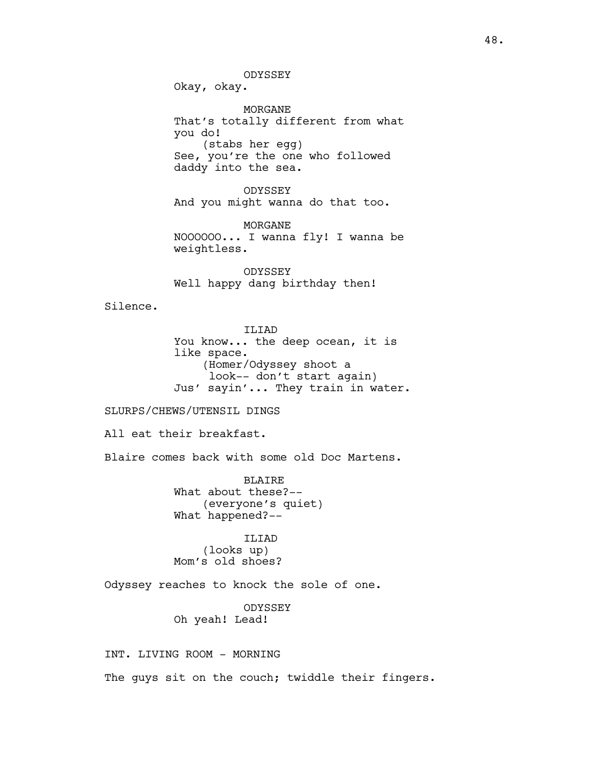ODYSSEY
Okay, okay.

MORGANE
That's totally different from what you do!
(stabs her egg)
See, you're the one who followed daddy into the sea.

ODYSSEY
And you might wanna do that too.

MORGANE
NOOOOOO... I wanna fly! I wanna be weightless.

ODYSSEY
Well happy dang birthday then!

Silence.

ILIAD
You know... the deep ocean, it is like space.
(Homer/Odyssey shoot a look-- don't start again)
Jus' sayin'... They train in water.

SLURPS/CHEWS/UTENSIL DINGS

All eat their breakfast.

Blaire comes back with some old Doc Martens.

BLAIRE
What about these?--
(everyone's quiet)
What happened?--

ILIAD
(looks up)
Mom's old shoes?

Odyssey reaches to knock the sole of one.

ODYSSEY
Oh yeah! Lead!

INT. LIVING ROOM - MORNING

The guys sit on the couch; twiddle their fingers.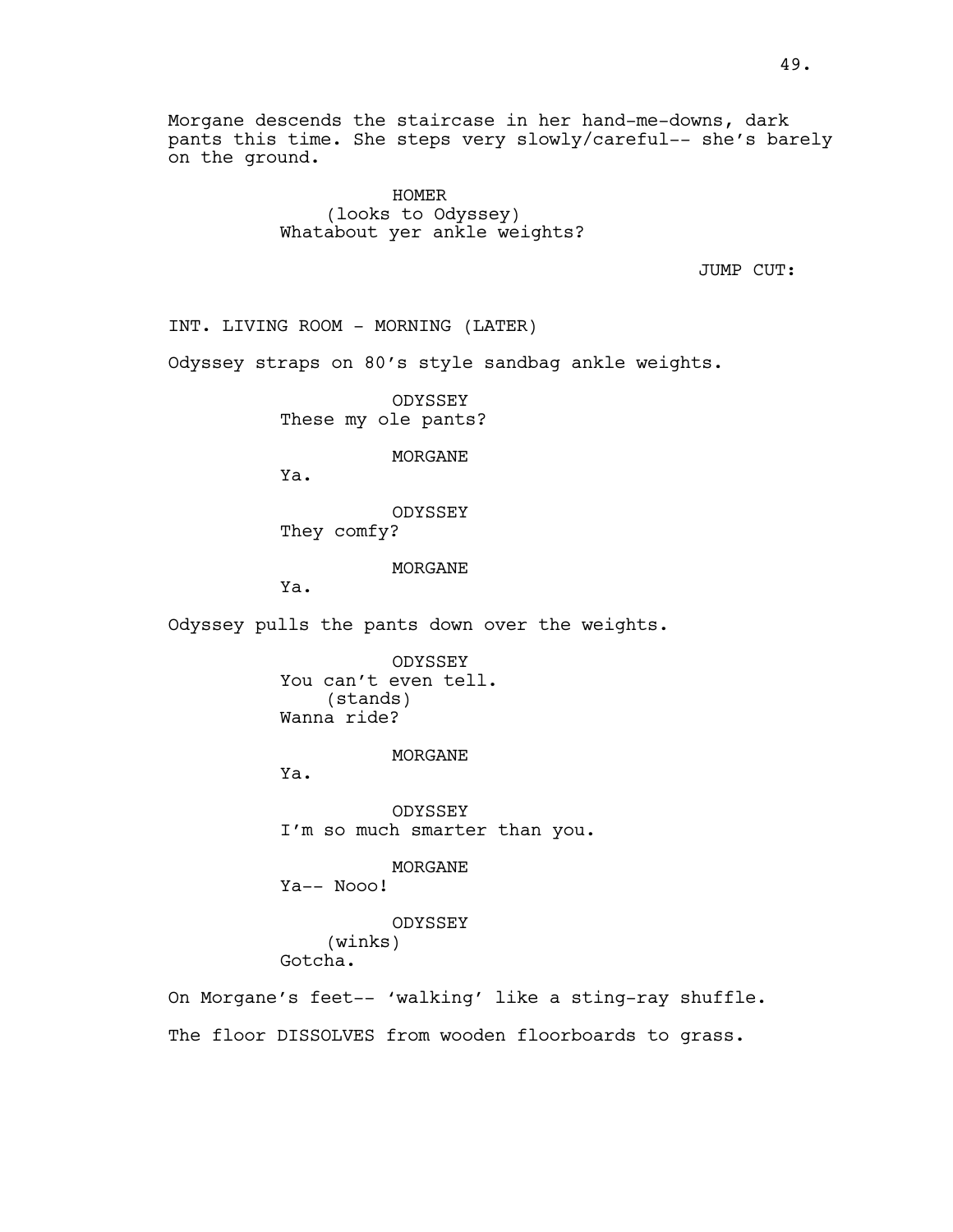Morgane descends the staircase in her hand-me-downs, dark pants this time. She steps very slowly/careful-- she's barely on the ground.

HOMER
(looks to Odyssey)
Whatabout yer ankle weights?

JUMP CUT:

INT. LIVING ROOM - MORNING (LATER)

Odyssey straps on 80's style sandbag ankle weights.

ODYSSEY
These my ole pants?

MORGANE
Ya.

ODYSSEY
They comfy?

MORGANE
Ya.

Odyssey pulls the pants down over the weights.

ODYSSEY
You can't even tell.
(stands)
Wanna ride?

MORGANE
Ya.

ODYSSEY
I'm so much smarter than you.

MORGANE
Ya-- Nooo!

ODYSSEY
(winks)
Gotcha.

On Morgane's feet-- 'walking' like a sting-ray shuffle.

The floor DISSOLVES from wooden floorboards to grass.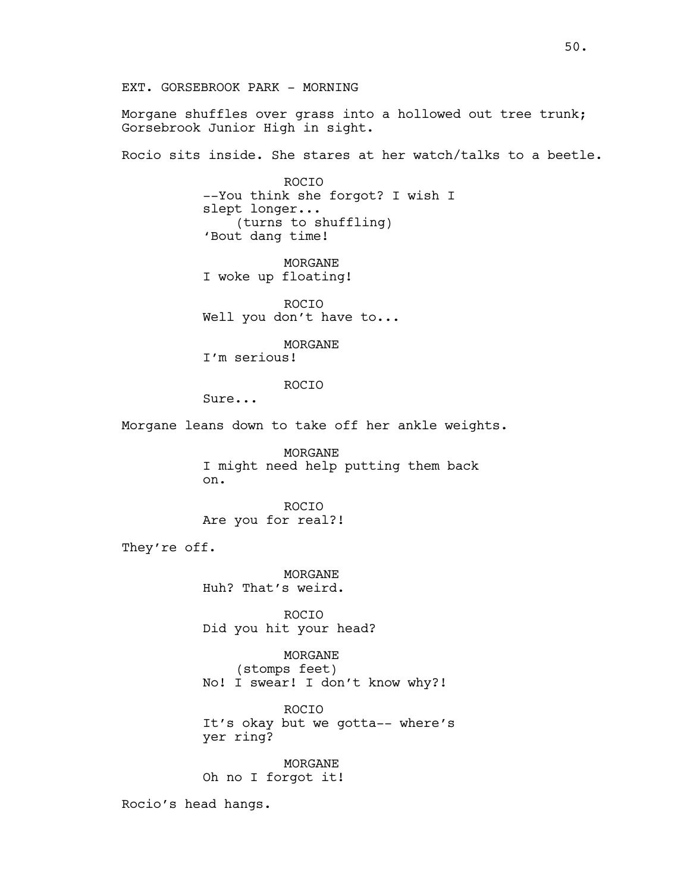EXT. GORSEBROOK PARK - MORNING

Morgane shuffles over grass into a hollowed out tree trunk; Gorsebrook Junior High in sight.

Rocio sits inside. She stares at her watch/talks to a beetle.

ROCIO
--You think she forgot? I wish I slept longer...
(turns to shuffling)
'Bout dang time!

MORGANE
I woke up floating!

ROCIO
Well you don't have to...

MORGANE
I'm serious!

ROCIO
Sure...

Morgane leans down to take off her ankle weights.

MORGANE
I might need help putting them back on.

ROCIO
Are you for real?!

They're off.

MORGANE
Huh? That's weird.

ROCIO
Did you hit your head?

MORGANE
(stomps feet)
No! I swear! I don't know why?!

ROCIO
It's okay but we gotta-- where's yer ring?

MORGANE
Oh no I forgot it!

Rocio's head hangs.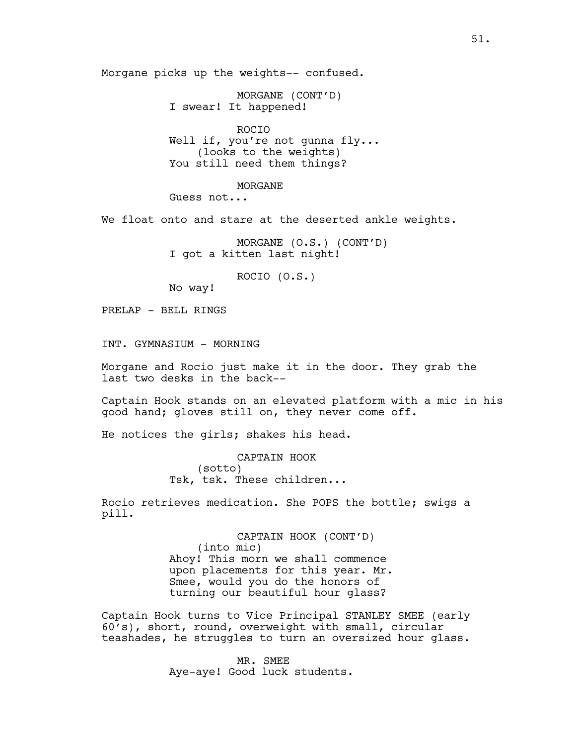Morgane picks up the weights-- confused.

MORGANE (CONT'D)
I swear! It happened!

ROCIO
Well if, you're not gunna fly...
(looks to the weights)
You still need them things?

MORGANE
Guess not...

We float onto and stare at the deserted ankle weights.

MORGANE (O.S.) (CONT'D)
I got a kitten last night!

ROCIO (O.S.)
No way!

PRELAP - BELL RINGS

INT. GYMNASIUM - MORNING

Morgane and Rocio just make it in the door. They grab the last two desks in the back--

Captain Hook stands on an elevated platform with a mic in his good hand; gloves still on, they never come off.

He notices the girls; shakes his head.

CAPTAIN HOOK
(sotto)
Tsk, tsk. These children...

Rocio retrieves medication. She POPS the bottle; swigs a pill.

CAPTAIN HOOK (CONT'D)
(into mic)
Ahoy! This morn we shall commence upon placements for this year. Mr. Smee, would you do the honors of turning our beautiful hour glass?

Captain Hook turns to Vice Principal STANLEY SMEE (early 60's), short, round, overweight with small, circular teashades, he struggles to turn an oversized hour glass.

MR. SMEE
Aye-aye! Good luck students.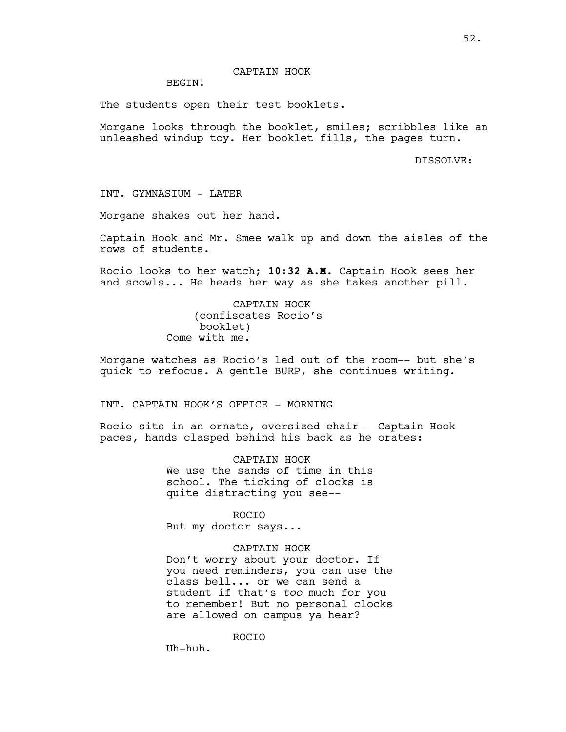CAPTAIN HOOK

BEGIN!

The students open their test booklets.

Morgane looks through the booklet, smiles; scribbles like an unleashed windup toy. Her booklet fills, the pages turn.

DISSOLVE:

INT. GYMNASIUM - LATER

Morgane shakes out her hand.

Captain Hook and Mr. Smee walk up and down the aisles of the rows of students.

Rocio looks to her watch; **10:32 A.M.** Captain Hook sees her and scowls... He heads her way as she takes another pill.

CAPTAIN HOOK

(confiscates Rocio's booklet)

Come with me.

Morgane watches as Rocio's led out of the room-- but she's quick to refocus. A gentle BURP, she continues writing.

INT. CAPTAIN HOOK'S OFFICE - MORNING

Rocio sits in an ornate, oversized chair-- Captain Hook paces, hands clasped behind his back as he orates:

CAPTAIN HOOK

We use the sands of time in this school. The ticking of clocks is quite distracting you see--

ROCIO

But my doctor says...

CAPTAIN HOOK

Don't worry about your doctor. If you need reminders, you can use the class bell... or we can send a student if that's *too* much for you to remember! But no personal clocks are allowed on campus ya hear?

ROCIO

Uh-huh.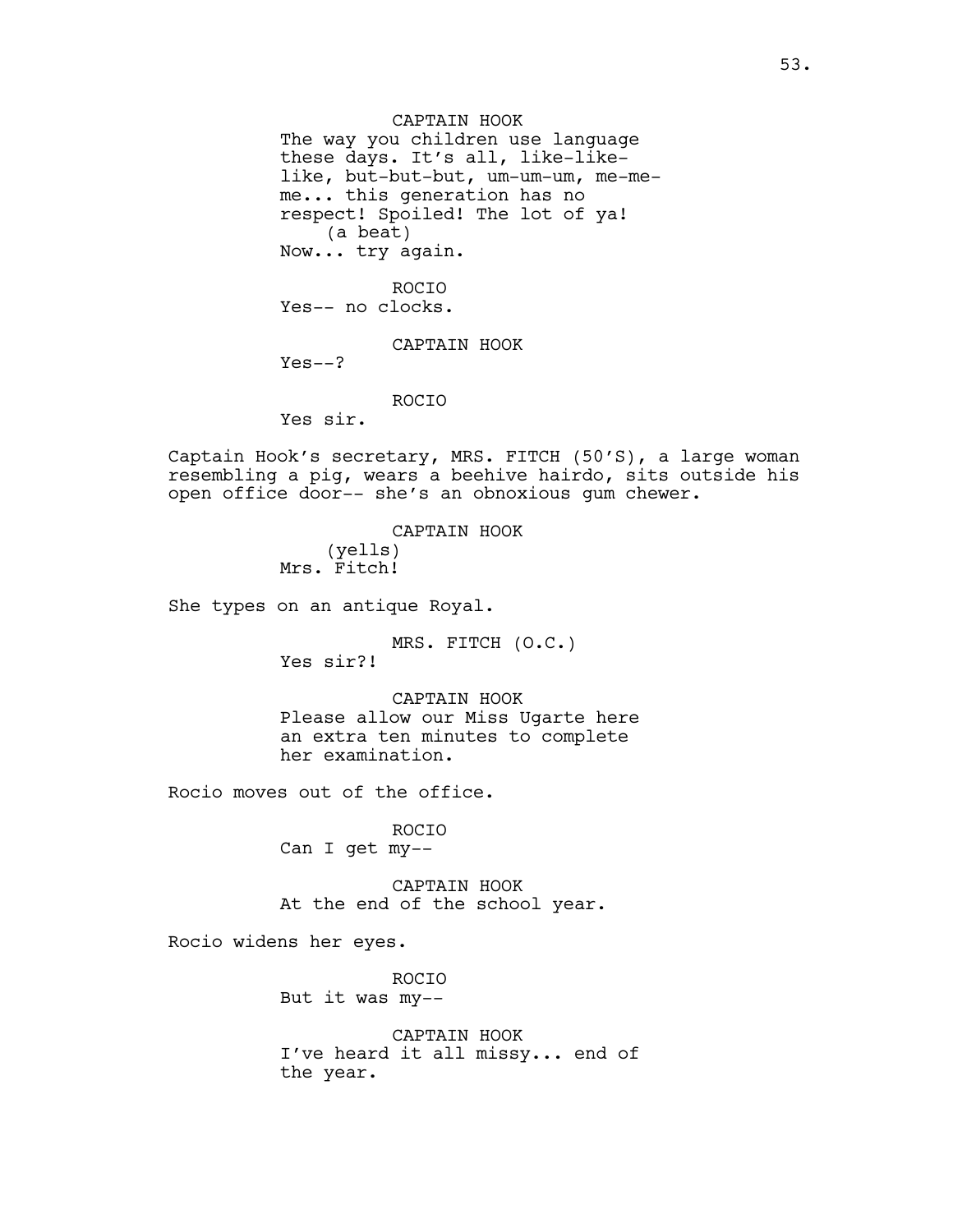CAPTAIN HOOK

The way you children use language these days. It's all, like-like-like, but-but-but, um-um-um, me-me-me... this generation has no respect! Spoiled! The lot of ya!

(a beat)

Now... try again.

ROCIO

Yes-- no clocks.

CAPTAIN HOOK

Yes--?

ROCIO

Yes sir.

Captain Hook's secretary, MRS. FITCH (50'S), a large woman resembling a pig, wears a beehive hairdo, sits outside his open office door-- she's an obnoxious gum chewer.

CAPTAIN HOOK

(yells)

Mrs. Fitch!

She types on an antique Royal.

MRS. FITCH (O.C.)

Yes sir?!

CAPTAIN HOOK

Please allow our Miss Ugarte here an extra ten minutes to complete her examination.

Rocio moves out of the office.

ROCIO

Can I get my--

CAPTAIN HOOK

At the end of the school year.

Rocio widens her eyes.

ROCIO

But it was my--

CAPTAIN HOOK

I've heard it all missy... end of the year.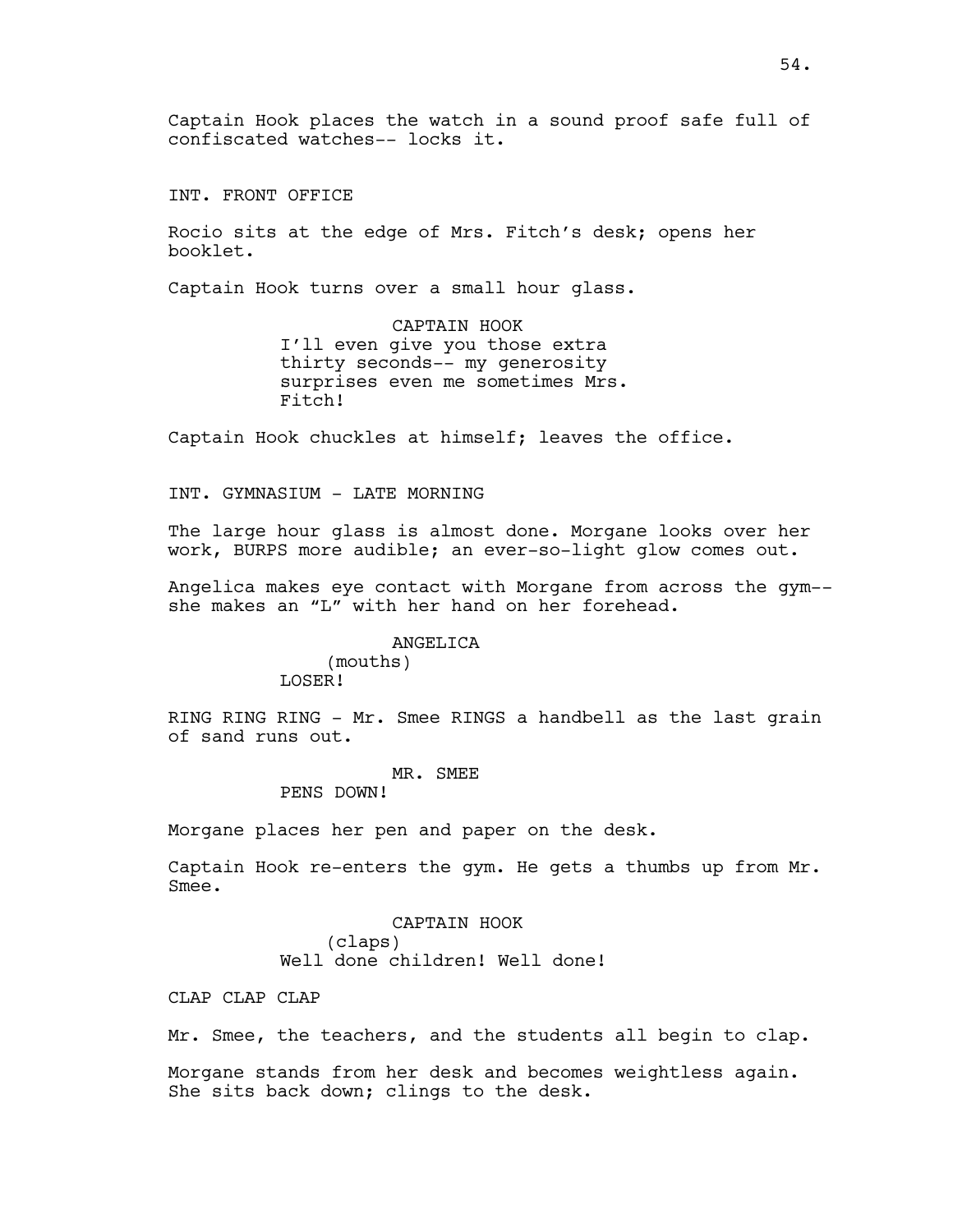Captain Hook places the watch in a sound proof safe full of confiscated watches-- locks it.

INT. FRONT OFFICE

Rocio sits at the edge of Mrs. Fitch's desk; opens her booklet.

Captain Hook turns over a small hour glass.

CAPTAIN HOOK
I'll even give you those extra thirty seconds-- my generosity surprises even me sometimes Mrs. Fitch!

Captain Hook chuckles at himself; leaves the office.

INT. GYMNASIUM - LATE MORNING

The large hour glass is almost done. Morgane looks over her work, BURPS more audible; an ever-so-light glow comes out.

Angelica makes eye contact with Morgane from across the gym-- she makes an "L" with her hand on her forehead.

ANGELICA
(mouths)
LOSER!

RING RING RING - Mr. Smee RINGS a handbell as the last grain of sand runs out.

MR. SMEE
PENS DOWN!

Morgane places her pen and paper on the desk.

Captain Hook re-enters the gym. He gets a thumbs up from Mr. Smee.

CAPTAIN HOOK
(claps)
Well done children! Well done!

CLAP CLAP CLAP

Mr. Smee, the teachers, and the students all begin to clap.

Morgane stands from her desk and becomes weightless again. She sits back down; clings to the desk.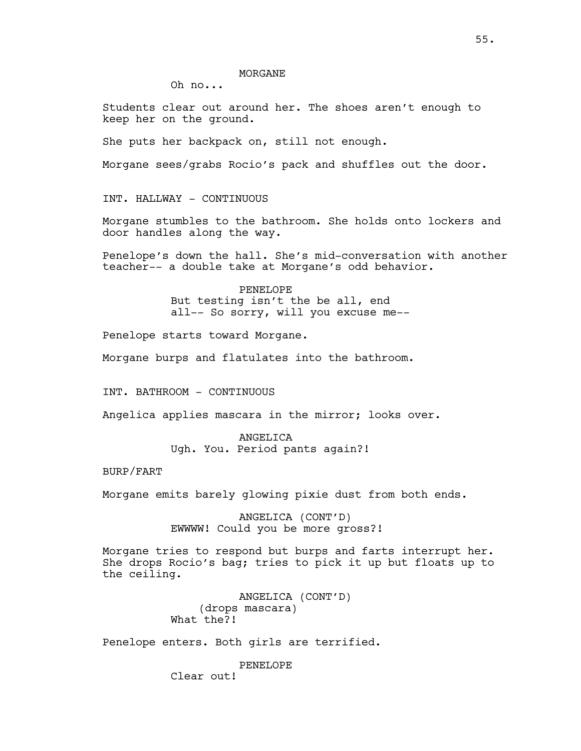MORGANE

Oh no...

Students clear out around her. The shoes aren't enough to keep her on the ground.

She puts her backpack on, still not enough.

Morgane sees/grabs Rocio's pack and shuffles out the door.

INT. HALLWAY - CONTINUOUS

Morgane stumbles to the bathroom. She holds onto lockers and door handles along the way.

Penelope's down the hall. She's mid-conversation with another teacher-- a double take at Morgane's odd behavior.

PENELOPE

But testing isn't the be all, end all-- So sorry, will you excuse me--

Penelope starts toward Morgane.

Morgane burps and flatulates into the bathroom.

INT. BATHROOM - CONTINUOUS

Angelica applies mascara in the mirror; looks over.

ANGELICA

Ugh. You. Period pants again?!

BURP/FART

Morgane emits barely glowing pixie dust from both ends.

ANGELICA (CONT'D)

EWWWW! Could you be more gross?!

Morgane tries to respond but burps and farts interrupt her. She drops Rocio's bag; tries to pick it up but floats up to the ceiling.

ANGELICA (CONT'D)

(drops mascara)

What the?!

Penelope enters. Both girls are terrified.

PENELOPE

Clear out!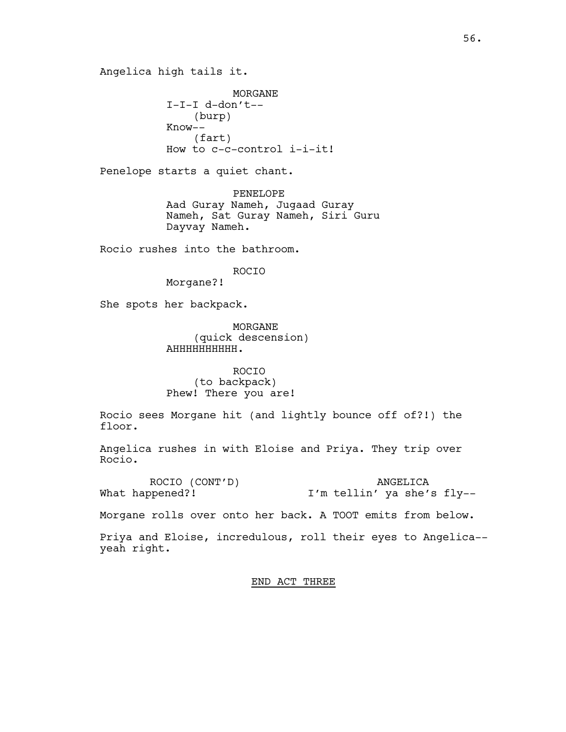Angelica high tails it.

MORGANE
I-I-I d-don't--
(burp)
Know--
(fart)
How to c-c-control i-i-it!

Penelope starts a quiet chant.

PENELOPE
Aad Guray Nameh, Jugaad Guray Nameh, Sat Guray Nameh, Siri Guru Dayvay Nameh.

Rocio rushes into the bathroom.

ROCIO
Morgane?!

She spots her backpack.

MORGANE
(quick descension)
AHHHHHHHHHH.

ROCIO
(to backpack)
Phew! There you are!

Rocio sees Morgane hit (and lightly bounce off of?!) the floor.

Angelica rushes in with Eloise and Priya. They trip over Rocio.

ROCIO (CONT'D)
What happened?!

ANGELICA
I'm tellin' ya she's fly--

Morgane rolls over onto her back. A TOOT emits from below.

Priya and Eloise, incredulous, roll their eyes to Angelica-- yeah right.

END ACT THREE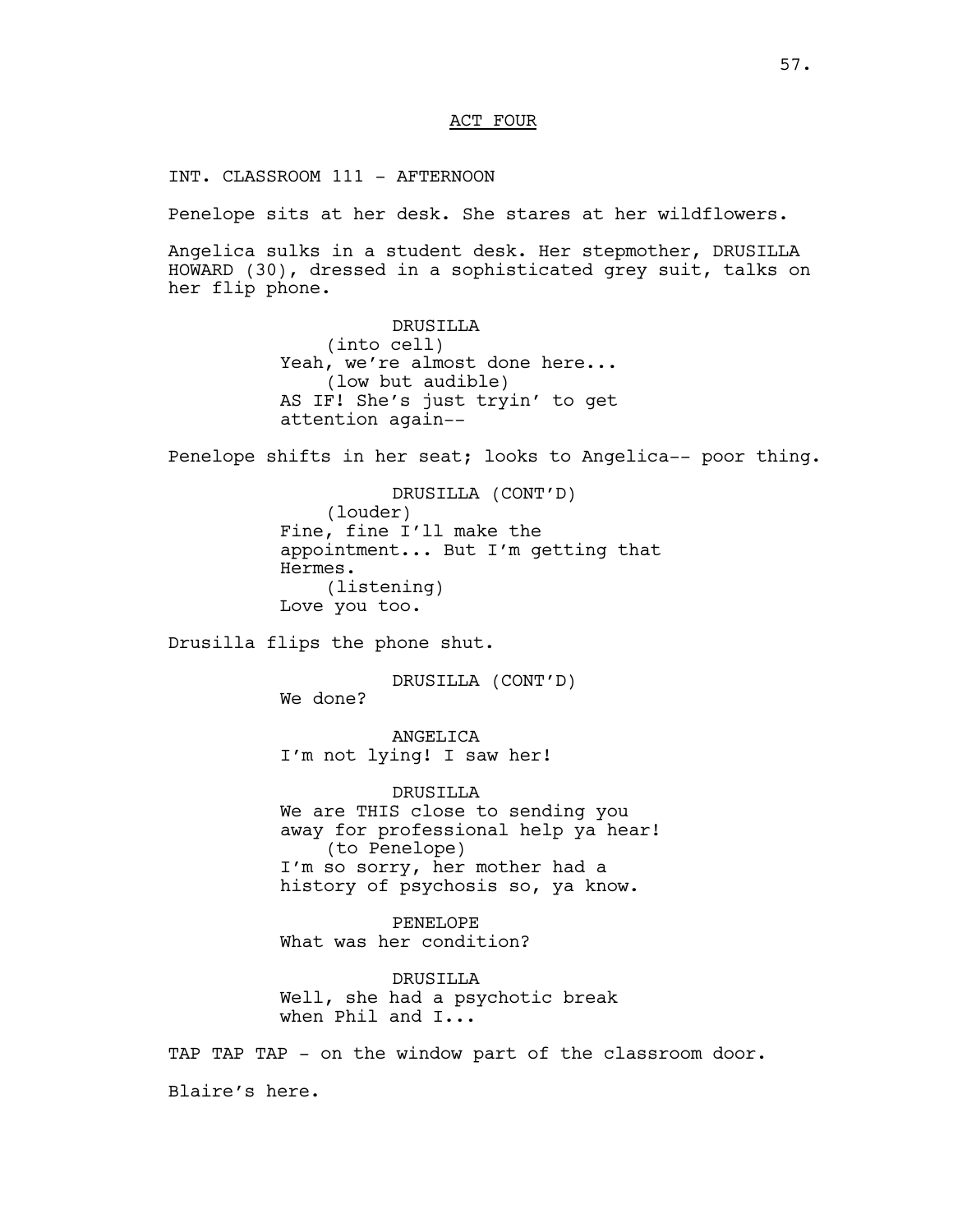ACT FOUR

INT. CLASSROOM 111 - AFTERNOON

Penelope sits at her desk. She stares at her wildflowers.

Angelica sulks in a student desk. Her stepmother, DRUSILLA HOWARD (30), dressed in a sophisticated grey suit, talks on her flip phone.

DRUSILLA
(into cell)
Yeah, we're almost done here...
(low but audible)
AS IF! She's just tryin' to get attention again--

Penelope shifts in her seat; looks to Angelica-- poor thing.

DRUSILLA (CONT'D)
(louder)
Fine, fine I'll make the appointment... But I'm getting that Hermes.
(listening)
Love you too.

Drusilla flips the phone shut.

DRUSILLA (CONT'D)
We done?

ANGELICA
I'm not lying! I saw her!

DRUSILLA
We are THIS close to sending you away for professional help ya hear!
(to Penelope)
I'm so sorry, her mother had a history of psychosis so, ya know.

PENELOPE
What was her condition?

DRUSILLA
Well, she had a psychotic break when Phil and I...

TAP TAP TAP - on the window part of the classroom door.

Blaire's here.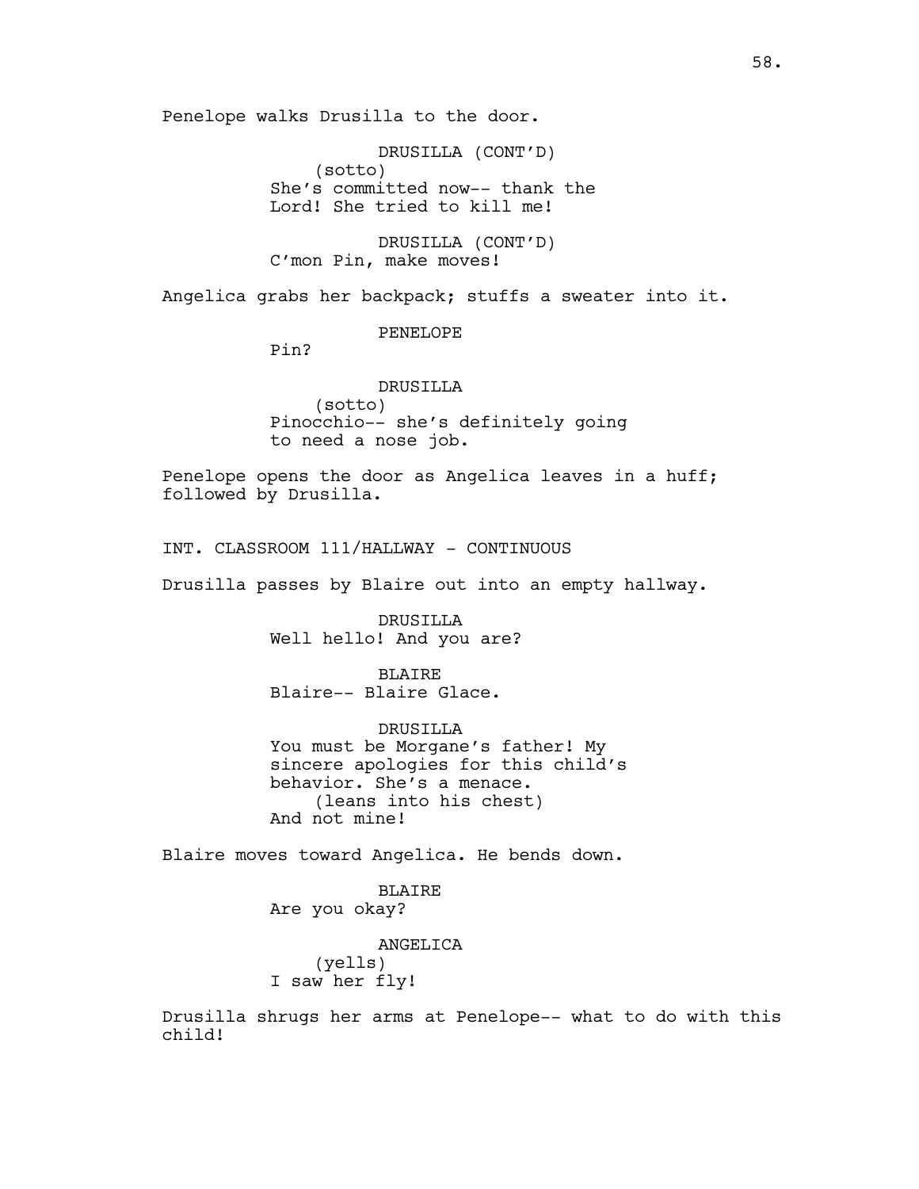Penelope walks Drusilla to the door.

DRUSILLA (CONT'D)
(sotto)
She's committed now-- thank the Lord! She tried to kill me!

DRUSILLA (CONT'D)
C'mon Pin, make moves!

Angelica grabs her backpack; stuffs a sweater into it.

PENELOPE
Pin?

DRUSILLA
(sotto)
Pinocchio-- she's definitely going to need a nose job.

Penelope opens the door as Angelica leaves in a huff; followed by Drusilla.

INT. CLASSROOM 111/HALLWAY - CONTINUOUS

Drusilla passes by Blaire out into an empty hallway.

DRUSILLA
Well hello! And you are?

BLAIRE
Blaire-- Blaire Glace.

DRUSILLA
You must be Morgane's father! My sincere apologies for this child's behavior. She's a menace.
(leans into his chest)
And not mine!

Blaire moves toward Angelica. He bends down.

BLAIRE
Are you okay?

ANGELICA
(yells)
I saw her fly!

Drusilla shrugs her arms at Penelope-- what to do with this child!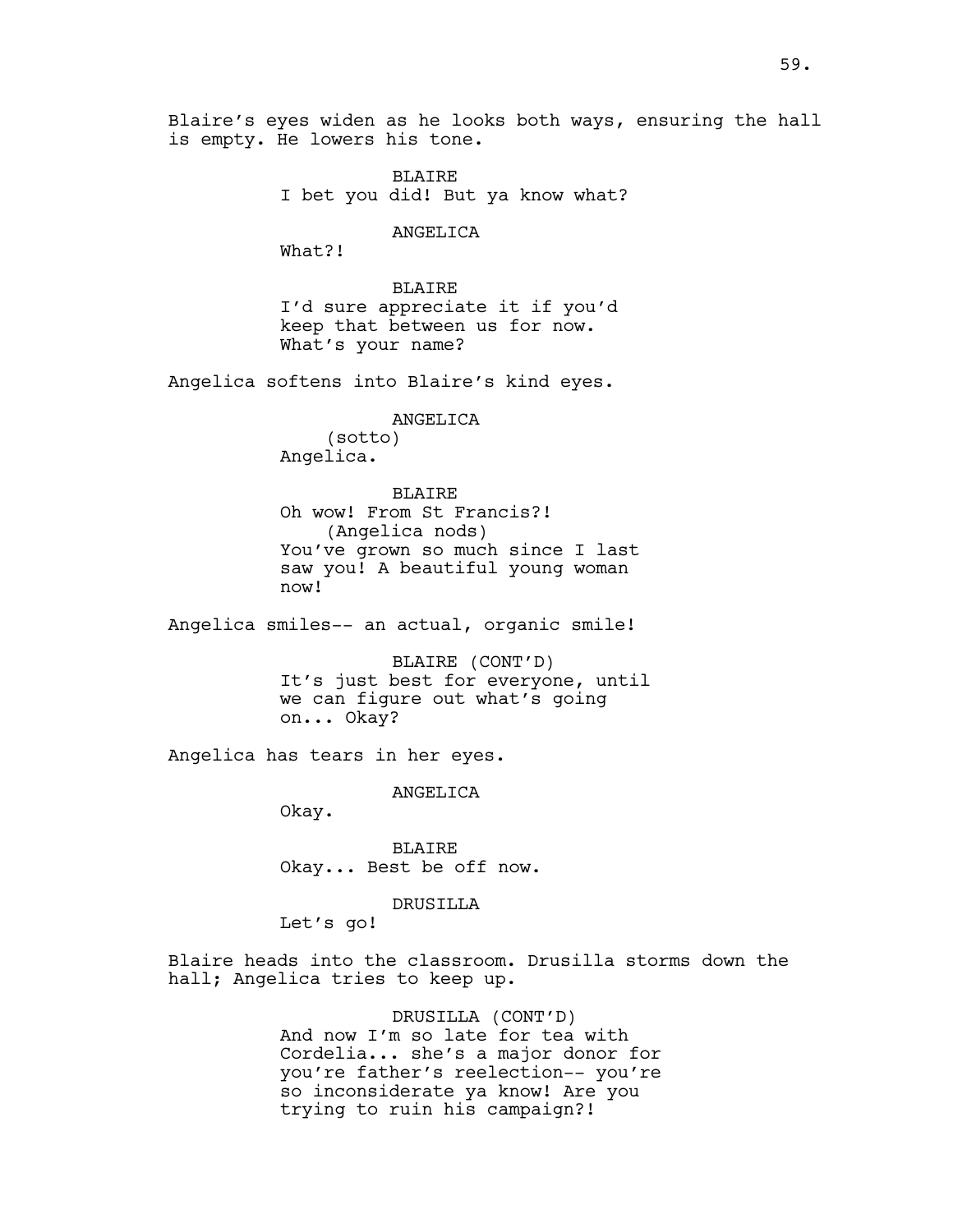Blaire's eyes widen as he looks both ways, ensuring the hall is empty. He lowers his tone.

BLAIRE
I bet you did! But ya know what?

ANGELICA
What?!

BLAIRE
I'd sure appreciate it if you'd keep that between us for now. What's your name?

Angelica softens into Blaire's kind eyes.

ANGELICA
(sotto)
Angelica.

BLAIRE
Oh wow! From St Francis?!
(Angelica nods)
You've grown so much since I last saw you! A beautiful young woman now!

Angelica smiles-- an actual, organic smile!

BLAIRE (CONT'D)
It's just best for everyone, until we can figure out what's going on... Okay?

Angelica has tears in her eyes.

ANGELICA
Okay.

BLAIRE
Okay... Best be off now.

DRUSILLA
Let's go!

Blaire heads into the classroom. Drusilla storms down the hall; Angelica tries to keep up.

DRUSILLA (CONT'D)
And now I'm so late for tea with Cordelia... she's a major donor for you're father's reelection-- you're so inconsiderate ya know! Are you trying to ruin his campaign?!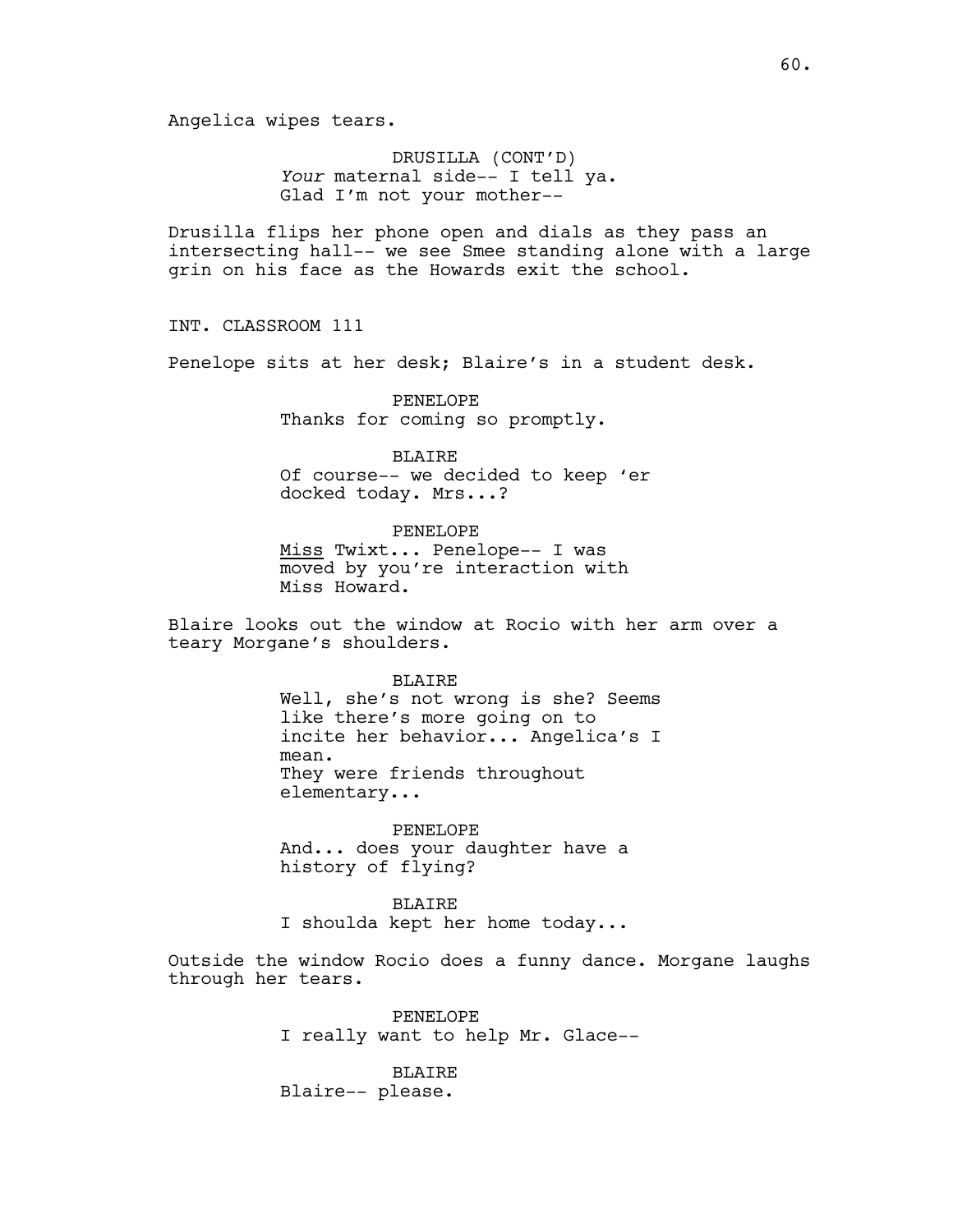Angelica wipes tears.

DRUSILLA (CONT'D)
*Your* maternal side-- I tell ya.
Glad I'm not your mother--

Drusilla flips her phone open and dials as they pass an intersecting hall-- we see Smee standing alone with a large grin on his face as the Howards exit the school.

INT. CLASSROOM 111

Penelope sits at her desk; Blaire's in a student desk.

PENELOPE
Thanks for coming so promptly.

BLAIRE
Of course-- we decided to keep 'er docked today. Mrs...?

PENELOPE
<u>Miss</u> Twixt... Penelope-- I was moved by you're interaction with Miss Howard.

Blaire looks out the window at Rocio with her arm over a teary Morgane's shoulders.

BLAIRE
Well, she's not wrong is she? Seems like there's more going on to incite her behavior... Angelica's I mean.
They were friends throughout elementary...

PENELOPE
And... does your daughter have a history of flying?

BLAIRE
I shoulda kept her home today...

Outside the window Rocio does a funny dance. Morgane laughs through her tears.

PENELOPE
I really want to help Mr. Glace--

BLAIRE
Blaire-- please.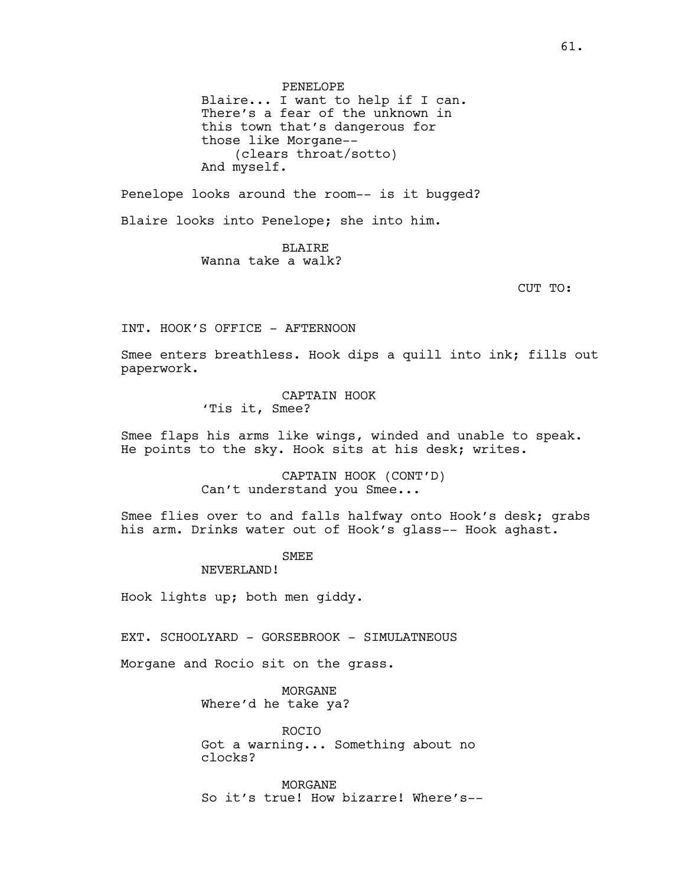PENELOPE
Blaire... I want to help if I can. There's a fear of the unknown in this town that's dangerous for those like Morgane--
(clears throat/sotto)
And myself.

Penelope looks around the room-- is it bugged?

Blaire looks into Penelope; she into him.

BLAIRE
Wanna take a walk?

CUT TO:

INT. HOOK'S OFFICE - AFTERNOON

Smee enters breathless. Hook dips a quill into ink; fills out paperwork.

CAPTAIN HOOK
'Tis it, Smee?

Smee flaps his arms like wings, winded and unable to speak. He points to the sky. Hook sits at his desk; writes.

CAPTAIN HOOK (CONT'D)
Can't understand you Smee...

Smee flies over to and falls halfway onto Hook's desk; grabs his arm. Drinks water out of Hook's glass-- Hook aghast.

SMEE
NEVERLAND!

Hook lights up; both men giddy.

EXT. SCHOOLYARD - GORSEBROOK - SIMULATNEOUS

Morgane and Rocio sit on the grass.

MORGANE
Where'd he take ya?

ROCIO
Got a warning... Something about no clocks?

MORGANE
So it's true! How bizarre! Where's--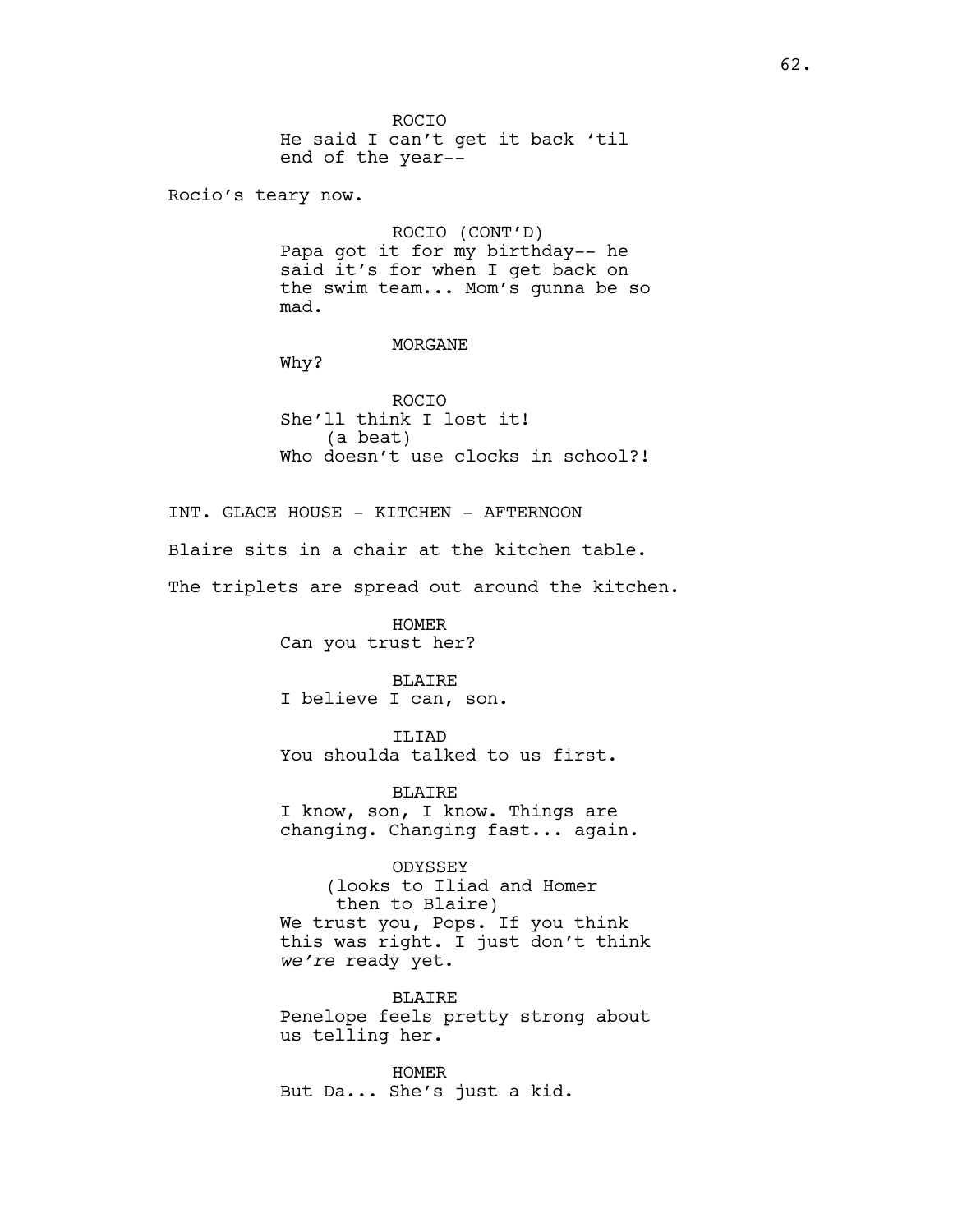ROCIO
He said I can't get it back 'til end of the year--

Rocio's teary now.

ROCIO (CONT'D)
Papa got it for my birthday-- he said it's for when I get back on the swim team... Mom's gunna be so mad.

MORGANE
Why?

ROCIO
She'll think I lost it!
(a beat)
Who doesn't use clocks in school?!

INT. GLACE HOUSE - KITCHEN - AFTERNOON

Blaire sits in a chair at the kitchen table.

The triplets are spread out around the kitchen.

HOMER
Can you trust her?

BLAIRE
I believe I can, son.

ILIAD
You shoulda talked to us first.

BLAIRE
I know, son, I know. Things are changing. Changing fast... again.

ODYSSEY
(looks to Iliad and Homer then to Blaire)
We trust you, Pops. If you think this was right. I just don't think *we're* ready yet.

BLAIRE
Penelope feels pretty strong about us telling her.

HOMER
But Da... She's just a kid.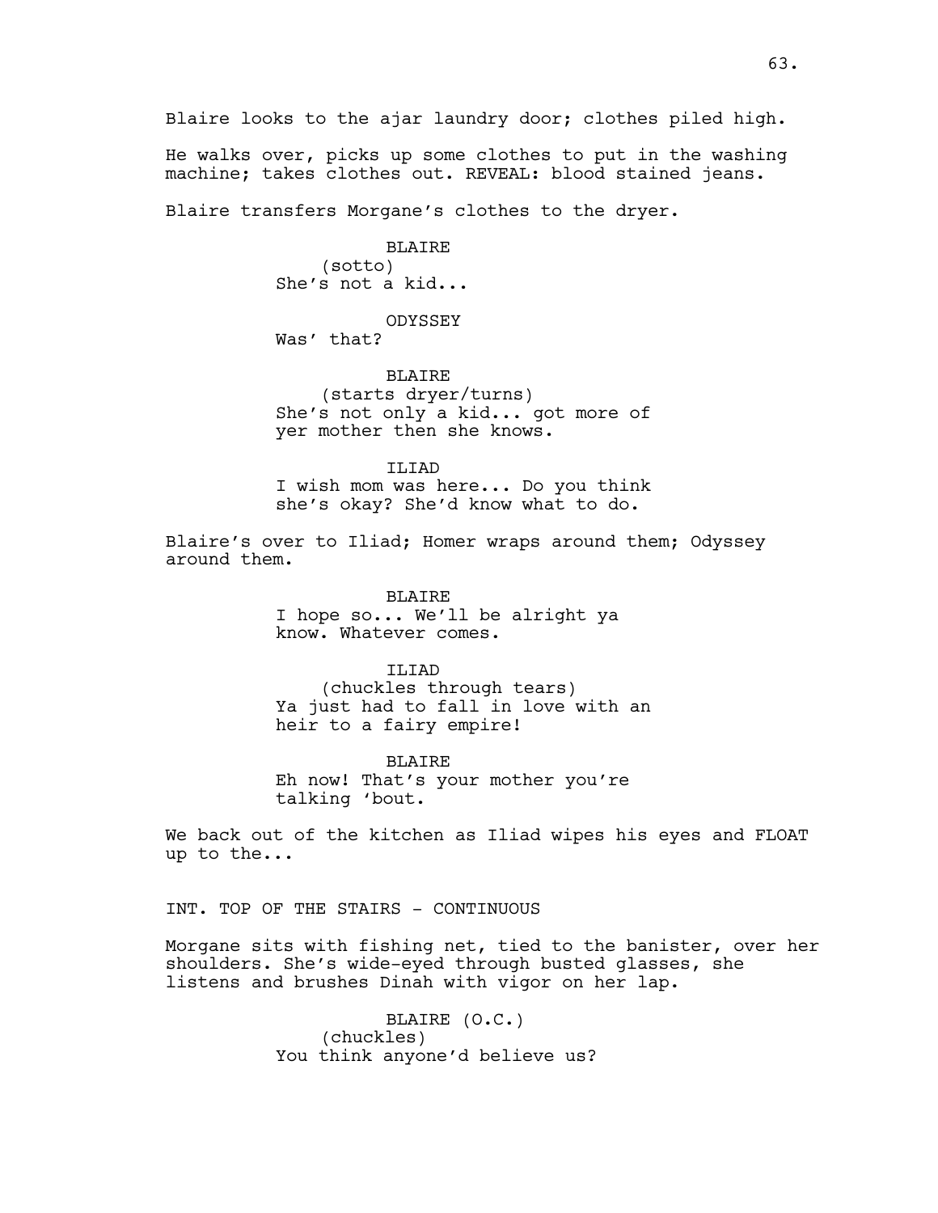Blaire looks to the ajar laundry door; clothes piled high.

He walks over, picks up some clothes to put in the washing machine; takes clothes out. REVEAL: blood stained jeans.

Blaire transfers Morgane's clothes to the dryer.

BLAIRE
(sotto)
She's not a kid...

ODYSSEY
Was' that?

BLAIRE
(starts dryer/turns)
She's not only a kid... got more of yer mother then she knows.

ILIAD
I wish mom was here... Do you think she's okay? She'd know what to do.

Blaire's over to Iliad; Homer wraps around them; Odyssey around them.

BLAIRE
I hope so... We'll be alright ya know. Whatever comes.

ILIAD
(chuckles through tears)
Ya just had to fall in love with an heir to a fairy empire!

BLAIRE
Eh now! That's your mother you're talking 'bout.

We back out of the kitchen as Iliad wipes his eyes and FLOAT up to the...

INT. TOP OF THE STAIRS - CONTINUOUS

Morgane sits with fishing net, tied to the banister, over her shoulders. She's wide-eyed through busted glasses, she listens and brushes Dinah with vigor on her lap.

BLAIRE (O.C.)
(chuckles)
You think anyone'd believe us?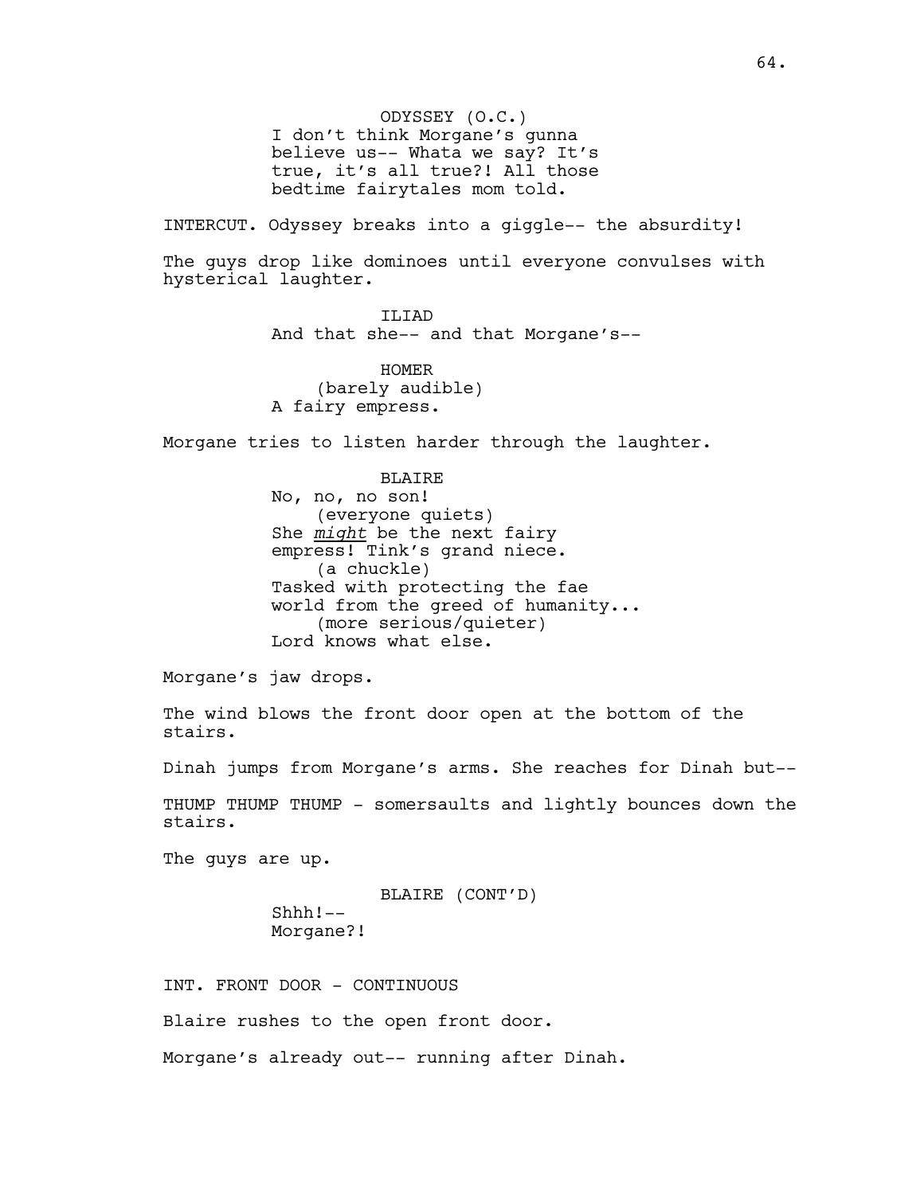ODYSSEY (O.C.)
I don't think Morgane's gunna believe us-- Whata we say? It's true, it's all true?! All those bedtime fairytales mom told.

INTERCUT. Odyssey breaks into a giggle-- the absurdity!

The guys drop like dominoes until everyone convulses with hysterical laughter.

ILIAD
And that she-- and that Morgane's--

HOMER
(barely audible)
A fairy empress.

Morgane tries to listen harder through the laughter.

BLAIRE
No, no, no son!
(everyone quiets)
She ***might*** be the next fairy empress! Tink's grand niece.
(a chuckle)
Tasked with protecting the fae world from the greed of humanity...
(more serious/quieter)
Lord knows what else.

Morgane's jaw drops.

The wind blows the front door open at the bottom of the stairs.

Dinah jumps from Morgane's arms. She reaches for Dinah but--

THUMP THUMP THUMP - somersaults and lightly bounces down the stairs.

The guys are up.

BLAIRE (CONT'D)
Shhh!--
Morgane?!

INT. FRONT DOOR - CONTINUOUS

Blaire rushes to the open front door.

Morgane's already out-- running after Dinah.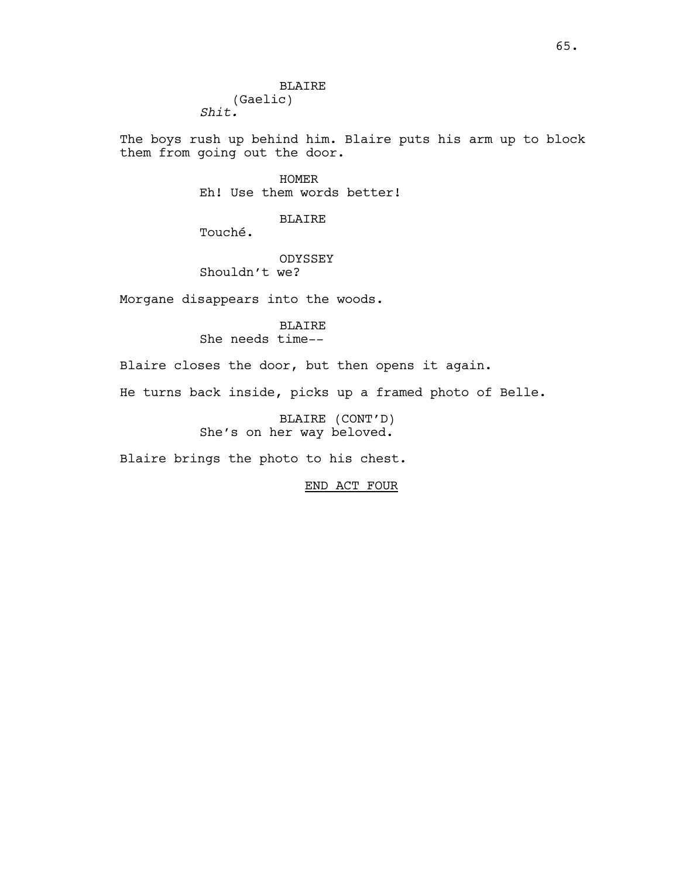BLAIRE
(Gaelic)
*Shit.*

The boys rush up behind him. Blaire puts his arm up to block them from going out the door.

HOMER
Eh! Use them words better!

BLAIRE
Touché.

ODYSSEY
Shouldn't we?

Morgane disappears into the woods.

BLAIRE
She needs time--

Blaire closes the door, but then opens it again.

He turns back inside, picks up a framed photo of Belle.

BLAIRE (CONT'D)
She's on her way beloved.

Blaire brings the photo to his chest.

<u>END ACT FOUR</u>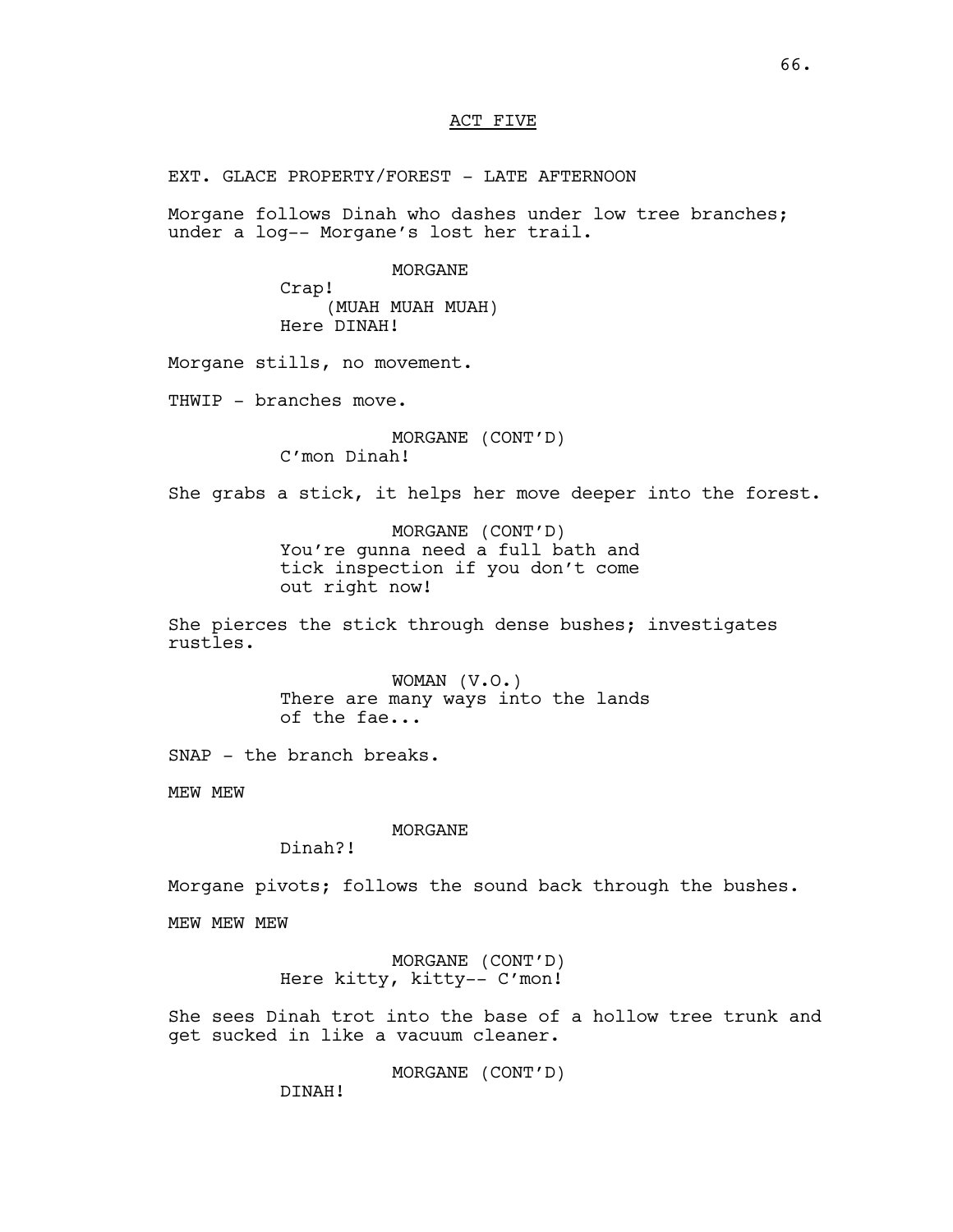## ACT FIVE

EXT. GLACE PROPERTY/FOREST - LATE AFTERNOON

Morgane follows Dinah who dashes under low tree branches; under a log-- Morgane's lost her trail.

MORGANE
Crap!
(MUAH MUAH MUAH)
Here DINAH!

Morgane stills, no movement.

THWIP - branches move.

MORGANE (CONT'D)
C'mon Dinah!

She grabs a stick, it helps her move deeper into the forest.

MORGANE (CONT'D)
You're gunna need a full bath and tick inspection if you don't come out right now!

She pierces the stick through dense bushes; investigates rustles.

WOMAN (V.O.)
There are many ways into the lands of the fae...

SNAP - the branch breaks.

MEW MEW

MORGANE
Dinah?!

Morgane pivots; follows the sound back through the bushes.

MEW MEW MEW

MORGANE (CONT'D)
Here kitty, kitty-- C'mon!

She sees Dinah trot into the base of a hollow tree trunk and get sucked in like a vacuum cleaner.

MORGANE (CONT'D)
DINAH!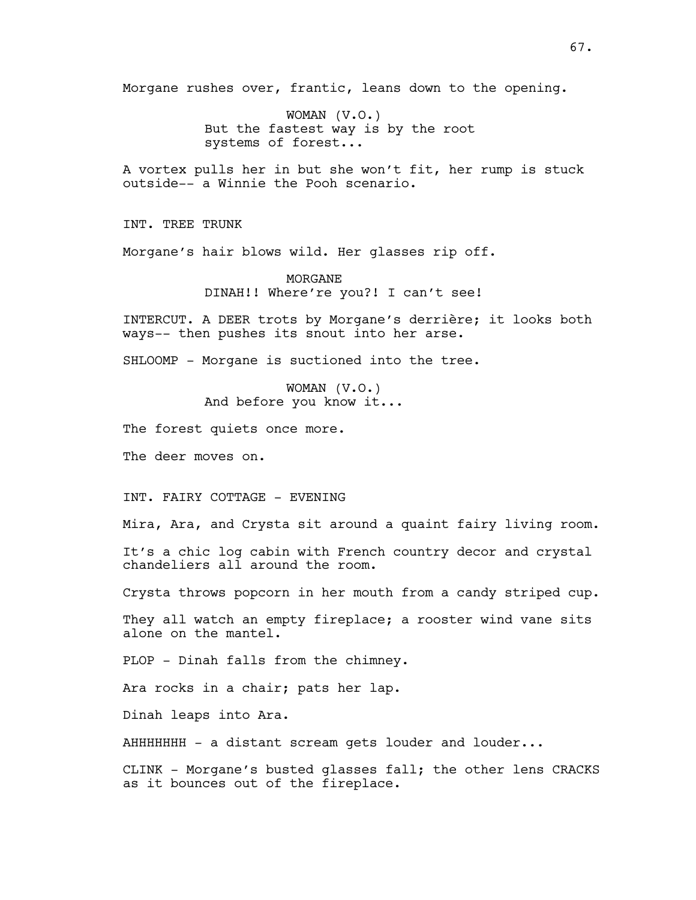Morgane rushes over, frantic, leans down to the opening.

WOMAN (V.O.)
But the fastest way is by the root systems of forest...

A vortex pulls her in but she won't fit, her rump is stuck outside-- a Winnie the Pooh scenario.

INT. TREE TRUNK

Morgane's hair blows wild. Her glasses rip off.

MORGANE
DINAH!! Where're you?! I can't see!

INTERCUT. A DEER trots by Morgane's derrière; it looks both ways-- then pushes its snout into her arse.

SHLOOMP - Morgane is suctioned into the tree.

WOMAN (V.O.)
And before you know it...

The forest quiets once more.

The deer moves on.

INT. FAIRY COTTAGE - EVENING

Mira, Ara, and Crysta sit around a quaint fairy living room.

It's a chic log cabin with French country decor and crystal chandeliers all around the room.

Crysta throws popcorn in her mouth from a candy striped cup.

They all watch an empty fireplace; a rooster wind vane sits alone on the mantel.

PLOP - Dinah falls from the chimney.

Ara rocks in a chair; pats her lap.

Dinah leaps into Ara.

AHHHHHHH - a distant scream gets louder and louder...

CLINK - Morgane's busted glasses fall; the other lens CRACKS as it bounces out of the fireplace.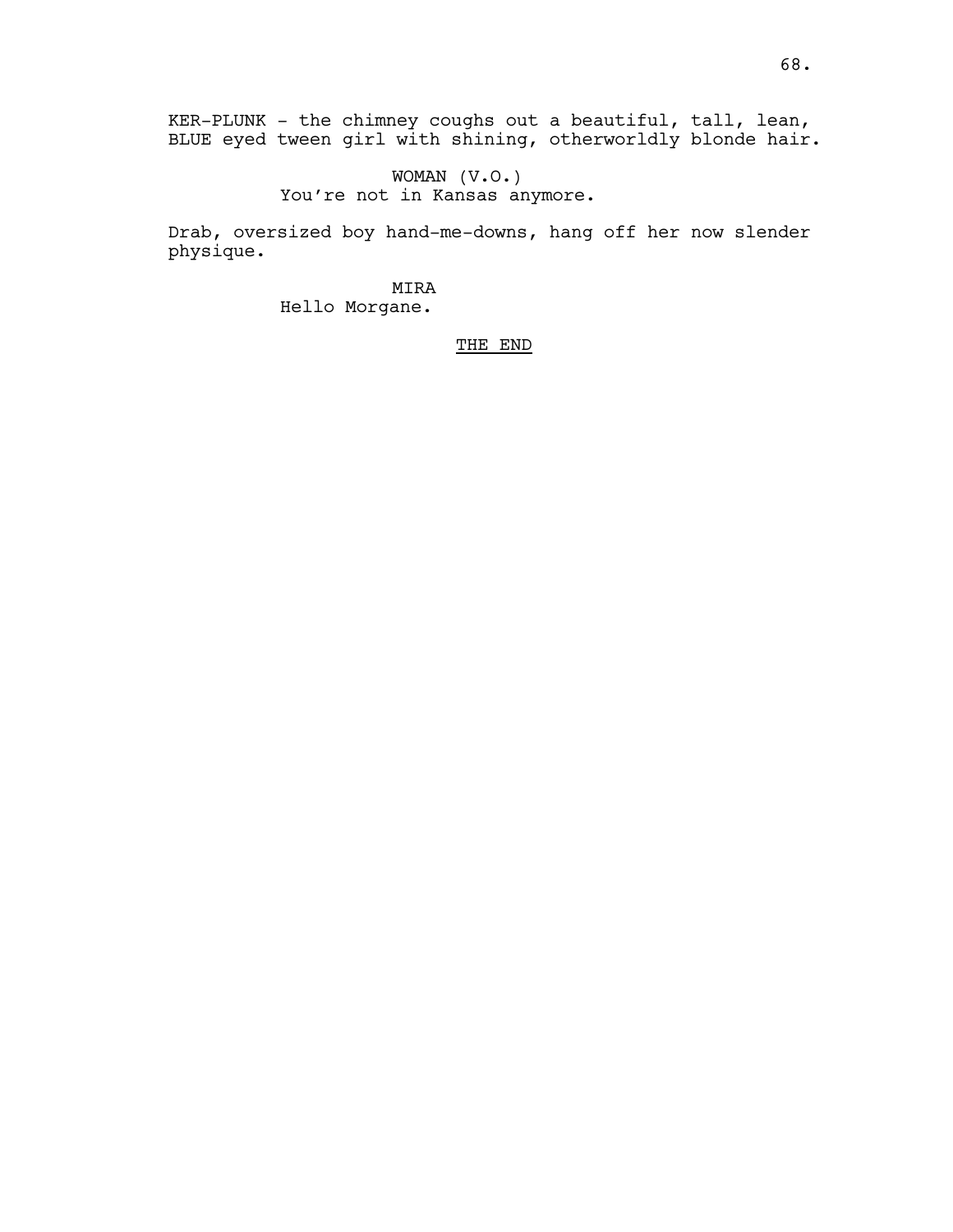KER-PLUNK - the chimney coughs out a beautiful, tall, lean, BLUE eyed tween girl with shining, otherworldly blonde hair.

WOMAN (V.O.)
You're not in Kansas anymore.

Drab, oversized boy hand-me-downs, hang off her now slender physique.

MIRA
Hello Morgane.

<u>THE END</u>